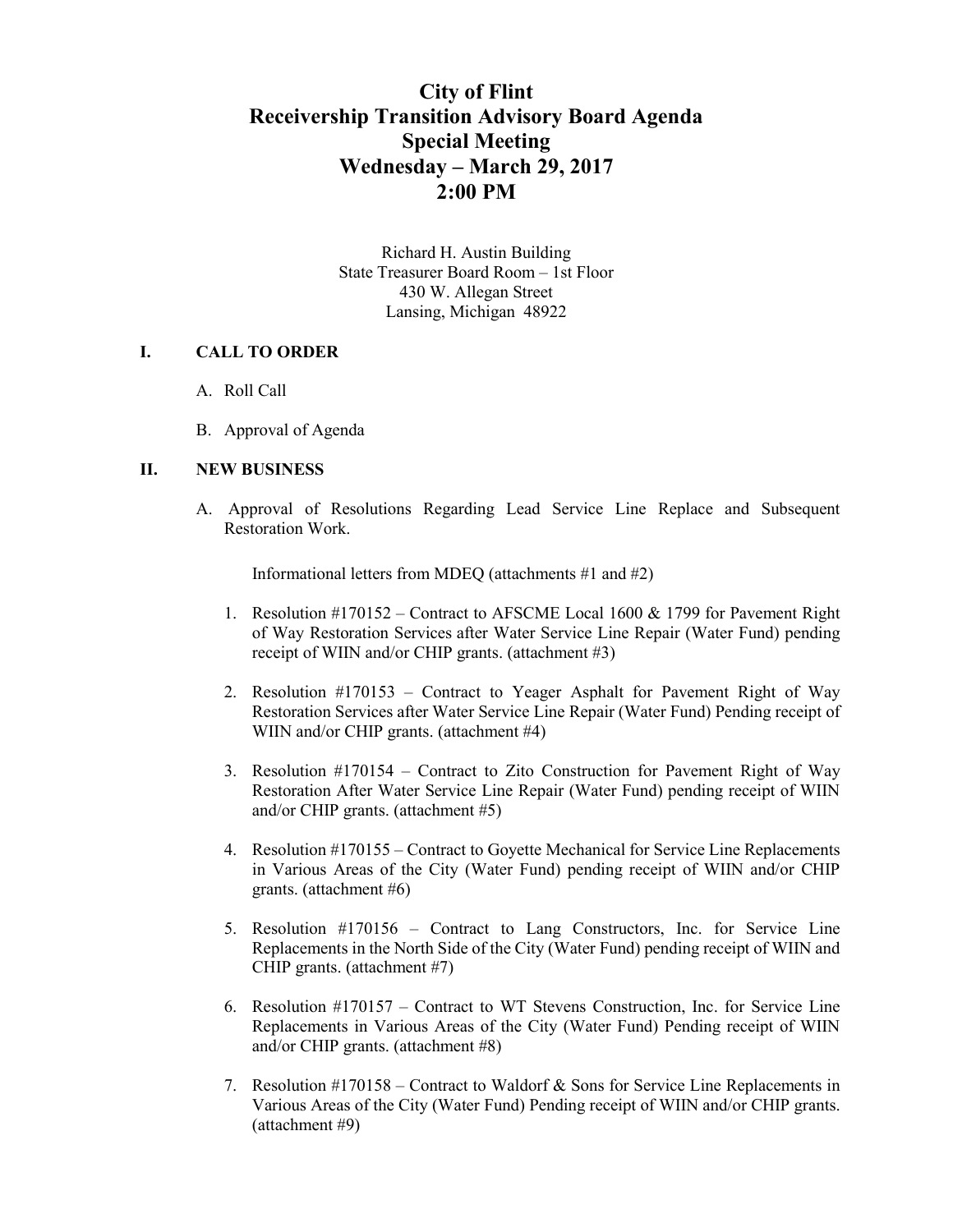# City of Flint
# Receivership Transition Advisory Board Agenda
# Special Meeting
# Wednesday – March 29, 2017
# 2:00 PM

Richard H. Austin Building
State Treasurer Board Room – 1st Floor
430 W. Allegan Street
Lansing, Michigan 48922

## I. CALL TO ORDER

A. Roll Call

B. Approval of Agenda

## II. NEW BUSINESS

A. Approval of Resolutions Regarding Lead Service Line Replace and Subsequent Restoration Work.

Informational letters from MDEQ (attachments #1 and #2)

1. Resolution #170152 – Contract to AFSCME Local 1600 & 1799 for Pavement Right of Way Restoration Services after Water Service Line Repair (Water Fund) pending receipt of WIIN and/or CHIP grants. (attachment #3)

2. Resolution #170153 – Contract to Yeager Asphalt for Pavement Right of Way Restoration Services after Water Service Line Repair (Water Fund) Pending receipt of WIIN and/or CHIP grants. (attachment #4)

3. Resolution #170154 – Contract to Zito Construction for Pavement Right of Way Restoration After Water Service Line Repair (Water Fund) pending receipt of WIIN and/or CHIP grants. (attachment #5)

4. Resolution #170155 – Contract to Goyette Mechanical for Service Line Replacements in Various Areas of the City (Water Fund) pending receipt of WIIN and/or CHIP grants. (attachment #6)

5. Resolution #170156 – Contract to Lang Constructors, Inc. for Service Line Replacements in the North Side of the City (Water Fund) pending receipt of WIIN and CHIP grants. (attachment #7)

6. Resolution #170157 – Contract to WT Stevens Construction, Inc. for Service Line Replacements in Various Areas of the City (Water Fund) Pending receipt of WIIN and/or CHIP grants. (attachment #8)

7. Resolution #170158 – Contract to Waldorf & Sons for Service Line Replacements in Various Areas of the City (Water Fund) Pending receipt of WIIN and/or CHIP grants. (attachment #9)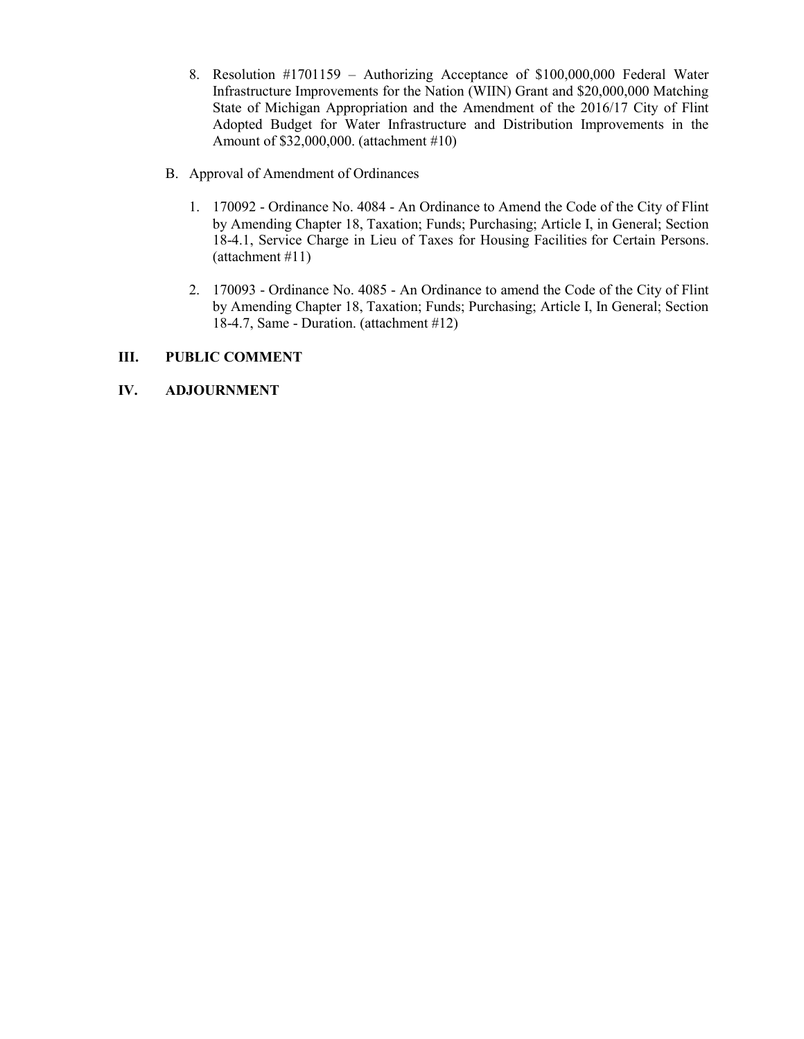8. Resolution #1701159 – Authorizing Acceptance of $100,000,000 Federal Water Infrastructure Improvements for the Nation (WIIN) Grant and $20,000,000 Matching State of Michigan Appropriation and the Amendment of the 2016/17 City of Flint Adopted Budget for Water Infrastructure and Distribution Improvements in the Amount of $32,000,000. (attachment #10)

B. Approval of Amendment of Ordinances

1. 170092 - Ordinance No. 4084 - An Ordinance to Amend the Code of the City of Flint by Amending Chapter 18, Taxation; Funds; Purchasing; Article I, in General; Section 18-4.1, Service Charge in Lieu of Taxes for Housing Facilities for Certain Persons. (attachment #11)

2. 170093 - Ordinance No. 4085 - An Ordinance to amend the Code of the City of Flint by Amending Chapter 18, Taxation; Funds; Purchasing; Article I, In General; Section 18-4.7, Same - Duration. (attachment #12)

**III. PUBLIC COMMENT**

**IV. ADJOURNMENT**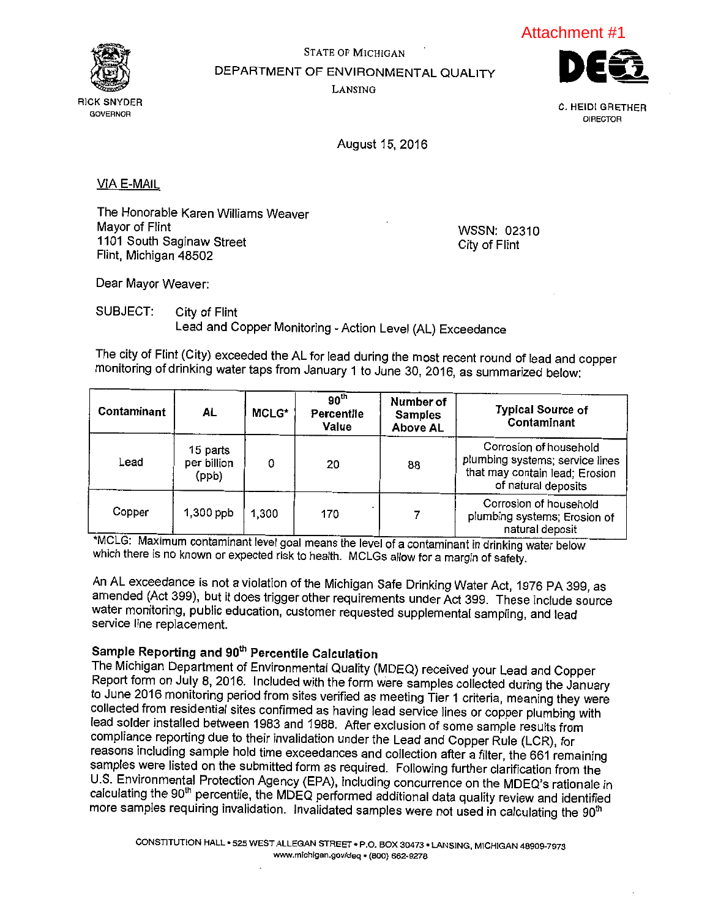Attachment #1

RICK SNYDER
GOVERNOR

STATE OF MICHIGAN
DEPARTMENT OF ENVIRONMENTAL QUALITY
LANSING

C. HEIDI GRETHER
DIRECTOR

August 15, 2016

VIA E-MAIL

The Honorable Karen Williams Weaver
Mayor of Flint
1101 South Saginaw Street
Flint, Michigan 48502

WSSN: 02310
City of Flint

Dear Mayor Weaver:

SUBJECT: City of Flint
Lead and Copper Monitoring - Action Level (AL) Exceedance

The city of Flint (City) exceeded the AL for lead during the most recent round of lead and copper monitoring of drinking water taps from January 1 to June 30, 2016, as summarized below:

| Contaminant | AL | MCLG* | 90th Percentile Value | Number of Samples Above AL | Typical Source of Contaminant |
|---|---|---|---|---|---|
| Lead | 15 parts per billion (ppb) | 0 | 20 | 88 | Corrosion of household plumbing systems; service lines that may contain lead; Erosion of natural deposits |
| Copper | 1,300 ppb | 1,300 | 170 | 7 | Corrosion of household plumbing systems; Erosion of natural deposit |

*MCLG: Maximum contaminant level goal means the level of a contaminant in drinking water below which there is no known or expected risk to health. MCLGs allow for a margin of safety.

An AL exceedance is not a violation of the Michigan Safe Drinking Water Act, 1976 PA 399, as amended (Act 399), but it does trigger other requirements under Act 399. These include source water monitoring, public education, customer requested supplemental sampling, and lead service line replacement.

**Sample Reporting and 90th Percentile Calculation**

The Michigan Department of Environmental Quality (MDEQ) received your Lead and Copper Report form on July 8, 2016. Included with the form were samples collected during the January to June 2016 monitoring period from sites verified as meeting Tier 1 criteria, meaning they were collected from residential sites confirmed as having lead service lines or copper plumbing with lead solder installed between 1983 and 1988. After exclusion of some sample results from compliance reporting due to their invalidation under the Lead and Copper Rule (LCR), for reasons including sample hold time exceedances and collection after a filter, the 661 remaining samples were listed on the submitted form as required. Following further clarification from the U.S. Environmental Protection Agency (EPA), including concurrence on the MDEQ's rationale in calculating the 90th percentile, the MDEQ performed additional data quality review and identified more samples requiring invalidation. Invalidated samples were not used in calculating the 90th

CONSTITUTION HALL • 525 WEST ALLEGAN STREET • P.O. BOX 30473 • LANSING, MICHIGAN 48909-7973
www.michigan.gov/deq • (800) 662-9278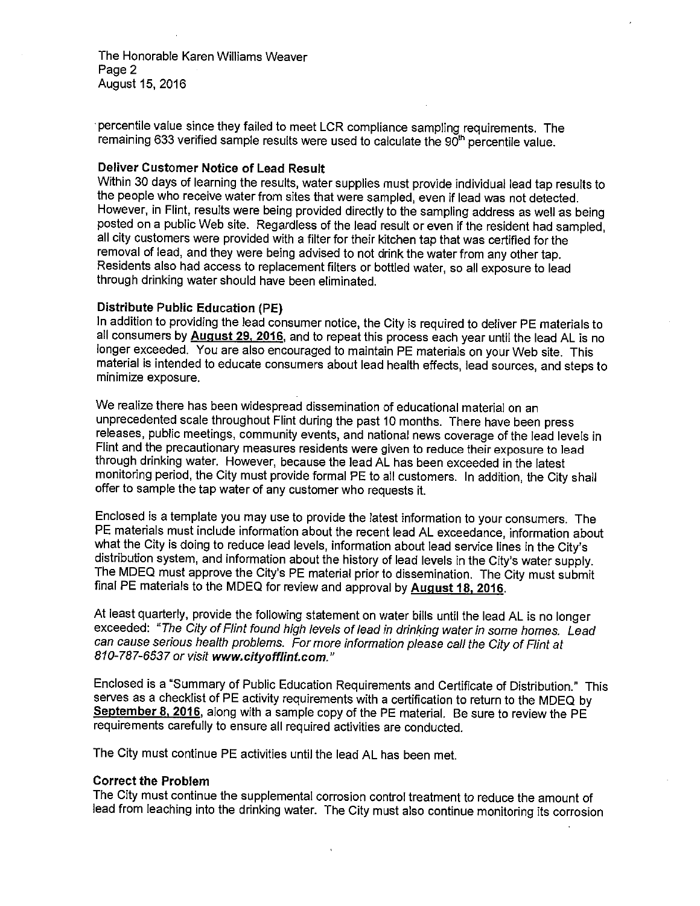percentile value since they failed to meet LCR compliance sampling requirements. The remaining 633 verified sample results were used to calculate the 90[th] percentile value.

**Deliver Customer Notice of Lead Result**

Within 30 days of learning the results, water supplies must provide individual lead tap results to the people who receive water from sites that were sampled, even if lead was not detected. However, in Flint, results were being provided directly to the sampling address as well as being posted on a public Web site. Regardless of the lead result or even if the resident had sampled, all city customers were provided with a filter for their kitchen tap that was certified for the removal of lead, and they were being advised to not drink the water from any other tap. Residents also had access to replacement filters or bottled water, so all exposure to lead through drinking water should have been eliminated.

**Distribute Public Education (PE)**

In addition to providing the lead consumer notice, the City is required to deliver PE materials to all consumers by **August 29, 2016**, and to repeat this process each year until the lead AL is no longer exceeded. You are also encouraged to maintain PE materials on your Web site. This material is intended to educate consumers about lead health effects, lead sources, and steps to minimize exposure.

We realize there has been widespread dissemination of educational material on an unprecedented scale throughout Flint during the past 10 months. There have been press releases, public meetings, community events, and national news coverage of the lead levels in Flint and the precautionary measures residents were given to reduce their exposure to lead through drinking water. However, because the lead AL has been exceeded in the latest monitoring period, the City must provide formal PE to all customers. In addition, the City shall offer to sample the tap water of any customer who requests it.

Enclosed is a template you may use to provide the latest information to your consumers. The PE materials must include information about the recent lead AL exceedance, information about what the City is doing to reduce lead levels, information about lead service lines in the City's distribution system, and information about the history of lead levels in the City's water supply. The MDEQ must approve the City's PE material prior to dissemination. The City must submit final PE materials to the MDEQ for review and approval by **August 18, 2016**.

At least quarterly, provide the following statement on water bills until the lead AL is no longer exceeded: *"The City of Flint found high levels of lead in drinking water in some homes. Lead can cause serious health problems. For more information please call the City of Flint at 810-787-6537 or visit **www.cityofflint.com**."*

Enclosed is a "Summary of Public Education Requirements and Certificate of Distribution." This serves as a checklist of PE activity requirements with a certification to return to the MDEQ by **September 8, 2016**, along with a sample copy of the PE material. Be sure to review the PE requirements carefully to ensure all required activities are conducted.

The City must continue PE activities until the lead AL has been met.

**Correct the Problem**

The City must continue the supplemental corrosion control treatment to reduce the amount of lead from leaching into the drinking water. The City must also continue monitoring its corrosion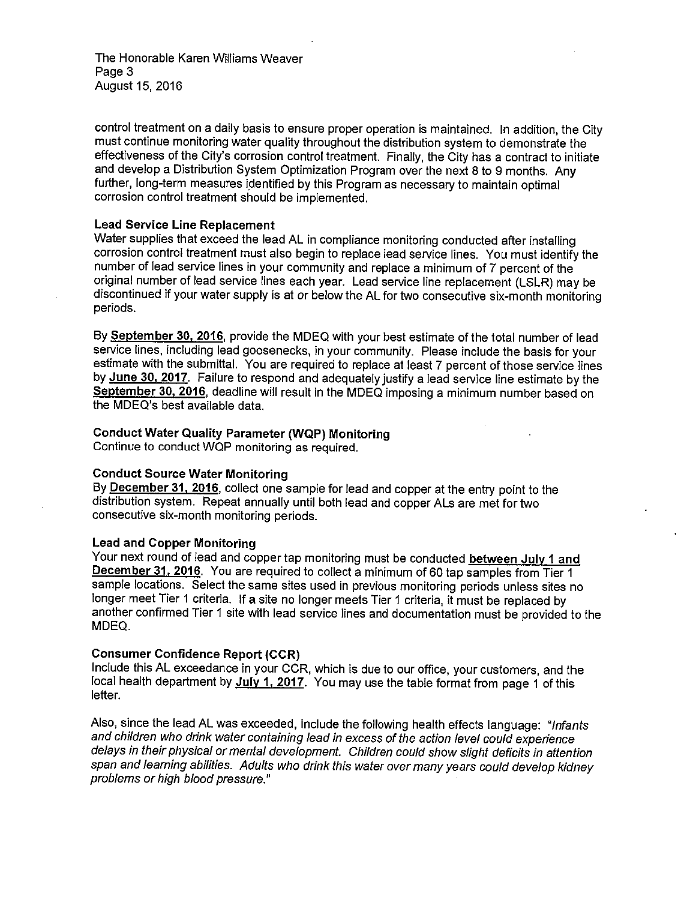control treatment on a daily basis to ensure proper operation is maintained. In addition, the City must continue monitoring water quality throughout the distribution system to demonstrate the effectiveness of the City's corrosion control treatment. Finally, the City has a contract to initiate and develop a Distribution System Optimization Program over the next 8 to 9 months. Any further, long-term measures identified by this Program as necessary to maintain optimal corrosion control treatment should be implemented.

**Lead Service Line Replacement**
Water supplies that exceed the lead AL in compliance monitoring conducted after installing corrosion control treatment must also begin to replace lead service lines. You must identify the number of lead service lines in your community and replace a minimum of 7 percent of the original number of lead service lines each year. Lead service line replacement (LSLR) may be discontinued if your water supply is at or below the AL for two consecutive six-month monitoring periods.

By **September 30, 2016**, provide the MDEQ with your best estimate of the total number of lead service lines, including lead goosenecks, in your community. Please include the basis for your estimate with the submittal. You are required to replace at least 7 percent of those service lines by **June 30, 2017**. Failure to respond and adequately justify a lead service line estimate by the **September 30, 2016**, deadline will result in the MDEQ imposing a minimum number based on the MDEQ's best available data.

**Conduct Water Quality Parameter (WQP) Monitoring**
Continue to conduct WQP monitoring as required.

**Conduct Source Water Monitoring**
By **December 31, 2016**, collect one sample for lead and copper at the entry point to the distribution system. Repeat annually until both lead and copper ALs are met for two consecutive six-month monitoring periods.

**Lead and Copper Monitoring**
Your next round of lead and copper tap monitoring must be conducted **between July 1 and December 31, 2016**. You are required to collect a minimum of 60 tap samples from Tier 1 sample locations. Select the same sites used in previous monitoring periods unless sites no longer meet Tier 1 criteria. If a site no longer meets Tier 1 criteria, it must be replaced by another confirmed Tier 1 site with lead service lines and documentation must be provided to the MDEQ.

**Consumer Confidence Report (CCR)**
Include this AL exceedance in your CCR, which is due to our office, your customers, and the local health department by **July 1, 2017**. You may use the table format from page 1 of this letter.

Also, since the lead AL was exceeded, include the following health effects language: "*Infants and children who drink water containing lead in excess of the action level could experience delays in their physical or mental development. Children could show slight deficits in attention span and learning abilities. Adults who drink this water over many years could develop kidney problems or high blood pressure.*"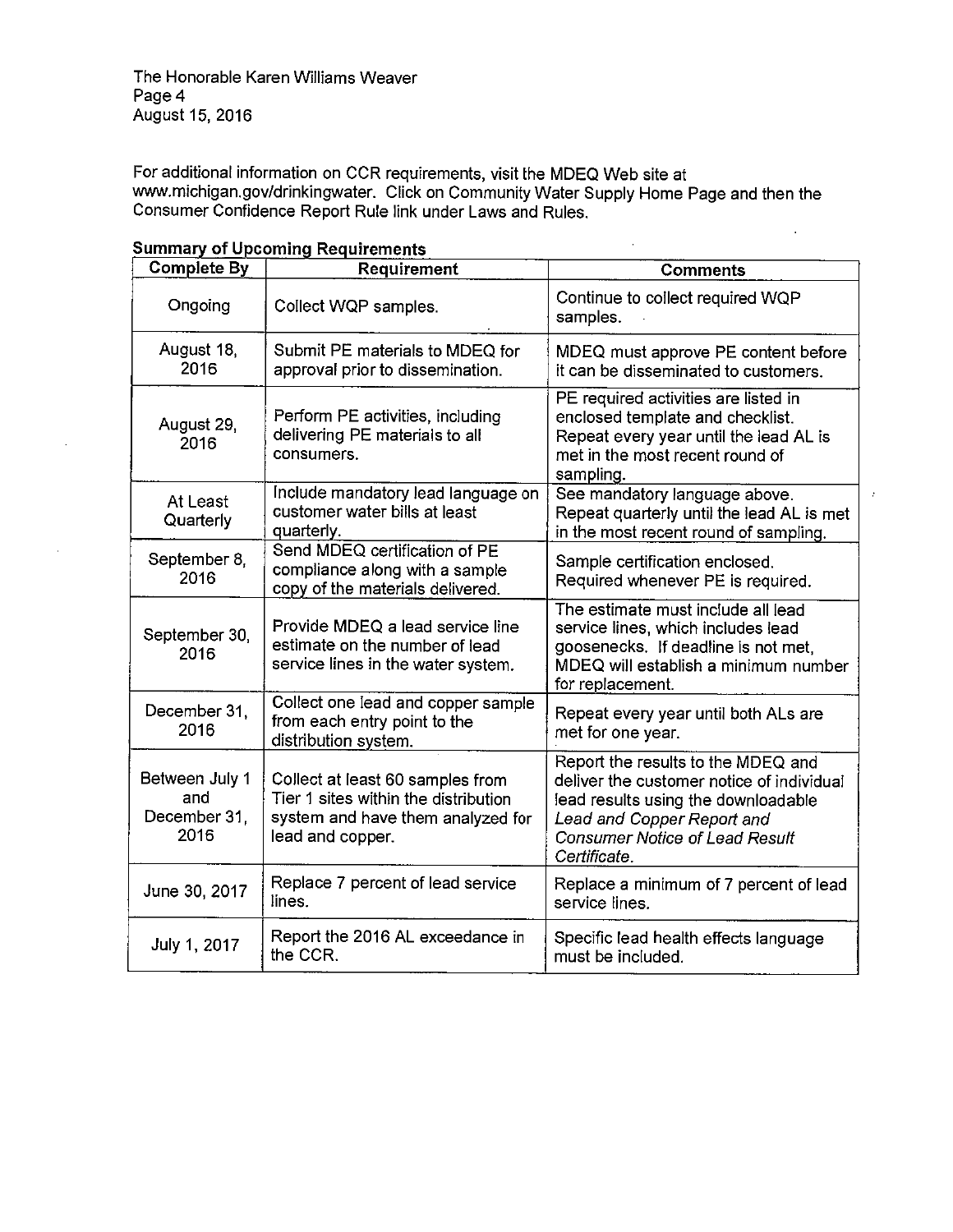For additional information on CCR requirements, visit the MDEQ Web site at www.michigan.gov/drinkingwater. Click on Community Water Supply Home Page and then the Consumer Confidence Report Rule link under Laws and Rules.

**Summary of Upcoming Requirements**

| Complete By | Requirement | Comments |
|---|---|---|
| Ongoing | Collect WQP samples. | Continue to collect required WQP samples. |
| August 18, 2016 | Submit PE materials to MDEQ for approval prior to dissemination. | MDEQ must approve PE content before it can be disseminated to customers. |
| August 29, 2016 | Perform PE activities, including delivering PE materials to all consumers. | PE required activities are listed in enclosed template and checklist. Repeat every year until the lead AL is met in the most recent round of sampling. |
| At Least Quarterly | Include mandatory lead language on customer water bills at least quarterly. | See mandatory language above. Repeat quarterly until the lead AL is met in the most recent round of sampling. |
| September 8, 2016 | Send MDEQ certification of PE compliance along with a sample copy of the materials delivered. | Sample certification enclosed. Required whenever PE is required. |
| September 30, 2016 | Provide MDEQ a lead service line estimate on the number of lead service lines in the water system. | The estimate must include all lead service lines, which includes lead goosenecks. If deadline is not met, MDEQ will establish a minimum number for replacement. |
| December 31, 2016 | Collect one lead and copper sample from each entry point to the distribution system. | Repeat every year until both ALs are met for one year. |
| Between July 1 and December 31, 2016 | Collect at least 60 samples from Tier 1 sites within the distribution system and have them analyzed for lead and copper. | Report the results to the MDEQ and deliver the customer notice of individual lead results using the downloadable *Lead and Copper Report and Consumer Notice of Lead Result Certificate*. |
| June 30, 2017 | Replace 7 percent of lead service lines. | Replace a minimum of 7 percent of lead service lines. |
| July 1, 2017 | Report the 2016 AL exceedance in the CCR. | Specific lead health effects language must be included. |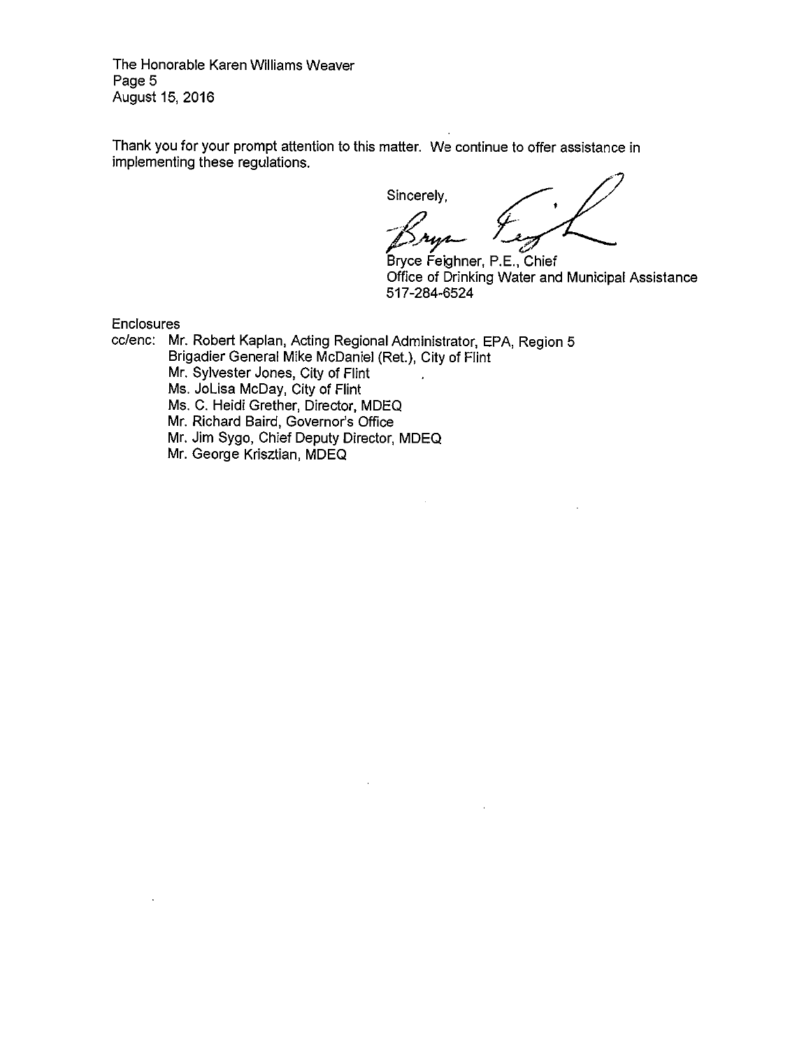The Honorable Karen Williams Weaver
Page 5
August 15, 2016

Thank you for your prompt attention to this matter. We continue to offer assistance in implementing these regulations.

Sincerely,

Bryce Feighner, P.E., Chief
Office of Drinking Water and Municipal Assistance
517-284-6524

Enclosures

cc/enc: Mr. Robert Kaplan, Acting Regional Administrator, EPA, Region 5
Brigadier General Mike McDaniel (Ret.), City of Flint
Mr. Sylvester Jones, City of Flint
Ms. JoLisa McDay, City of Flint
Ms. C. Heidi Grether, Director, MDEQ
Mr. Richard Baird, Governor's Office
Mr. Jim Sygo, Chief Deputy Director, MDEQ
Mr. George Krisztian, MDEQ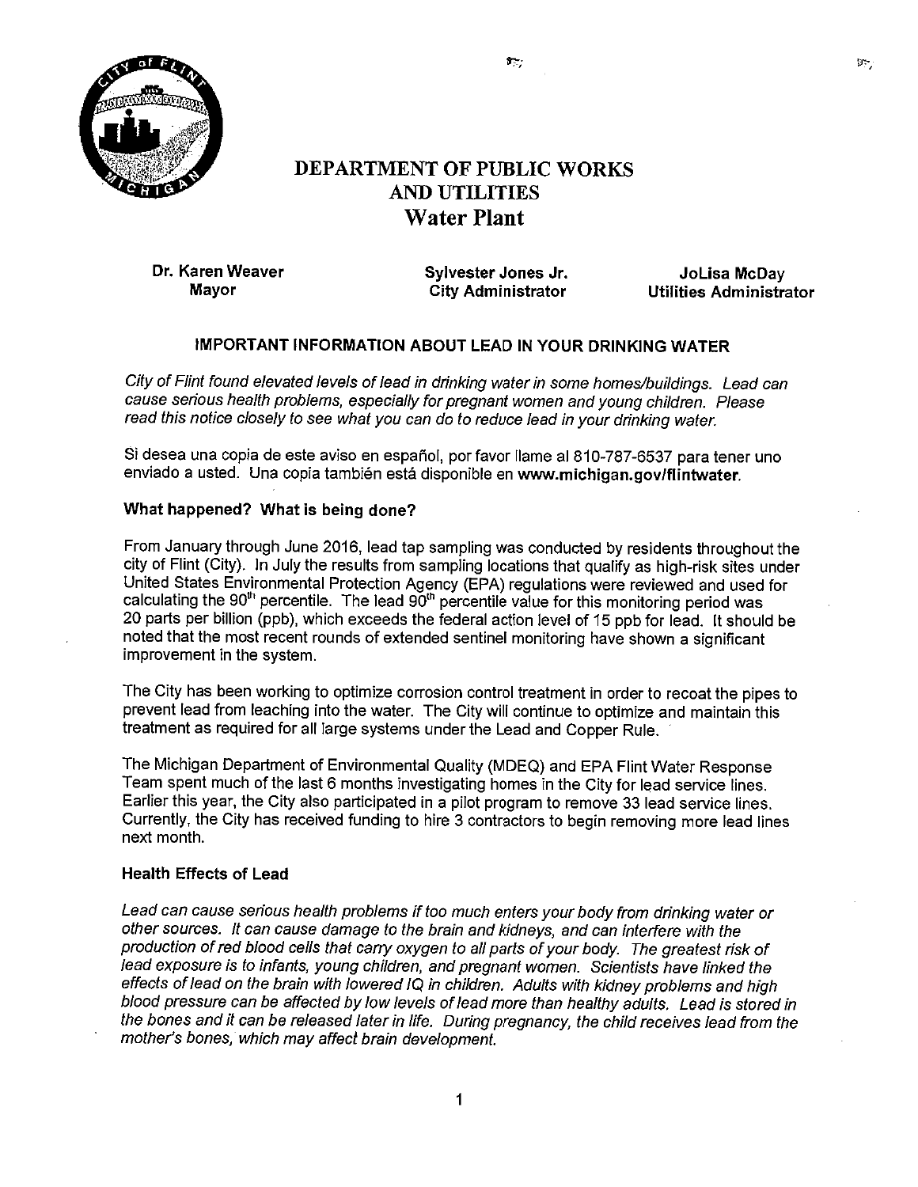# DEPARTMENT OF PUBLIC WORKS AND UTILITIES
## Water Plant

**Dr. Karen Weaver**
**Mayor**

**Sylvester Jones Jr.**
**City Administrator**

**JoLisa McDay**
**Utilities Administrator**

### IMPORTANT INFORMATION ABOUT LEAD IN YOUR DRINKING WATER

*City of Flint found elevated levels of lead in drinking water in some homes/buildings. Lead can cause serious health problems, especially for pregnant women and young children. Please read this notice closely to see what you can do to reduce lead in your drinking water.*

Si desea una copia de este aviso en español, por favor llame al 810-787-6537 para tener uno enviado a usted. Una copia también está disponible en **www.michigan.gov/flintwater**.

### What happened? What is being done?

From January through June 2016, lead tap sampling was conducted by residents throughout the city of Flint (City). In July the results from sampling locations that qualify as high-risk sites under United States Environmental Protection Agency (EPA) regulations were reviewed and used for calculating the 90th percentile. The lead 90th percentile value for this monitoring period was 20 parts per billion (ppb), which exceeds the federal action level of 15 ppb for lead. It should be noted that the most recent rounds of extended sentinel monitoring have shown a significant improvement in the system.

The City has been working to optimize corrosion control treatment in order to recoat the pipes to prevent lead from leaching into the water. The City will continue to optimize and maintain this treatment as required for all large systems under the Lead and Copper Rule.

The Michigan Department of Environmental Quality (MDEQ) and EPA Flint Water Response Team spent much of the last 6 months investigating homes in the City for lead service lines. Earlier this year, the City also participated in a pilot program to remove 33 lead service lines. Currently, the City has received funding to hire 3 contractors to begin removing more lead lines next month.

### Health Effects of Lead

*Lead can cause serious health problems if too much enters your body from drinking water or other sources. It can cause damage to the brain and kidneys, and can interfere with the production of red blood cells that carry oxygen to all parts of your body. The greatest risk of lead exposure is to infants, young children, and pregnant women. Scientists have linked the effects of lead on the brain with lowered IQ in children. Adults with kidney problems and high blood pressure can be affected by low levels of lead more than healthy adults. Lead is stored in the bones and it can be released later in life. During pregnancy, the child receives lead from the mother's bones, which may affect brain development.*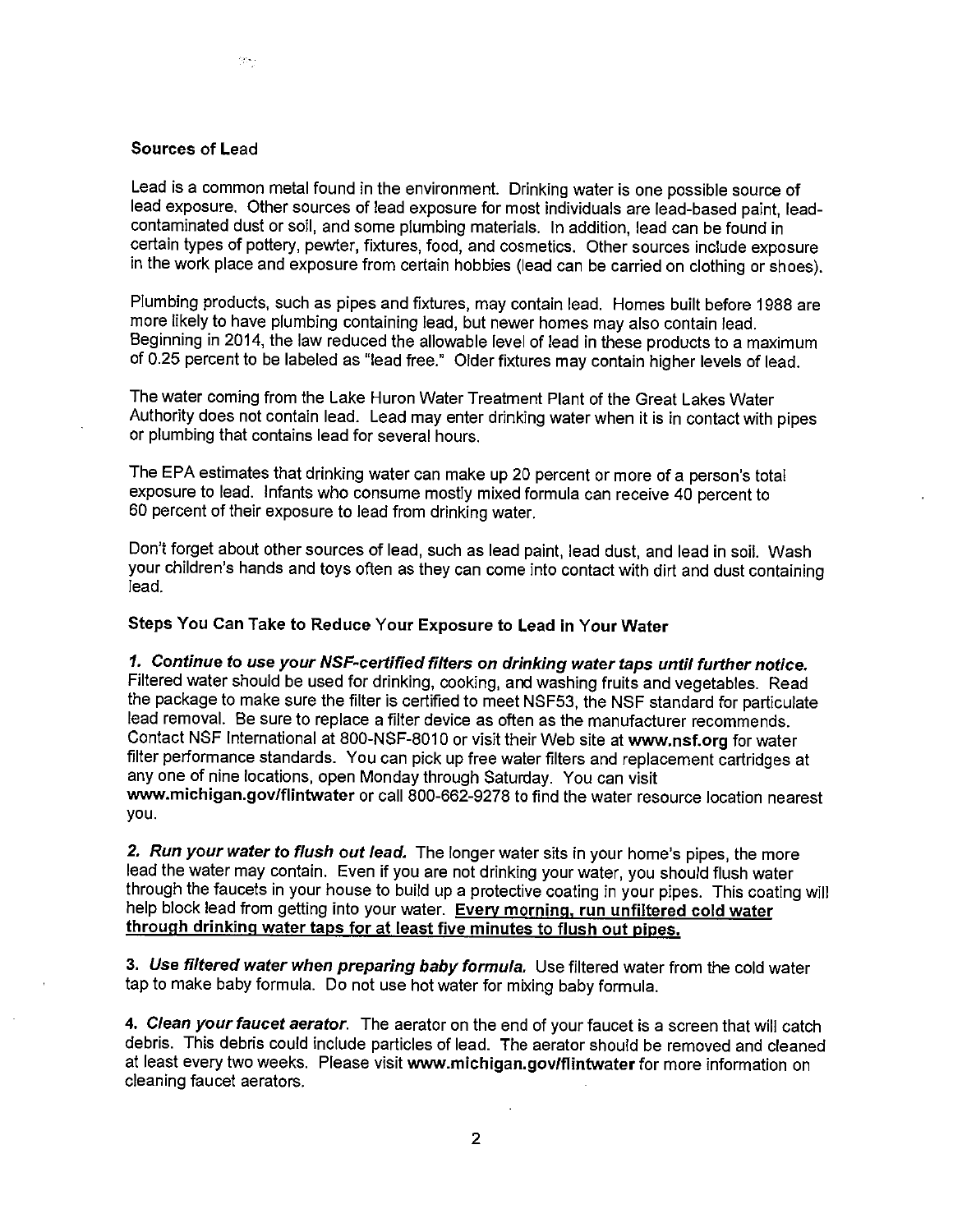**Sources of Lead**

Lead is a common metal found in the environment. Drinking water is one possible source of lead exposure. Other sources of lead exposure for most individuals are lead-based paint, lead-contaminated dust or soil, and some plumbing materials. In addition, lead can be found in certain types of pottery, pewter, fixtures, food, and cosmetics. Other sources include exposure in the work place and exposure from certain hobbies (lead can be carried on clothing or shoes).

Plumbing products, such as pipes and fixtures, may contain lead. Homes built before 1988 are more likely to have plumbing containing lead, but newer homes may also contain lead. Beginning in 2014, the law reduced the allowable level of lead in these products to a maximum of 0.25 percent to be labeled as "lead free." Older fixtures may contain higher levels of lead.

The water coming from the Lake Huron Water Treatment Plant of the Great Lakes Water Authority does not contain lead. Lead may enter drinking water when it is in contact with pipes or plumbing that contains lead for several hours.

The EPA estimates that drinking water can make up 20 percent or more of a person's total exposure to lead. Infants who consume mostly mixed formula can receive 40 percent to 60 percent of their exposure to lead from drinking water.

Don't forget about other sources of lead, such as lead paint, lead dust, and lead in soil. Wash your children's hands and toys often as they can come into contact with dirt and dust containing lead.

**Steps You Can Take to Reduce Your Exposure to Lead in Your Water**

***1. Continue to use your NSF-certified filters on drinking water taps until further notice.*** Filtered water should be used for drinking, cooking, and washing fruits and vegetables. Read the package to make sure the filter is certified to meet NSF53, the NSF standard for particulate lead removal. Be sure to replace a filter device as often as the manufacturer recommends. Contact NSF International at 800-NSF-8010 or visit their Web site at **www.nsf.org** for water filter performance standards. You can pick up free water filters and replacement cartridges at any one of nine locations, open Monday through Saturday. You can visit **www.michigan.gov/flintwater** or call 800-662-9278 to find the water resource location nearest you.

***2. Run your water to flush out lead.*** The longer water sits in your home's pipes, the more lead the water may contain. Even if you are not drinking your water, you should flush water through the faucets in your house to build up a protective coating in your pipes. This coating will help block lead from getting into your water. **Every morning, run unfiltered cold water through drinking water taps for at least five minutes to flush out pipes.**

***3. Use filtered water when preparing baby formula.*** Use filtered water from the cold water tap to make baby formula. Do not use hot water for mixing baby formula.

***4. Clean your faucet aerator.*** The aerator on the end of your faucet is a screen that will catch debris. This debris could include particles of lead. The aerator should be removed and cleaned at least every two weeks. Please visit **www.michigan.gov/flintwater** for more information on cleaning faucet aerators.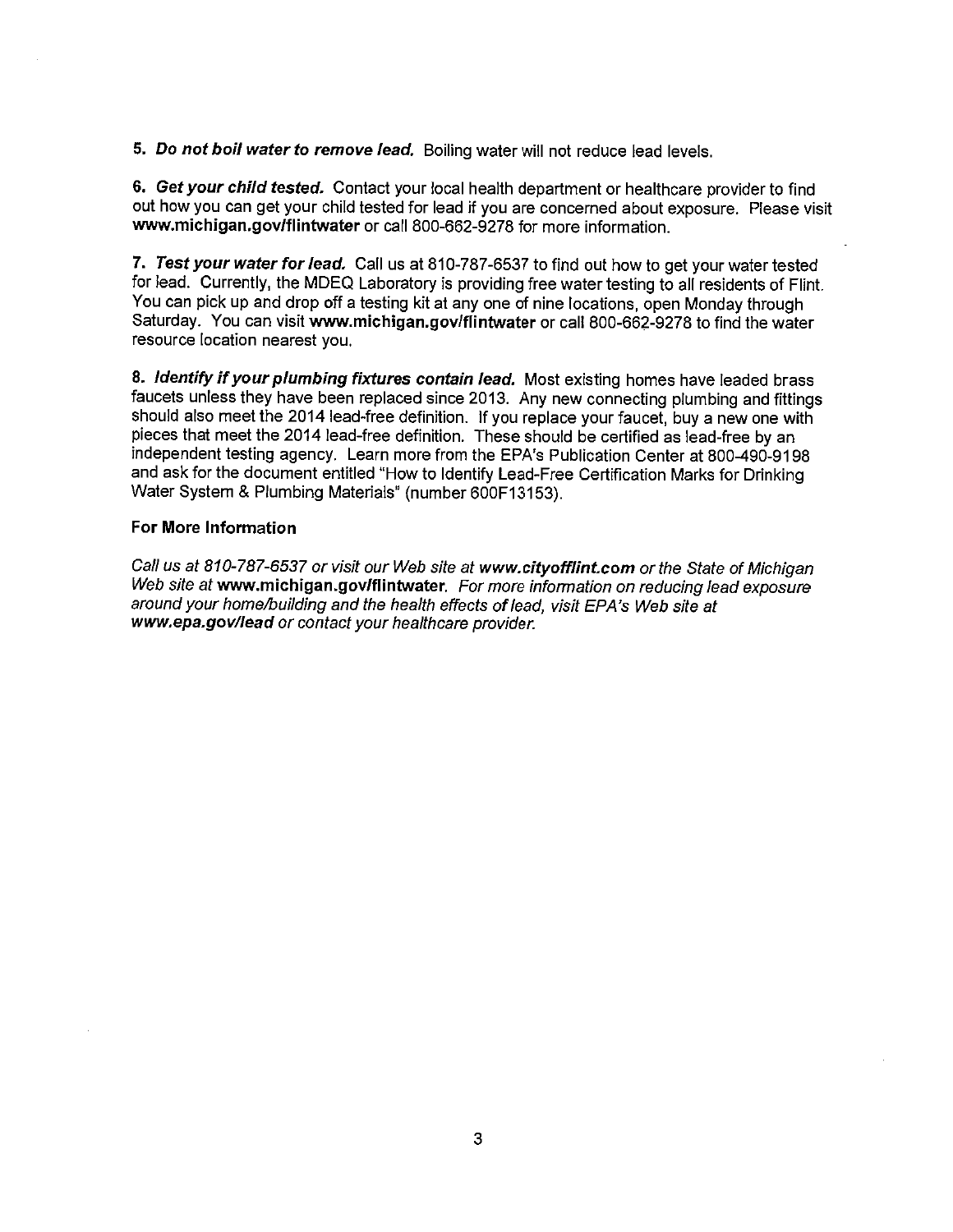5. ***Do not boil water to remove lead.*** Boiling water will not reduce lead levels.

6. ***Get your child tested.*** Contact your local health department or healthcare provider to find out how you can get your child tested for lead if you are concerned about exposure. Please visit **www.michigan.gov/flintwater** or call 800-662-9278 for more information.

7. ***Test your water for lead.*** Call us at 810-787-6537 to find out how to get your water tested for lead. Currently, the MDEQ Laboratory is providing free water testing to all residents of Flint. You can pick up and drop off a testing kit at any one of nine locations, open Monday through Saturday. You can visit **www.michigan.gov/flintwater** or call 800-662-9278 to find the water resource location nearest you.

8. ***Identify if your plumbing fixtures contain lead.*** Most existing homes have leaded brass faucets unless they have been replaced since 2013. Any new connecting plumbing and fittings should also meet the 2014 lead-free definition. If you replace your faucet, buy a new one with pieces that meet the 2014 lead-free definition. These should be certified as lead-free by an independent testing agency. Learn more from the EPA's Publication Center at 800-490-9198 and ask for the document entitled "How to Identify Lead-Free Certification Marks for Drinking Water System & Plumbing Materials" (number 600F13153).

**For More Information**

*Call us at 810-787-6537 or visit our Web site at* ***www.cityofflint.com*** *or the State of Michigan Web site at* **www.michigan.gov/flintwater**. *For more information on reducing lead exposure around your home/building and the health effects of lead, visit EPA's Web site at* ***www.epa.gov/lead*** *or contact your healthcare provider.*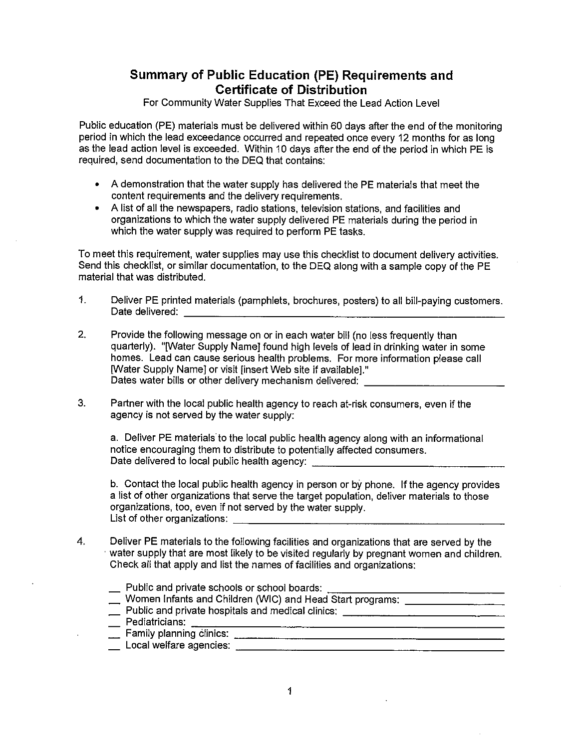# Summary of Public Education (PE) Requirements and Certificate of Distribution

For Community Water Supplies That Exceed the Lead Action Level

Public education (PE) materials must be delivered within 60 days after the end of the monitoring period in which the lead exceedance occurred and repeated once every 12 months for as long as the lead action level is exceeded. Within 10 days after the end of the period in which PE is required, send documentation to the DEQ that contains:

- A demonstration that the water supply has delivered the PE materials that meet the content requirements and the delivery requirements.
- A list of all the newspapers, radio stations, television stations, and facilities and organizations to which the water supply delivered PE materials during the period in which the water supply was required to perform PE tasks.

To meet this requirement, water supplies may use this checklist to document delivery activities. Send this checklist, or similar documentation, to the DEQ along with a sample copy of the PE material that was distributed.

1. Deliver PE printed materials (pamphlets, brochures, posters) to all bill-paying customers.
   Date delivered: ______________________________

2. Provide the following message on or in each water bill (no less frequently than quarterly). "[Water Supply Name] found high levels of lead in drinking water in some homes. Lead can cause serious health problems. For more information please call [Water Supply Name] or visit [insert Web site if available]."
   Dates water bills or other delivery mechanism delivered: ______________________________

3. Partner with the local public health agency to reach at-risk consumers, even if the agency is not served by the water supply:

   a. Deliver PE materials to the local public health agency along with an informational notice encouraging them to distribute to potentially affected consumers.
   Date delivered to local public health agency: ______________________________

   b. Contact the local public health agency in person or by phone. If the agency provides a list of other organizations that serve the target population, deliver materials to those organizations, too, even if not served by the water supply.
   List of other organizations: ______________________________

4. Deliver PE materials to the following facilities and organizations that are served by the water supply that are most likely to be visited regularly by pregnant women and children. Check all that apply and list the names of facilities and organizations:

   __ Public and private schools or school boards: ______________________________
   __ Women Infants and Children (WIC) and Head Start programs: ______________________________
   __ Public and private hospitals and medical clinics: ______________________________
   __ Pediatricians: ______________________________
   __ Family planning clinics: ______________________________
   __ Local welfare agencies: ______________________________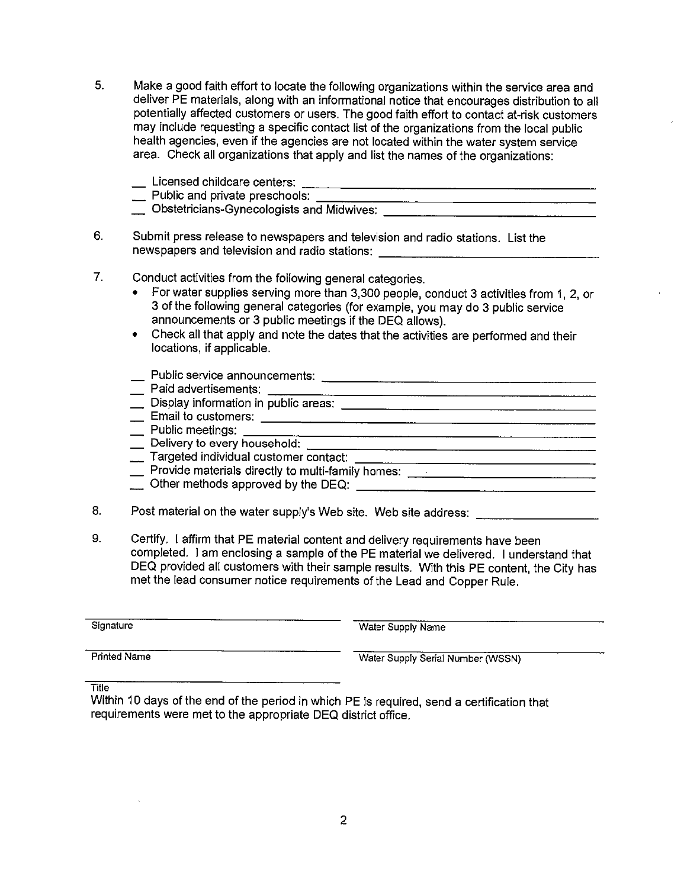5. Make a good faith effort to locate the following organizations within the service area and deliver PE materials, along with an informational notice that encourages distribution to all potentially affected customers or users. The good faith effort to contact at-risk customers may include requesting a specific contact list of the organizations from the local public health agencies, even if the agencies are not located within the water system service area. Check all that apply and list the names of the organizations:

   __ Licensed childcare centers: ________________________________
   __ Public and private preschools: ________________________________
   __ Obstetricians-Gynecologists and Midwives: ________________________________

6. Submit press release to newspapers and television and radio stations. List the newspapers and television and radio stations: ________________________________

7. Conduct activities from the following general categories.
   - For water supplies serving more than 3,300 people, conduct 3 activities from 1, 2, or 3 of the following general categories (for example, you may do 3 public service announcements or 3 public meetings if the DEQ allows).
   - Check all that apply and note the dates that the activities are performed and their locations, if applicable.

   __ Public service announcements: ________________________________
   __ Paid advertisements: ________________________________
   __ Display information in public areas: ________________________________
   __ Email to customers: ________________________________
   __ Public meetings: ________________________________
   __ Delivery to every household: ________________________________
   __ Targeted individual customer contact: ________________________________
   __ Provide materials directly to multi-family homes: ________________________________
   __ Other methods approved by the DEQ: ________________________________

8. Post material on the water supply's Web site. Web site address: ________________

9. Certify. I affirm that PE material content and delivery requirements have been completed. I am enclosing a sample of the PE material we delivered. I understand that DEQ provided all customers with their sample results. With this PE content, the City has met the lead consumer notice requirements of the Lead and Copper Rule.

________________________________ ________________________________
Signature Water Supply Name

________________________________ ________________________________
Printed Name Water Supply Serial Number (WSSN)

________________________________
Title

Within 10 days of the end of the period in which PE is required, send a certification that requirements were met to the appropriate DEQ district office.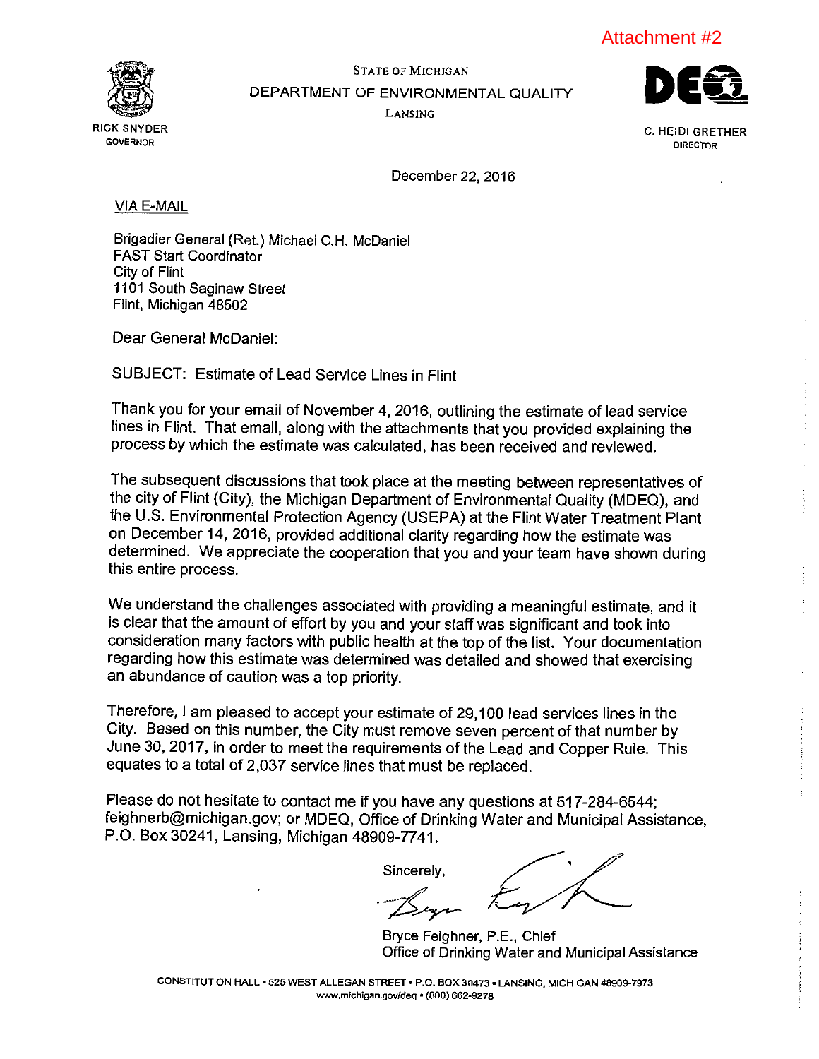Attachment #2

STATE OF MICHIGAN
DEPARTMENT OF ENVIRONMENTAL QUALITY
LANSING

RICK SNYDER
GOVERNOR

C. HEIDI GRETHER
DIRECTOR

December 22, 2016

VIA E-MAIL

Brigadier General (Ret.) Michael C.H. McDaniel
FAST Start Coordinator
City of Flint
1101 South Saginaw Street
Flint, Michigan 48502

Dear General McDaniel:

SUBJECT: Estimate of Lead Service Lines in Flint

Thank you for your email of November 4, 2016, outlining the estimate of lead service lines in Flint. That email, along with the attachments that you provided explaining the process by which the estimate was calculated, has been received and reviewed.

The subsequent discussions that took place at the meeting between representatives of the city of Flint (City), the Michigan Department of Environmental Quality (MDEQ), and the U.S. Environmental Protection Agency (USEPA) at the Flint Water Treatment Plant on December 14, 2016, provided additional clarity regarding how the estimate was determined. We appreciate the cooperation that you and your team have shown during this entire process.

We understand the challenges associated with providing a meaningful estimate, and it is clear that the amount of effort by you and your staff was significant and took into consideration many factors with public health at the top of the list. Your documentation regarding how this estimate was determined was detailed and showed that exercising an abundance of caution was a top priority.

Therefore, I am pleased to accept your estimate of 29,100 lead services lines in the City. Based on this number, the City must remove seven percent of that number by June 30, 2017, in order to meet the requirements of the Lead and Copper Rule. This equates to a total of 2,037 service lines that must be replaced.

Please do not hesitate to contact me if you have any questions at 517-284-6544; feighnerb@michigan.gov; or MDEQ, Office of Drinking Water and Municipal Assistance, P.O. Box 30241, Lansing, Michigan 48909-7741.

Sincerely,

Bryce Feighner, P.E., Chief
Office of Drinking Water and Municipal Assistance

CONSTITUTION HALL • 525 WEST ALLEGAN STREET • P.O. BOX 30473 • LANSING, MICHIGAN 48909-7973
www.michigan.gov/deq • (800) 662-9278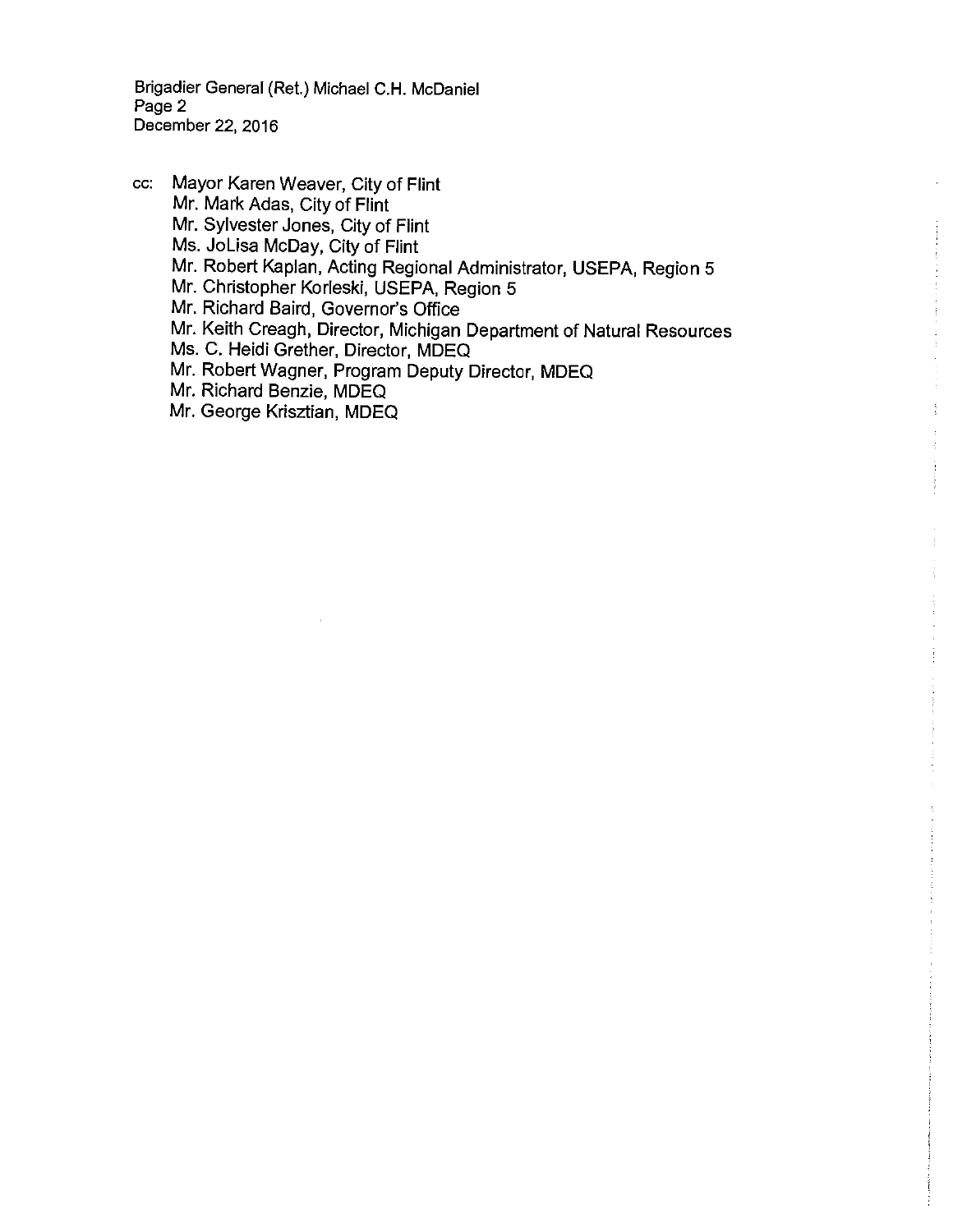cc: Mayor Karen Weaver, City of Flint
Mr. Mark Adas, City of Flint
Mr. Sylvester Jones, City of Flint
Ms. JoLisa McDay, City of Flint
Mr. Robert Kaplan, Acting Regional Administrator, USEPA, Region 5
Mr. Christopher Korleski, USEPA, Region 5
Mr. Richard Baird, Governor's Office
Mr. Keith Creagh, Director, Michigan Department of Natural Resources
Ms. C. Heidi Grether, Director, MDEQ
Mr. Robert Wagner, Program Deputy Director, MDEQ
Mr. Richard Benzie, MDEQ
Mr. George Krisztian, MDEQ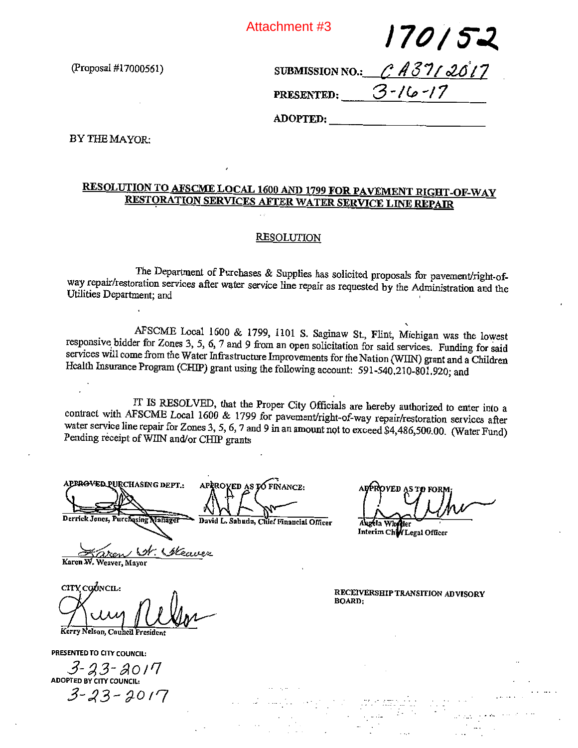Attachment #3

170152

(Proposal #17000561)

SUBMISSION NO.: CA37/2017

PRESENTED: 3-16-17

ADOPTED:

BY THE MAYOR:

## RESOLUTION TO AFSCME LOCAL 1600 AND 1799 FOR PAVEMENT RIGHT-OF-WAY RESTORATION SERVICES AFTER WATER SERVICE LINE REPAIR

### RESOLUTION

The Department of Purchases & Supplies has solicited proposals for pavement/right-of-way repair/restoration services after water service line repair as requested by the Administration and the Utilities Department; and

AFSCME Local 1600 & 1799, 1101 S. Saginaw St., Flint, Michigan was the lowest responsive bidder for Zones 3, 5, 6, 7 and 9 from an open solicitation for said services. Funding for said services will come from the Water Infrastructure Improvements for the Nation (WIIN) grant and a Children Health Insurance Program (CHIP) grant using the following account: 591-540.210-801.920; and

IT IS RESOLVED, that the Proper City Officials are hereby authorized to enter into a contract with AFSCME Local 1600 & 1799 for pavement/right-of-way repair/restoration services after water service line repair for Zones 3, 5, 6, 7 and 9 in an amount not to exceed $4,486,500.00. (Water Fund) Pending receipt of WIIN and/or CHIP grants

APPROVED PURCHASING DEPT.:

Derrick Jones, Purchasing Manager

APPROVED AS TO FINANCE:

David L. Sabuda, Chief Financial Officer

APPROVED AS TO FORM:

Angela Wheeler
Interim Chief Legal Officer

Karen W. Weaver, Mayor

CITY COUNCIL:

Kerry Nelson, Council President

RECEIVERSHIP TRANSITION ADVISORY BOARD:

PRESENTED TO CITY COUNCIL:
3-23-2017

ADOPTED BY CITY COUNCIL:
3-23-2017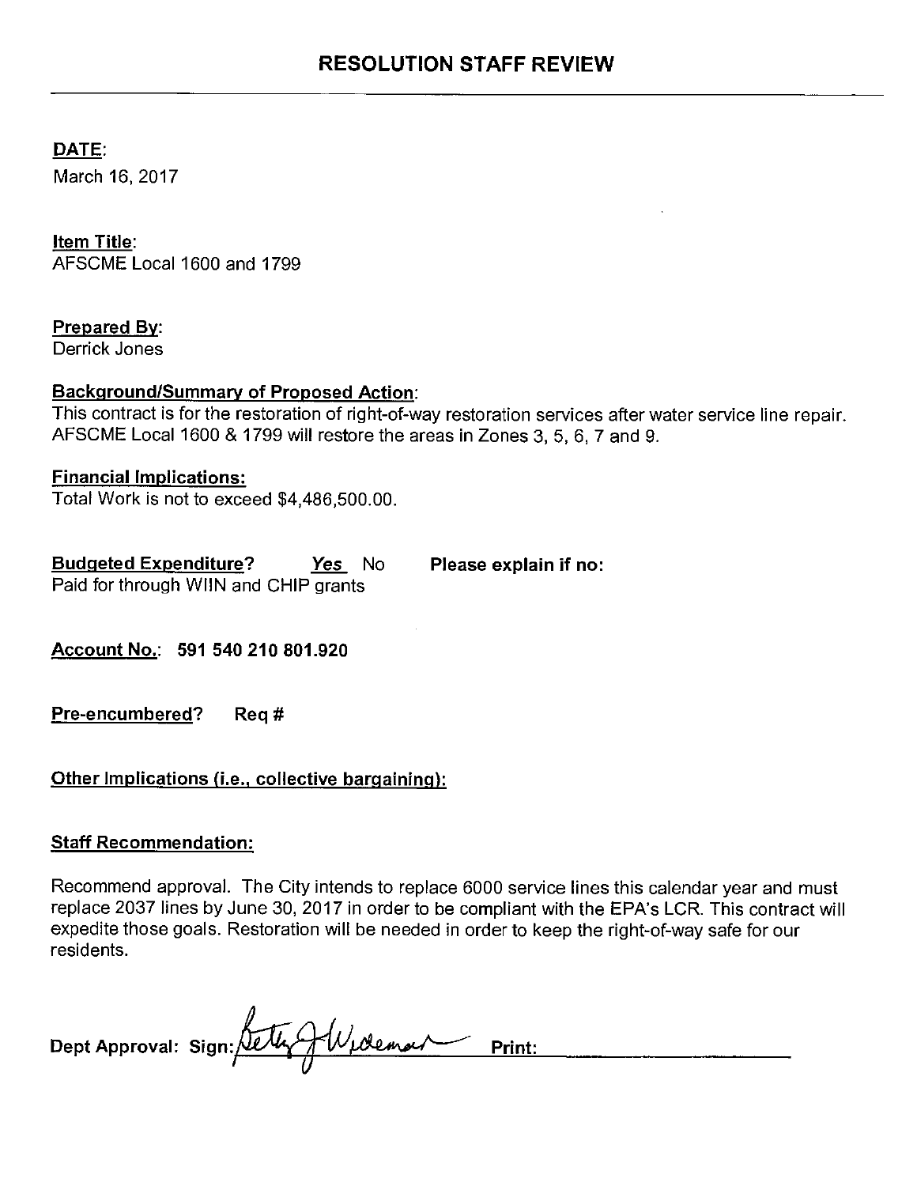# RESOLUTION STAFF REVIEW

**DATE**:
March 16, 2017

**Item Title**:
AFSCME Local 1600 and 1799

**Prepared By**:
Derrick Jones

**Background/Summary of Proposed Action**:
This contract is for the restoration of right-of-way restoration services after water service line repair. AFSCME Local 1600 & 1799 will restore the areas in Zones 3, 5, 6, 7 and 9.

**Financial Implications:**
Total Work is not to exceed $4,486,500.00.

**Budgeted Expenditure?** *Yes* No **Please explain if no:**
Paid for through WIIN and CHIP grants

**Account No.**: **591 540 210 801.920**

**Pre-encumbered?** **Req #**

**Other Implications (i.e., collective bargaining):**

**Staff Recommendation:**

Recommend approval. The City intends to replace 6000 service lines this calendar year and must replace 2037 lines by June 30, 2017 in order to be compliant with the EPA's LCR. This contract will expedite those goals. Restoration will be needed in order to keep the right-of-way safe for our residents.

**Dept Approval: Sign:** Betty J Wideman **Print:** ____________________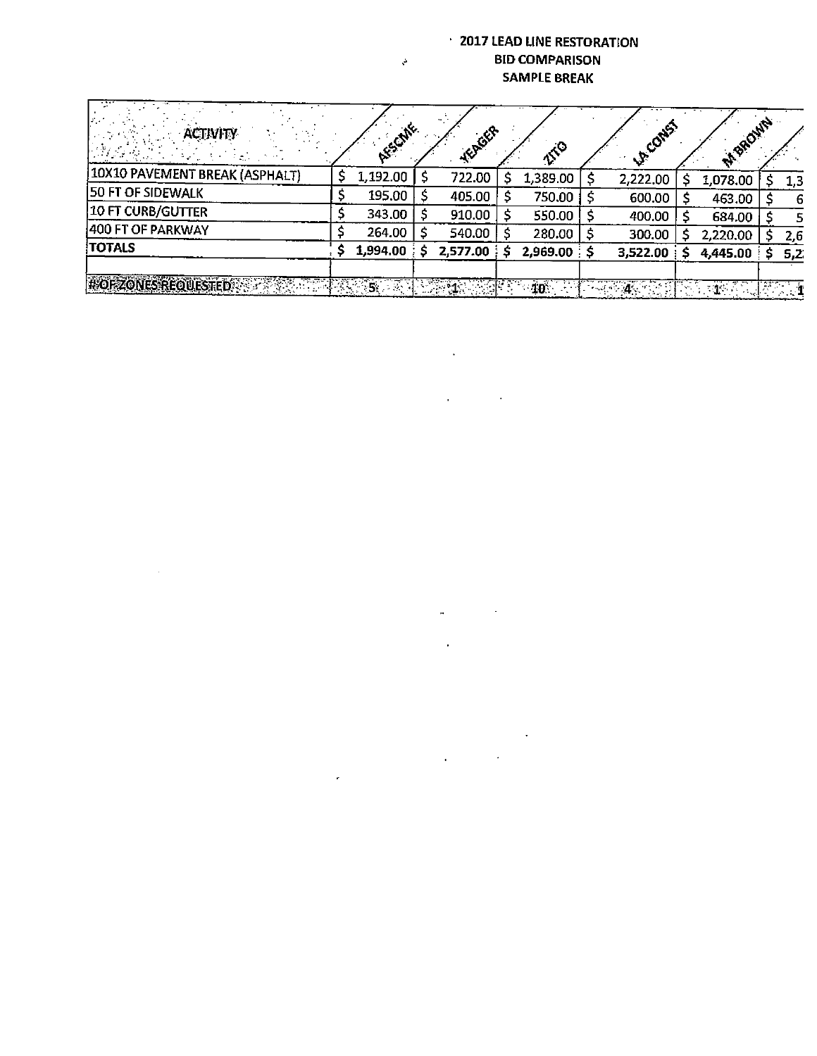# 2017 LEAD LINE RESTORATION
## BID COMPARISON
## SAMPLE BREAK

| ACTIVITY | AFSCME | YEAGER | ZITO | LA CONST | M BROWN | |
|---|---|---|---|---|---|---|
| 10X10 PAVEMENT BREAK (ASPHALT) | $ 1,192.00 | $ 722.00 | $ 1,389.00 | $ 2,222.00 | $ 1,078.00 | $ 1,3 |
| 50 FT OF SIDEWALK | $ 195.00 | $ 405.00 | $ 750.00 | $ 600.00 | $ 463.00 | $ 6 |
| 10 FT CURB/GUTTER | $ 343.00 | $ 910.00 | $ 550.00 | $ 400.00 | $ 684.00 | $ 5 |
| 400 FT OF PARKWAY | $ 264.00 | $ 540.00 | $ 280.00 | $ 300.00 | $ 2,220.00 | $ 2,6 |
| **TOTALS** | **$ 1,994.00** | **$ 2,577.00** | **$ 2,969.00** | **$ 3,522.00** | **$ 4,445.00** | **$ 5,2** |
| | | | | | | |
| # OF ZONES REQUESTED | 5 | 1 | 10 | 4 | 1 | 1 |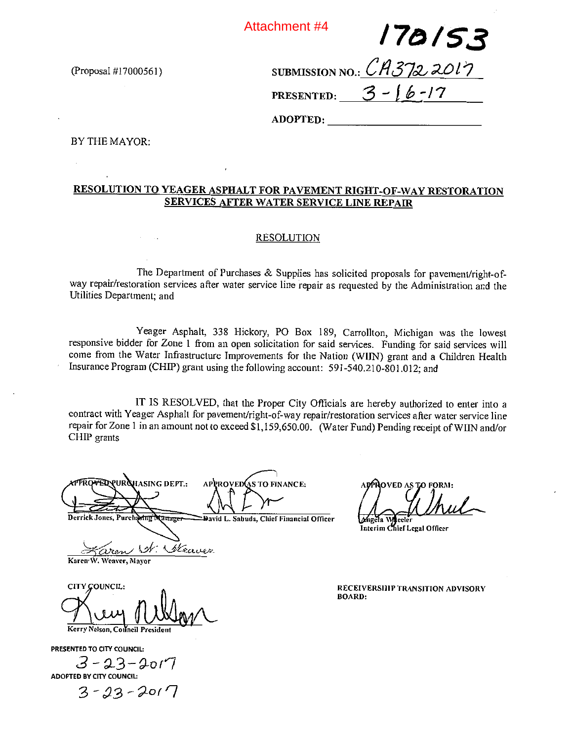Attachment #4

170153

(Proposal #17000561)

SUBMISSION NO.: CA372 2017

PRESENTED: 3-16-17

ADOPTED: ____________________

BY THE MAYOR:

## RESOLUTION TO YEAGER ASPHALT FOR PAVEMENT RIGHT-OF-WAY RESTORATION SERVICES AFTER WATER SERVICE LINE REPAIR

### RESOLUTION

The Department of Purchases & Supplies has solicited proposals for pavement/right-of-way repair/restoration services after water service line repair as requested by the Administration and the Utilities Department; and

Yeager Asphalt, 338 Hickory, PO Box 189, Carrollton, Michigan was the lowest responsive bidder for Zone 1 from an open solicitation for said services. Funding for said services will come from the Water Infrastructure Improvements for the Nation (WIIN) grant and a Children Health Insurance Program (CHIP) grant using the following account: 591-540.210-801.012; and

IT IS RESOLVED, that the Proper City Officials are hereby authorized to enter into a contract with Yeager Asphalt for pavement/right-of-way repair/restoration services after water service line repair for Zone 1 in an amount not to exceed $1,159,650.00. (Water Fund) Pending receipt of WIIN and/or CHIP grants

APPROVED PURCHASING DEPT.:
Derrick Jones, Purchasing Manager

APPROVED AS TO FINANCE:
David L. Sabuda, Chief Financial Officer

APPROVED AS TO FORM:
Angela Wheeler
Interim Chief Legal Officer

Karen W. Weaver, Mayor

CITY COUNCIL:
Kerry Nelson, Council President

RECEIVERSHIP TRANSITION ADVISORY BOARD:

PRESENTED TO CITY COUNCIL:
3-23-2017

ADOPTED BY CITY COUNCIL:
3-23-2017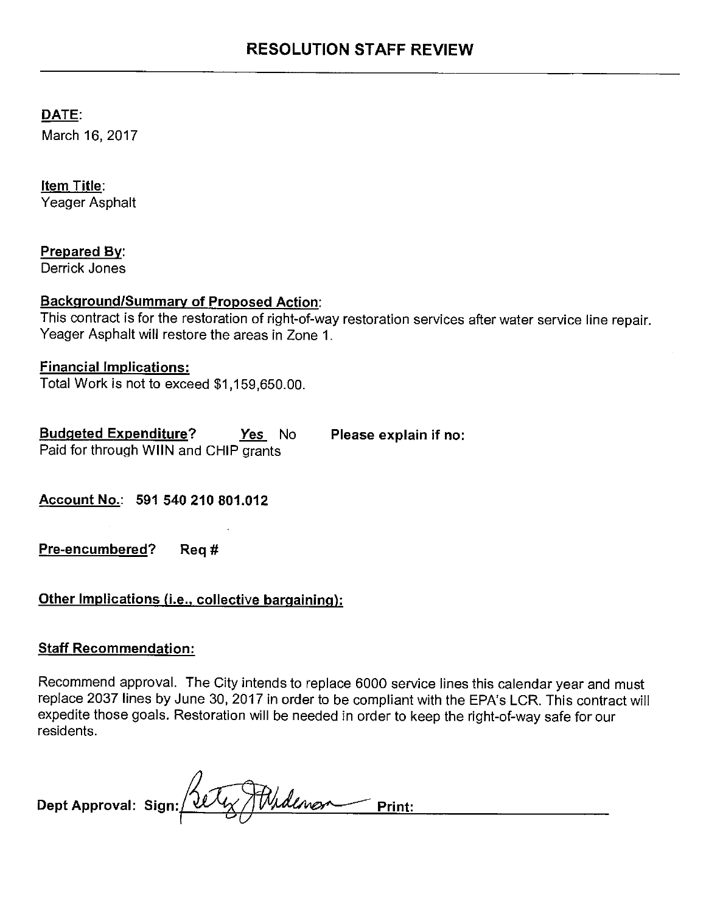# RESOLUTION STAFF REVIEW

**DATE**:
March 16, 2017

**Item Title**:
Yeager Asphalt

**Prepared By**:
Derrick Jones

**Background/Summary of Proposed Action**:
This contract is for the restoration of right-of-way restoration services after water service line repair. Yeager Asphalt will restore the areas in Zone 1.

**Financial Implications:**
Total Work is not to exceed $1,159,650.00.

**Budgeted Expenditure?** *Yes* No **Please explain if no:**
Paid for through WIIN and CHIP grants

**Account No.**: **591 540 210 801.012**

**Pre-encumbered?** **Req #**

**Other Implications (i.e., collective bargaining):**

**Staff Recommendation:**

Recommend approval. The City intends to replace 6000 service lines this calendar year and must replace 2037 lines by June 30, 2017 in order to be compliant with the EPA's LCR. This contract will expedite those goals. Restoration will be needed in order to keep the right-of-way safe for our residents.

**Dept Approval: Sign:** Betsy J Widener **Print:** ____________________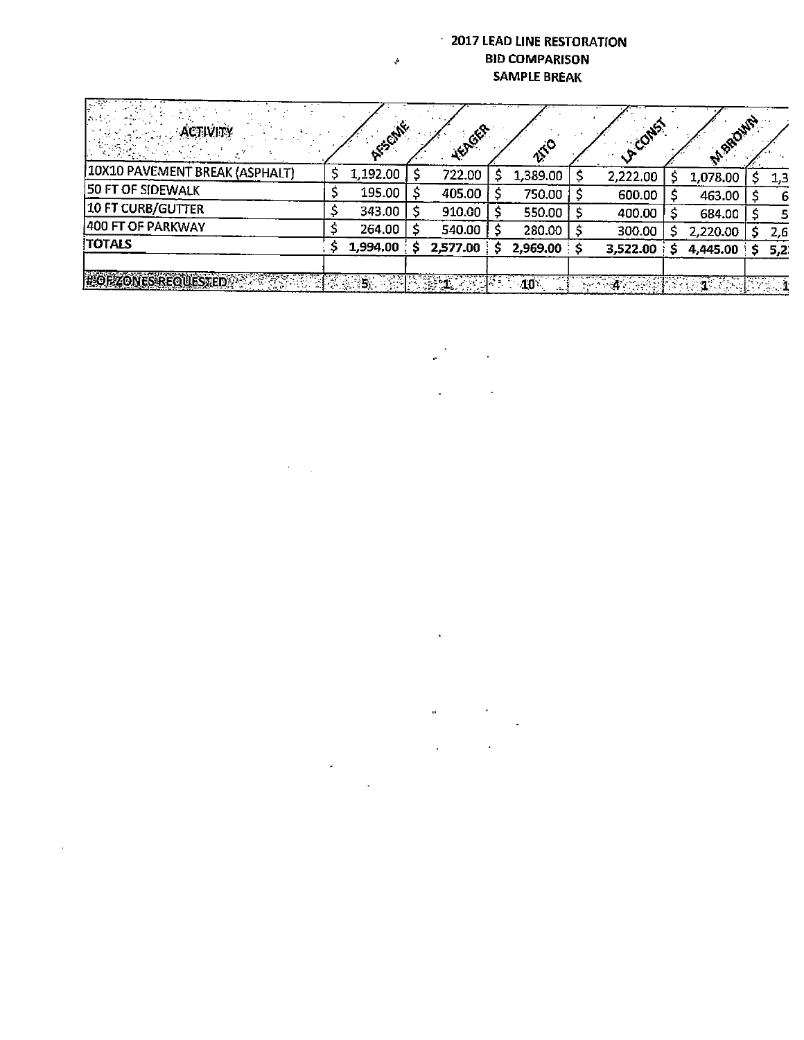**2017 LEAD LINE RESTORATION**
**BID COMPARISON**
**SAMPLE BREAK**

| ACTIVITY | AFSCME | YEAGER | ZITO | LA CONST | M BROWN | |
|---|---|---|---|---|---|---|
| 10X10 PAVEMENT BREAK (ASPHALT) | $ 1,192.00 | $ 722.00 | $ 1,389.00 | $ 2,222.00 | $ 1,078.00 | $ 1,3 |
| 50 FT OF SIDEWALK | $ 195.00 | $ 405.00 | $ 750.00 | $ 600.00 | $ 463.00 | $ 6 |
| 10 FT CURB/GUTTER | $ 343.00 | $ 910.00 | $ 550.00 | $ 400.00 | $ 684.00 | $ 5 |
| 400 FT OF PARKWAY | $ 264.00 | $ 540.00 | $ 280.00 | $ 300.00 | $ 2,220.00 | $ 2,6 |
| **TOTALS** | **$ 1,994.00** | **$ 2,577.00** | **$ 2,969.00** | **$ 3,522.00** | **$ 4,445.00** | **$ 5,2** |
| | | | | | | |
| # OF ZONES REQUESTED | 5 | 1 | 10 | 4 | 1 | 1 |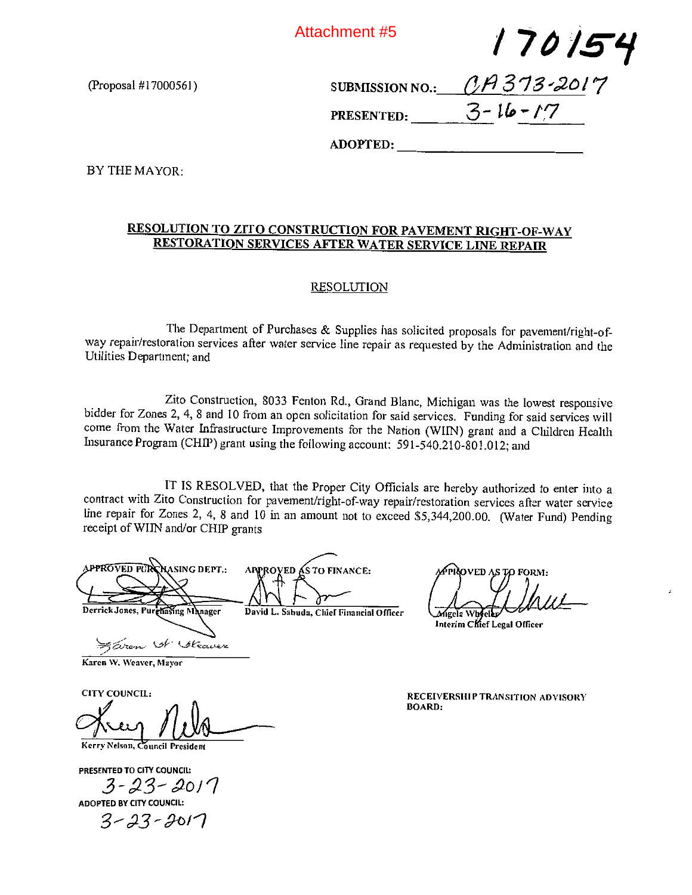Attachment #5

170154

(Proposal #17000561)

**SUBMISSION NO.:** CA 373-2017

**PRESENTED:** 3-16-17

**ADOPTED:** ______________________

BY THE MAYOR:

## RESOLUTION TO ZITO CONSTRUCTION FOR PAVEMENT RIGHT-OF-WAY RESTORATION SERVICES AFTER WATER SERVICE LINE REPAIR

### RESOLUTION

The Department of Purchases & Supplies has solicited proposals for pavement/right-of-way repair/restoration services after water service line repair as requested by the Administration and the Utilities Department; and

Zito Construction, 8033 Fenton Rd., Grand Blanc, Michigan was the lowest responsive bidder for Zones 2, 4, 8 and 10 from an open solicitation for said services. Funding for said services will come from the Water Infrastructure Improvements for the Nation (WIIN) grant and a Children Health Insurance Program (CHIP) grant using the following account: 591-540.210-801.012; and

IT IS RESOLVED, that the Proper City Officials are hereby authorized to enter into a contract with Zito Construction for pavement/right-of-way repair/restoration services after water service line repair for Zones 2, 4, 8 and 10 in an amount not to exceed $5,344,200.00. (Water Fund) Pending receipt of WIIN and/or CHIP grants

**APPROVED PURCHASING DEPT.:**

Derrick Jones, Purchasing Manager

**APPROVED AS TO FINANCE:**

David L. Sabuda, Chief Financial Officer

**APPROVED AS TO FORM:**

Angela Wheeler, Interim Chief Legal Officer

Karen W. Weaver, Mayor

**CITY COUNCIL:**

Kerry Nelson, Council President

**RECEIVERSHIP TRANSITION ADVISORY BOARD:**

**PRESENTED TO CITY COUNCIL:**
3-23-2017

**ADOPTED BY CITY COUNCIL:**
3-23-2017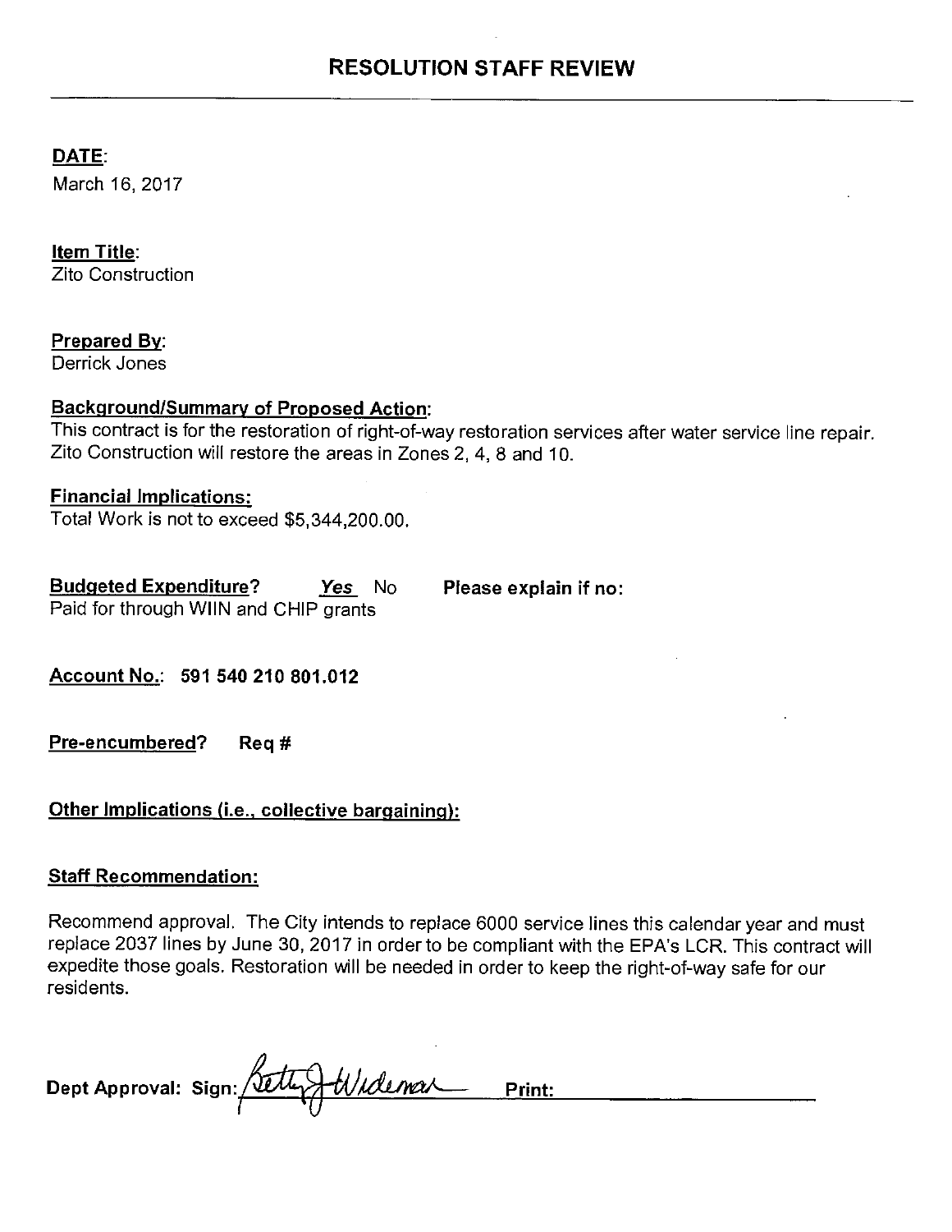# RESOLUTION STAFF REVIEW

**DATE**:
March 16, 2017

**Item Title**:
Zito Construction

**Prepared By**:
Derrick Jones

**Background/Summary of Proposed Action**:
This contract is for the restoration of right-of-way restoration services after water service line repair. Zito Construction will restore the areas in Zones 2, 4, 8 and 10.

**Financial Implications:**
Total Work is not to exceed $5,344,200.00.

**Budgeted Expenditure?** ***Yes*** No **Please explain if no:**
Paid for through WIIN and CHIP grants

**Account No.**: **591 540 210 801.012**

**Pre-encumbered?** **Req #**

**Other Implications (i.e., collective bargaining):**

**Staff Recommendation:**

Recommend approval. The City intends to replace 6000 service lines this calendar year and must replace 2037 lines by June 30, 2017 in order to be compliant with the EPA's LCR. This contract will expedite those goals. Restoration will be needed in order to keep the right-of-way safe for our residents.

**Dept Approval: Sign:** Betty J Wideman **Print:** \_\_\_\_\_\_\_\_\_\_\_\_\_\_\_\_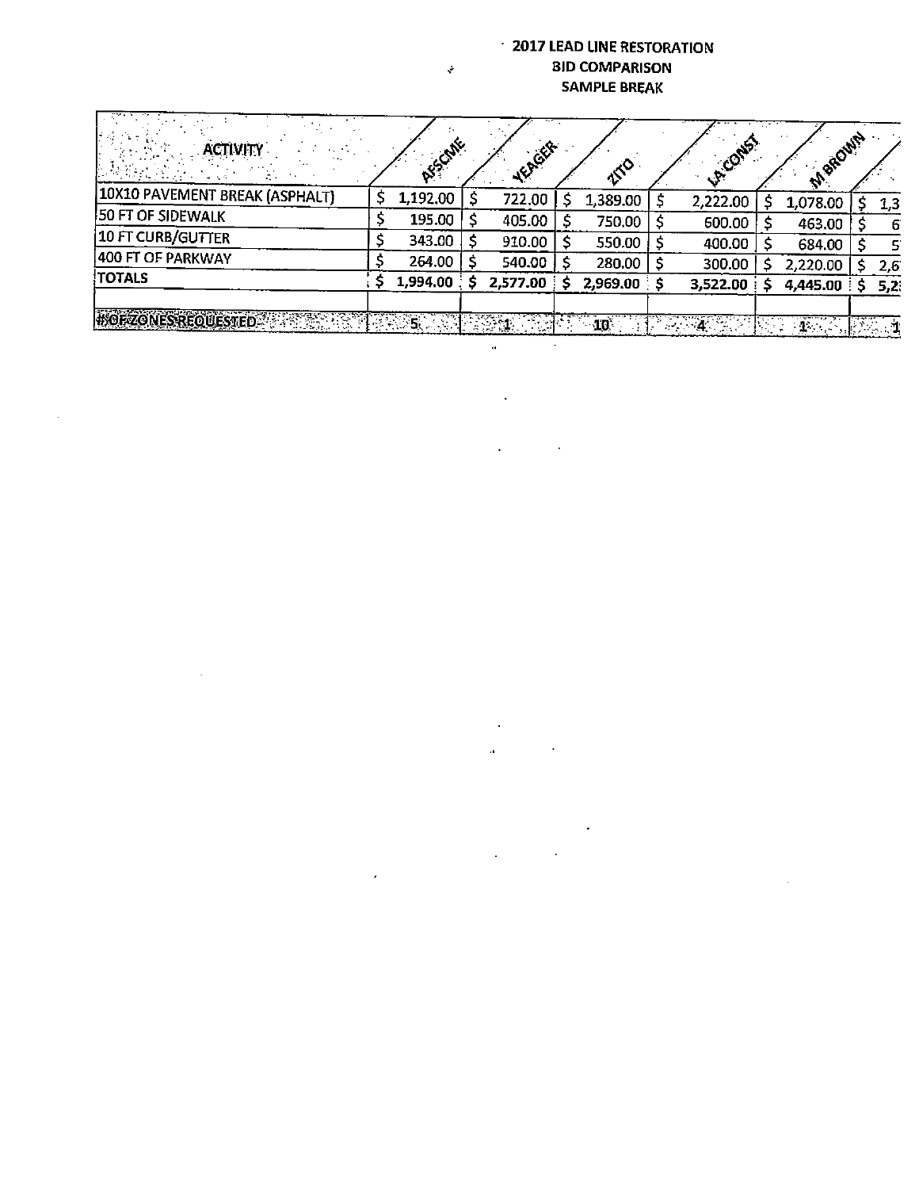**2017 LEAD LINE RESTORATION**
**BID COMPARISON**
**SAMPLE BREAK**

| ACTIVITY | AFSCME | YEAGER | ZITO | LA CONST | M BROWN | |
|---|---|---|---|---|---|---|
| 10X10 PAVEMENT BREAK (ASPHALT) | $ 1,192.00 | $ 722.00 | $ 1,389.00 | $ 2,222.00 | $ 1,078.00 | $ 1,3 |
| 50 FT OF SIDEWALK | $ 195.00 | $ 405.00 | $ 750.00 | $ 600.00 | $ 463.00 | $ 6 |
| 10 FT CURB/GUTTER | $ 343.00 | $ 910.00 | $ 550.00 | $ 400.00 | $ 684.00 | $ 5 |
| 400 FT OF PARKWAY | $ 264.00 | $ 540.00 | $ 280.00 | $ 300.00 | $ 2,220.00 | $ 2,6 |
| TOTALS | $ 1,994.00 | $ 2,577.00 | $ 2,969.00 | $ 3,522.00 | $ 4,445.00 | $ 5,2 |
| | | | | | | |
| # OF ZONES REQUESTED | 5 | 1 | 10 | 4 | 1 | 1 |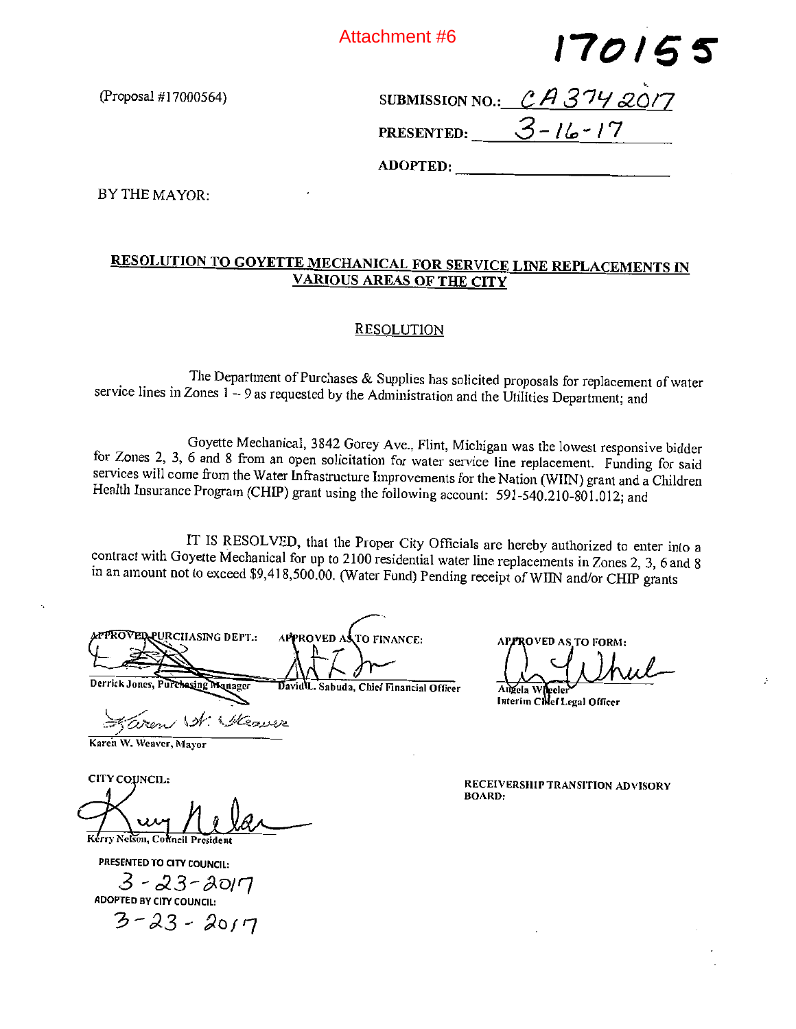Attachment #6

**170155**

(Proposal #17000564)

SUBMISSION NO.: CA 374 2017

PRESENTED: 3-16-17

ADOPTED: \_\_\_\_\_\_\_\_\_\_\_\_\_\_\_\_\_\_\_\_

BY THE MAYOR:

## RESOLUTION TO GOYETTE MECHANICAL FOR SERVICE LINE REPLACEMENTS IN VARIOUS AREAS OF THE CITY

### RESOLUTION

The Department of Purchases & Supplies has solicited proposals for replacement of water service lines in Zones 1 – 9 as requested by the Administration and the Utilities Department; and

Goyette Mechanical, 3842 Gorey Ave., Flint, Michigan was the lowest responsive bidder for Zones 2, 3, 6 and 8 from an open solicitation for water service line replacement. Funding for said services will come from the Water Infrastructure Improvements for the Nation (WIIN) grant and a Children Health Insurance Program (CHIP) grant using the following account: 591-540.210-801.012; and

IT IS RESOLVED, that the Proper City Officials are hereby authorized to enter into a contract with Goyette Mechanical for up to 2100 residential water line replacements in Zones 2, 3, 6 and 8 in an amount not to exceed $9,418,500.00. (Water Fund) Pending receipt of WIIN and/or CHIP grants

APPROVED PURCHASING DEPT.:

Derrick Jones, Purchasing Manager

APPROVED AS TO FINANCE:

David L. Sabuda, Chief Financial Officer

APPROVED AS TO FORM:

Angela Wheeler
Interim Chief Legal Officer

Karen W. Weaver, Mayor

CITY COUNCIL:

Kerry Nelson, Council President

RECEIVERSHIP TRANSITION ADVISORY BOARD:

PRESENTED TO CITY COUNCIL:
3-23-2017

ADOPTED BY CITY COUNCIL:
3-23-2017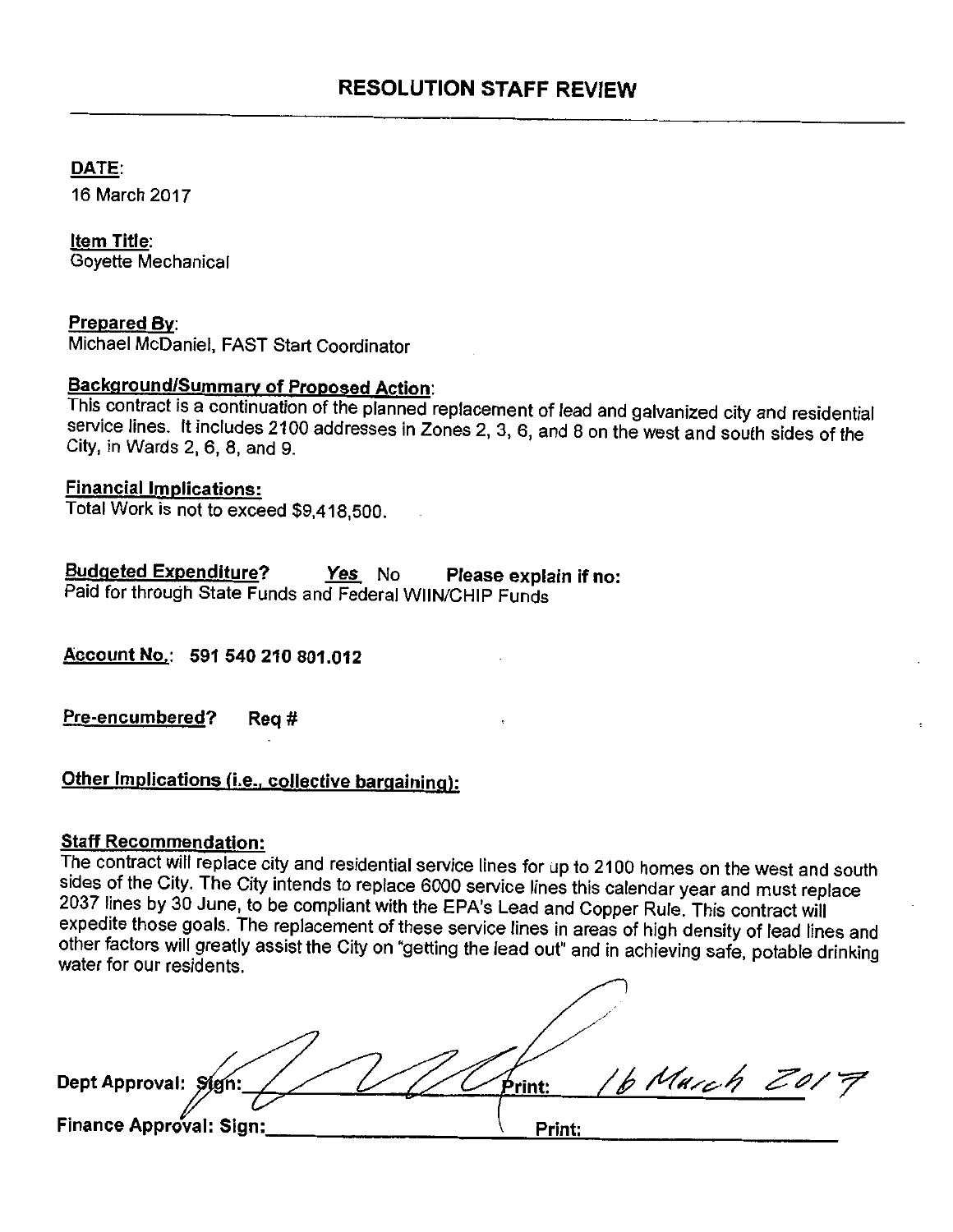## RESOLUTION STAFF REVIEW

**DATE**:
16 March 2017

**Item Title**:
Goyette Mechanical

**Prepared By**:
Michael McDaniel, FAST Start Coordinator

**Background/Summary of Proposed Action**:
This contract is a continuation of the planned replacement of lead and galvanized city and residential service lines. It includes 2100 addresses in Zones 2, 3, 6, and 8 on the west and south sides of the City, in Wards 2, 6, 8, and 9.

**Financial Implications:**
Total Work is not to exceed $9,418,500.

**Budgeted Expenditure?** ***Yes*** No **Please explain if no:**
Paid for through State Funds and Federal WIIN/CHIP Funds

**Account No.**: **591 540 210 801.012**

**Pre-encumbered?** **Req #**

**Other Implications (i.e., collective bargaining):**

**Staff Recommendation:**
The contract will replace city and residential service lines for up to 2100 homes on the west and south sides of the City. The City intends to replace 6000 service lines this calendar year and must replace 2037 lines by 30 June, to be compliant with the EPA's Lead and Copper Rule. This contract will expedite those goals. The replacement of these service lines in areas of high density of lead lines and other factors will greatly assist the City on "getting the lead out" and in achieving safe, potable drinking water for our residents.

Dept Approval: Sign: [signature] Print: 16 March 2017

Finance Approval: Sign: ____________ Print: ____________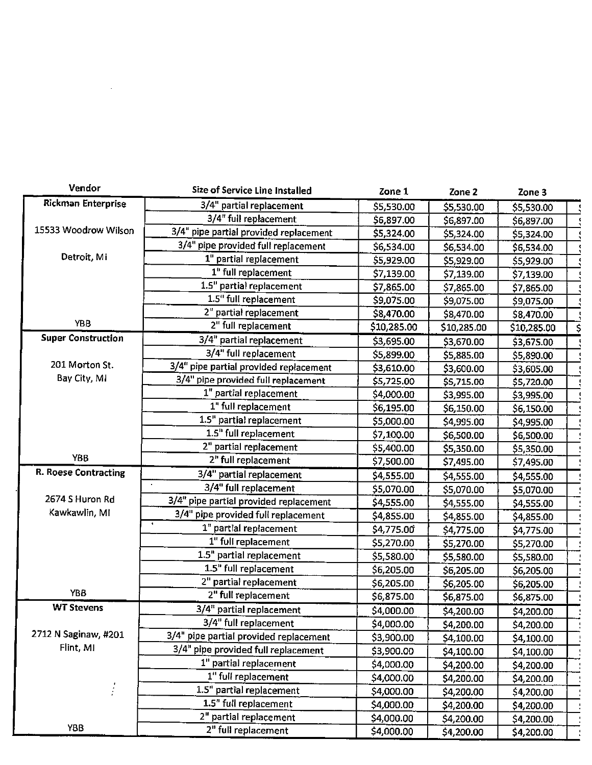| Vendor | Size of Service Line Installed | Zone 1 | Zone 2 | Zone 3 |
|---|---|---|---|---|
| Rickman Enterprise | 3/4" partial replacement | $5,530.00 | $5,530.00 | $5,530.00 |
| | 3/4" full replacement | $6,897.00 | $6,897.00 | $6,897.00 |
| 15533 Woodrow Wilson | 3/4" pipe partial provided replacement | $5,324.00 | $5,324.00 | $5,324.00 |
| | 3/4" pipe provided full replacement | $6,534.00 | $6,534.00 | $6,534.00 |
| Detroit, Mi | 1" partial replacement | $5,929.00 | $5,929.00 | $5,929.00 |
| | 1" full replacement | $7,139.00 | $7,139.00 | $7,139.00 |
| | 1.5" partial replacement | $7,865.00 | $7,865.00 | $7,865.00 |
| | 1.5" full replacement | $9,075.00 | $9,075.00 | $9,075.00 |
| | 2" partial replacement | $8,470.00 | $8,470.00 | $8,470.00 |
| YBB | 2" full replacement | $10,285.00 | $10,285.00 | $10,285.00 |
| Super Construction | 3/4" partial replacement | $3,695.00 | $3,670.00 | $3,675.00 |
| | 3/4" full replacement | $5,899.00 | $5,885.00 | $5,890.00 |
| 201 Morton St. | 3/4" pipe partial provided replacement | $3,610.00 | $3,600.00 | $3,605.00 |
| Bay City, MI | 3/4" pipe provided full replacement | $5,725.00 | $5,715.00 | $5,720.00 |
| | 1" partial replacement | $4,000.00 | $3,995.00 | $3,995.00 |
| | 1" full replacement | $6,195.00 | $6,150.00 | $6,150.00 |
| | 1.5" partial replacement | $5,000.00 | $4,995.00 | $4,995.00 |
| | 1.5" full replacement | $7,100.00 | $6,500.00 | $6,500.00 |
| | 2" partial replacement | $5,400.00 | $5,350.00 | $5,350.00 |
| YBB | 2" full replacement | $7,500.00 | $7,495.00 | $7,495.00 |
| R. Roese Contracting | 3/4" partial replacement | $4,555.00 | $4,555.00 | $4,555.00 |
| | 3/4" full replacement | $5,070.00 | $5,070.00 | $5,070.00 |
| 2674 S Huron Rd | 3/4" pipe partial provided replacement | $4,555.00 | $4,555.00 | $4,555.00 |
| Kawkawlin, MI | 3/4" pipe provided full replacement | $4,855.00 | $4,855.00 | $4,855.00 |
| | 1" partial replacement | $4,775.00 | $4,775.00 | $4,775.00 |
| | 1" full replacement | $5,270.00 | $5,270.00 | $5,270.00 |
| | 1.5" partial replacement | $5,580.00 | $5,580.00 | $5,580.00 |
| | 1.5" full replacement | $6,205.00 | $6,205.00 | $6,205.00 |
| | 2" partial replacement | $6,205.00 | $6,205.00 | $6,205.00 |
| YBB | 2" full replacement | $6,875.00 | $6,875.00 | $6,875.00 |
| WT Stevens | 3/4" partial replacement | $4,000.00 | $4,200.00 | $4,200.00 |
| | 3/4" full replacement | $4,000.00 | $4,200.00 | $4,200.00 |
| 2712 N Saginaw, #201 | 3/4" pipe partial provided replacement | $3,900.00 | $4,100.00 | $4,100.00 |
| Flint, MI | 3/4" pipe provided full replacement | $3,900.00 | $4,100.00 | $4,100.00 |
| | 1" partial replacement | $4,000.00 | $4,200.00 | $4,200.00 |
| | 1" full replacement | $4,000.00 | $4,200.00 | $4,200.00 |
| | 1.5" partial replacement | $4,000.00 | $4,200.00 | $4,200.00 |
| | 1.5" full replacement | $4,000.00 | $4,200.00 | $4,200.00 |
| | 2" partial replacement | $4,000.00 | $4,200.00 | $4,200.00 |
| YBB | 2" full replacement | $4,000.00 | $4,200.00 | $4,200.00 |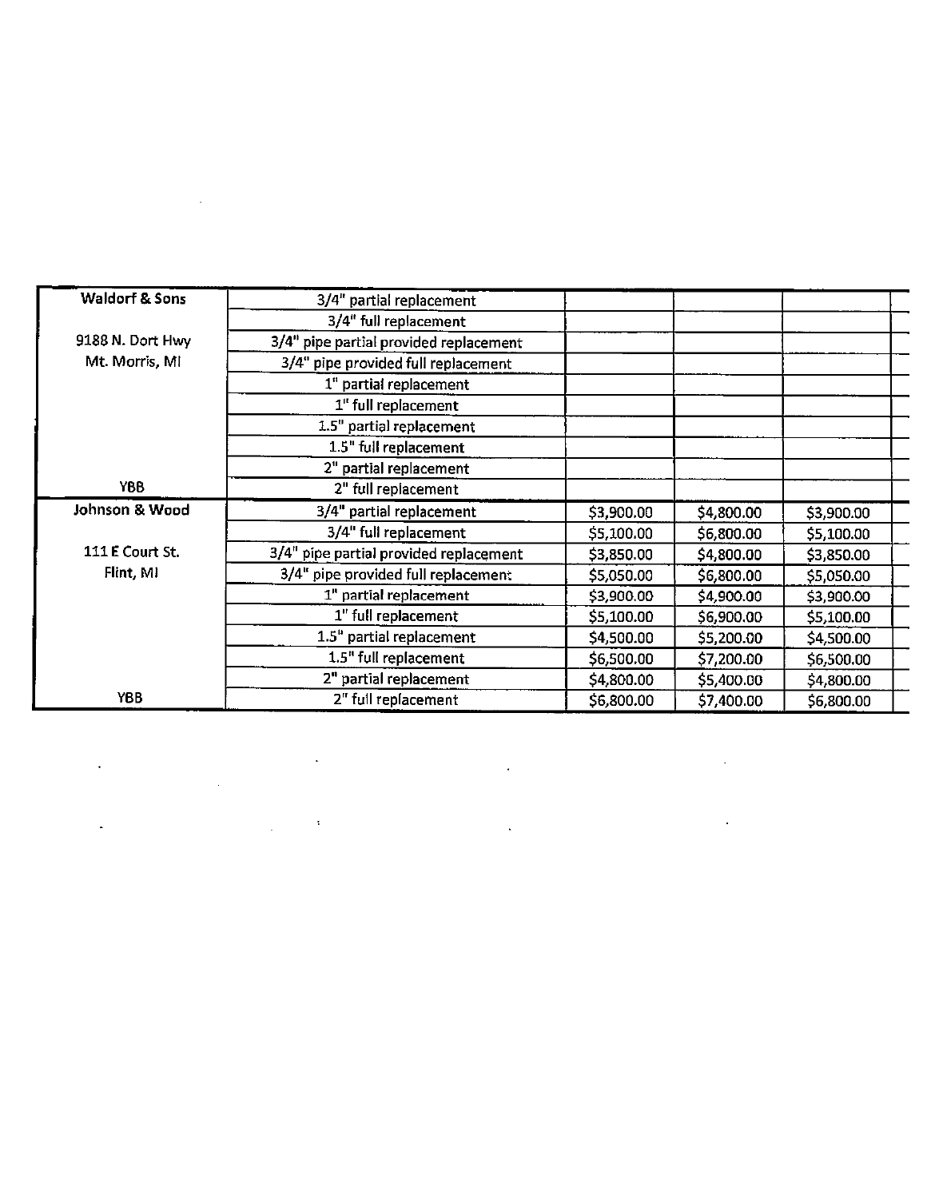| | | | | | |
|---|---|---|---|---|---|
| **Waldorf & Sons** | 3/4" partial replacement | | | | |
| | 3/4" full replacement | | | | |
| 9188 N. Dort Hwy | 3/4" pipe partial provided replacement | | | | |
| Mt. Morris, MI | 3/4" pipe provided full replacement | | | | |
| | 1" partial replacement | | | | |
| | 1" full replacement | | | | |
| | 1.5" partial replacement | | | | |
| | 1.5" full replacement | | | | |
| | 2" partial replacement | | | | |
| YBB | 2" full replacement | | | | |
| **Johnson & Wood** | 3/4" partial replacement | $3,900.00 | $4,800.00 | $3,900.00 | |
| | 3/4" full replacement | $5,100.00 | $6,800.00 | $5,100.00 | |
| 111 E Court St. | 3/4" pipe partial provided replacement | $3,850.00 | $4,800.00 | $3,850.00 | |
| Flint, MI | 3/4" pipe provided full replacement | $5,050.00 | $6,800.00 | $5,050.00 | |
| | 1" partial replacement | $3,900.00 | $4,900.00 | $3,900.00 | |
| | 1" full replacement | $5,100.00 | $6,900.00 | $5,100.00 | |
| | 1.5" partial replacement | $4,500.00 | $5,200.00 | $4,500.00 | |
| | 1.5" full replacement | $6,500.00 | $7,200.00 | $6,500.00 | |
| | 2" partial replacement | $4,800.00 | $5,400.00 | $4,800.00 | |
| YBB | 2" full replacement | $6,800.00 | $7,400.00 | $6,800.00 | |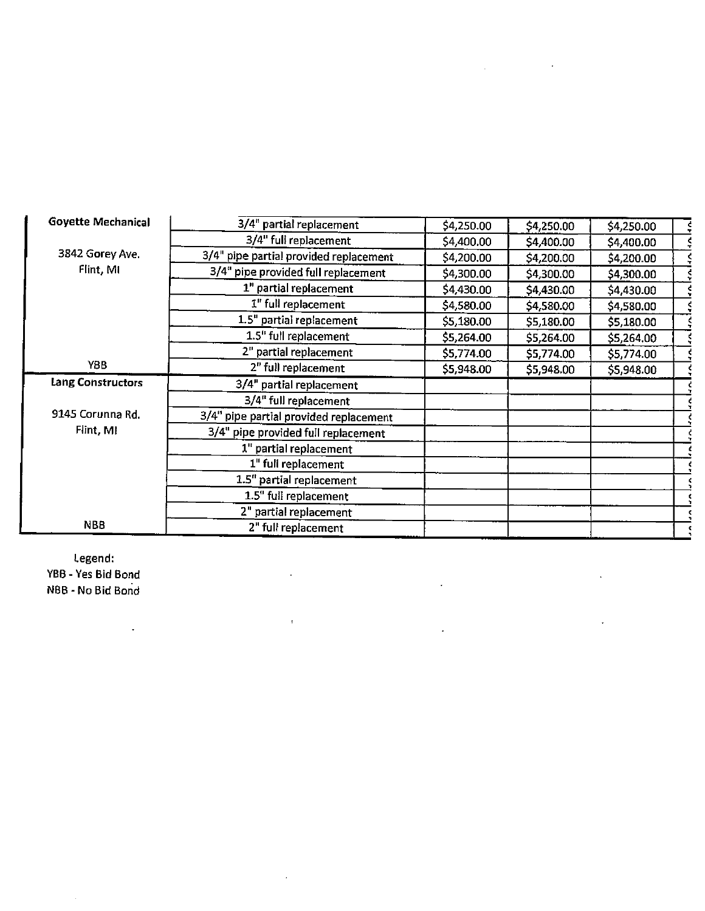| | | | | | |
|---|---|---|---|---|---|
| **Goyette Mechanical** | 3/4" partial replacement | $4,250.00 | $4,250.00 | $4,250.00 | $ |
| | 3/4" full replacement | $4,400.00 | $4,400.00 | $4,400.00 | $ |
| 3842 Gorey Ave. | 3/4" pipe partial provided replacement | $4,200.00 | $4,200.00 | $4,200.00 | $ |
| Flint, MI | 3/4" pipe provided full replacement | $4,300.00 | $4,300.00 | $4,300.00 | $ |
| | 1" partial replacement | $4,430.00 | $4,430.00 | $4,430.00 | $ |
| | 1" full replacement | $4,580.00 | $4,580.00 | $4,580.00 | $ |
| | 1.5" partial replacement | $5,180.00 | $5,180.00 | $5,180.00 | $ |
| | 1.5" full replacement | $5,264.00 | $5,264.00 | $5,264.00 | $ |
| | 2" partial replacement | $5,774.00 | $5,774.00 | $5,774.00 | $ |
| YBB | 2" full replacement | $5,948.00 | $5,948.00 | $5,948.00 | $ |
| **Lang Constructors** | 3/4" partial replacement | | | | $ |
| | 3/4" full replacement | | | | $ |
| 9145 Corunna Rd. | 3/4" pipe partial provided replacement | | | | $ |
| Flint, MI | 3/4" pipe provided full replacement | | | | $ |
| | 1" partial replacement | | | | $ |
| | 1" full replacement | | | | $ |
| | 1.5" partial replacement | | | | $ |
| | 1.5" full replacement | | | | $ |
| | 2" partial replacement | | | | $ |
| NBB | 2" full replacement | | | | $ |

Legend:
YBB - Yes Bid Bond
NBB - No Bid Bond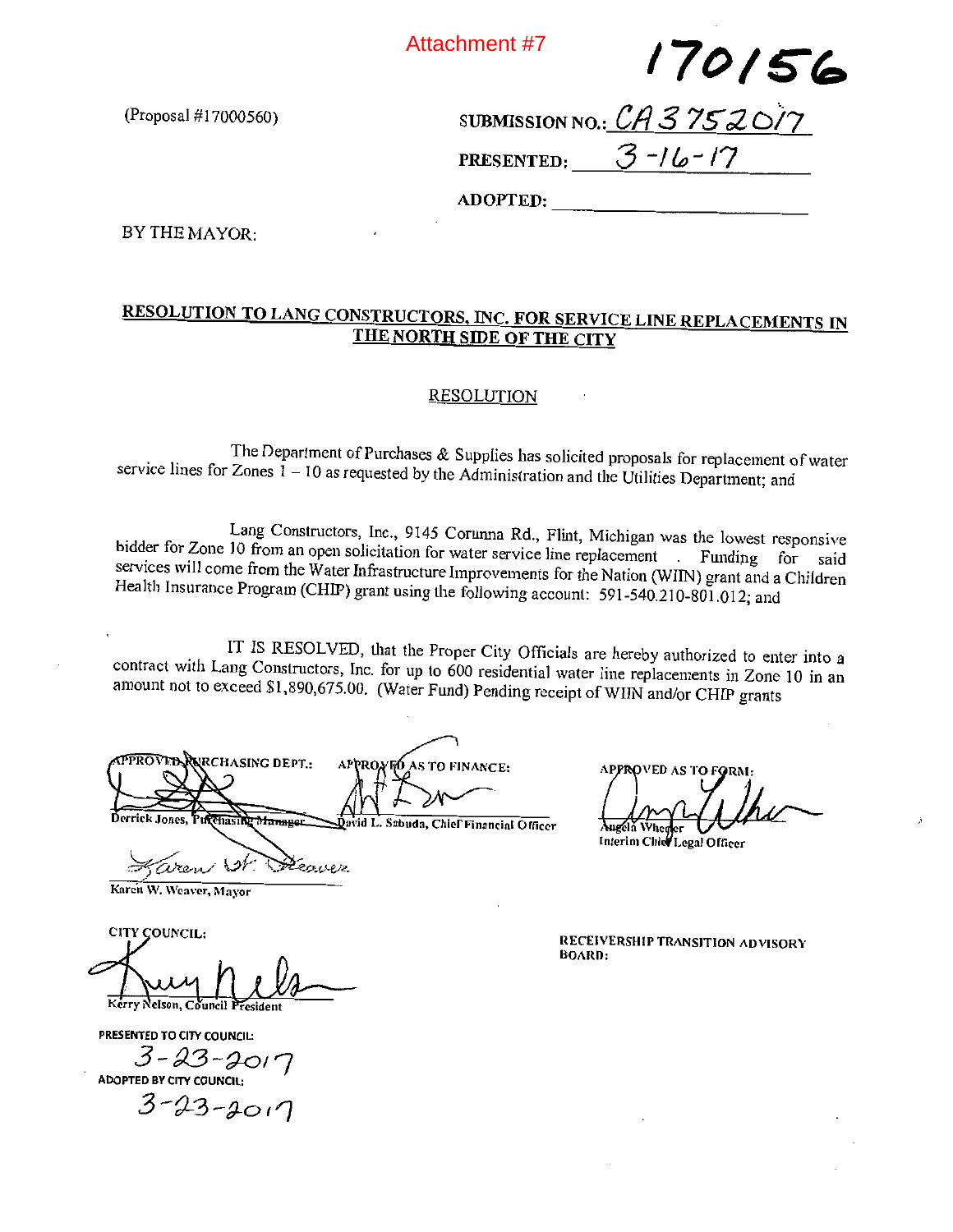Attachment #7

170156

(Proposal #17000560)

SUBMISSION NO.: CA 375 2017

PRESENTED: 3-16-17

ADOPTED: \_\_\_\_\_\_\_\_\_\_\_\_\_\_\_\_

BY THE MAYOR:

**RESOLUTION TO LANG CONSTRUCTORS, INC. FOR SERVICE LINE REPLACEMENTS IN THE NORTH SIDE OF THE CITY**

RESOLUTION

The Department of Purchases & Supplies has solicited proposals for replacement of water service lines for Zones 1 – 10 as requested by the Administration and the Utilities Department; and

Lang Constructors, Inc., 9145 Corunna Rd., Flint, Michigan was the lowest responsive bidder for Zone 10 from an open solicitation for water service line replacement . Funding for said services will come from the Water Infrastructure Improvements for the Nation (WIIN) grant and a Children Health Insurance Program (CHIP) grant using the following account: 591-540.210-801.012; and

IT IS RESOLVED, that the Proper City Officials are hereby authorized to enter into a contract with Lang Constructors, Inc. for up to 600 residential water line replacements in Zone 10 in an amount not to exceed $1,890,675.00. (Water Fund) Pending receipt of WIIN and/or CHIP grants

APPROVED PURCHASING DEPT.:

Derrick Jones, Purchasing Manager

APPROVED AS TO FINANCE:

David L. Sabuda, Chief Financial Officer

APPROVED AS TO FORM:

Angela Wheeler
Interim Chief Legal Officer

Karen W. Weaver, Mayor

CITY COUNCIL:

Kerry Nelson, Council President

RECEIVERSHIP TRANSITION ADVISORY BOARD:

PRESENTED TO CITY COUNCIL:
3-23-2017

ADOPTED BY CITY COUNCIL:
3-23-2017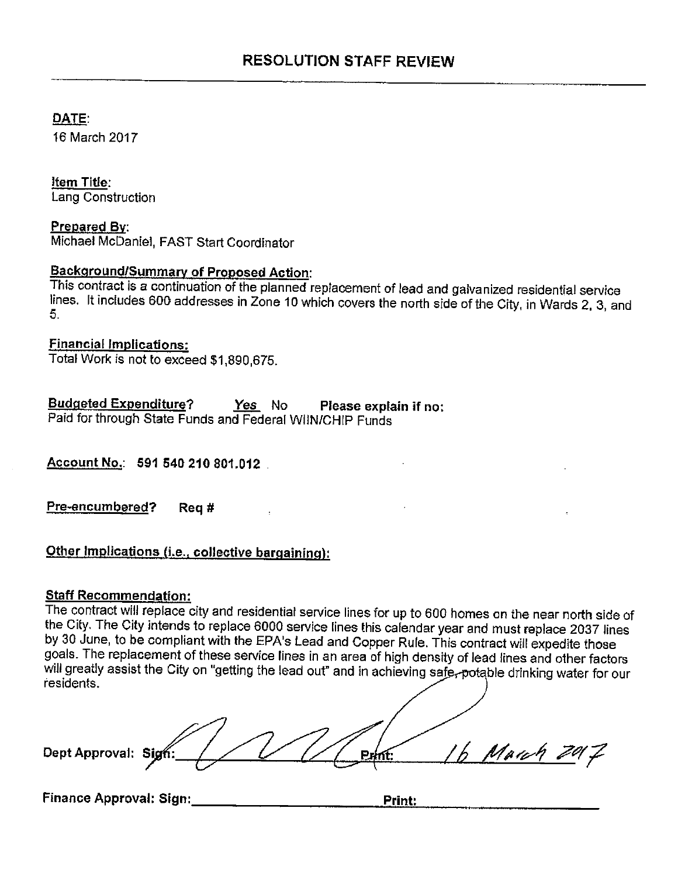# RESOLUTION STAFF REVIEW

**DATE:**
16 March 2017

**Item Title:**
Lang Construction

**Prepared By:**
Michael McDaniel, FAST Start Coordinator

**Background/Summary of Proposed Action:**
This contract is a continuation of the planned replacement of lead and galvanized residential service lines. It includes 600 addresses in Zone 10 which covers the north side of the City, in Wards 2, 3, and 5.

**Financial Implications:**
Total Work is not to exceed $1,890,675.

**Budgeted Expenditure?** *Yes* No **Please explain if no:**
Paid for through State Funds and Federal WIIN/CHIP Funds

**Account No.:** **591 540 210 801.012**

**Pre-encumbered?** **Req #**

**Other Implications (i.e., collective bargaining):**

**Staff Recommendation:**
The contract will replace city and residential service lines for up to 600 homes on the near north side of the City. The City intends to replace 6000 service lines this calendar year and must replace 2037 lines by 30 June, to be compliant with the EPA's Lead and Copper Rule. This contract will expedite those goals. The replacement of these service lines in an area of high density of lead lines and other factors will greatly assist the City on "getting the lead out" and in achieving safe, potable drinking water for our residents.

**Dept Approval: Sign:** ____________ **Print:** 16 March 2017

**Finance Approval: Sign:** ____________ **Print:** ____________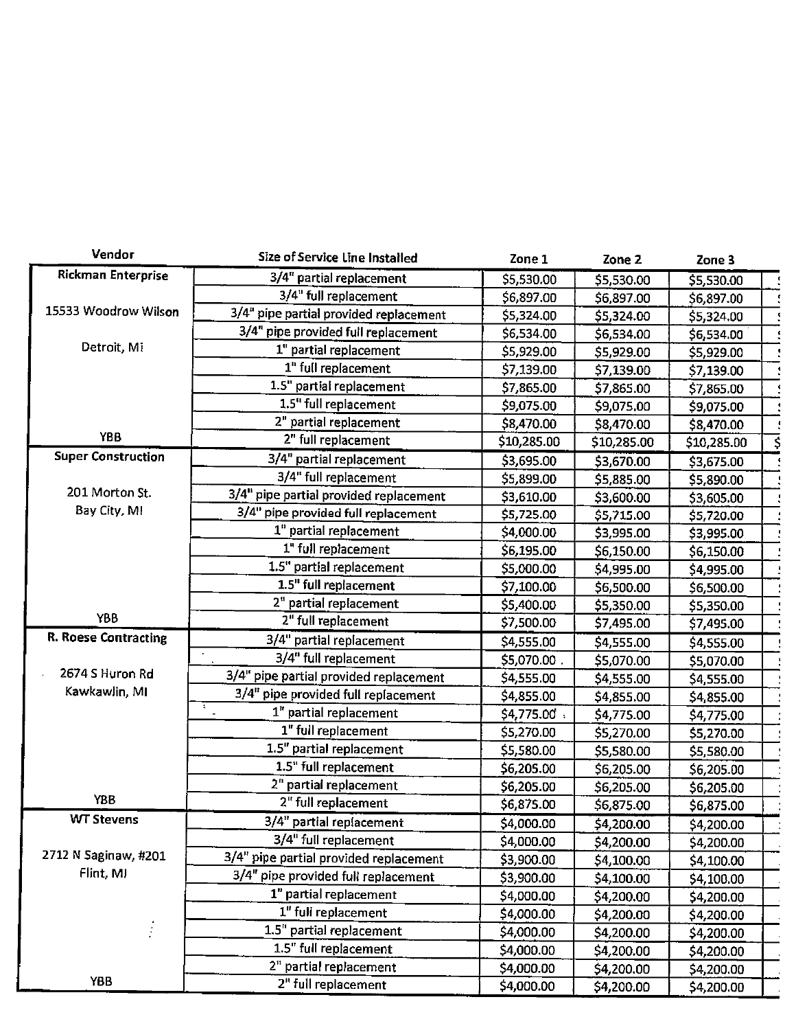| Vendor | Size of Service Line Installed | Zone 1 | Zone 2 | Zone 3 |
|---|---|---|---|---|
| Rickman Enterprise | 3/4" partial replacement | $5,530.00 | $5,530.00 | $5,530.00 |
| | 3/4" full replacement | $6,897.00 | $6,897.00 | $6,897.00 |
| 15533 Woodrow Wilson | 3/4" pipe partial provided replacement | $5,324.00 | $5,324.00 | $5,324.00 |
| | 3/4" pipe provided full replacement | $6,534.00 | $6,534.00 | $6,534.00 |
| Detroit, MI | 1" partial replacement | $5,929.00 | $5,929.00 | $5,929.00 |
| | 1" full replacement | $7,139.00 | $7,139.00 | $7,139.00 |
| | 1.5" partial replacement | $7,865.00 | $7,865.00 | $7,865.00 |
| | 1.5" full replacement | $9,075.00 | $9,075.00 | $9,075.00 |
| | 2" partial replacement | $8,470.00 | $8,470.00 | $8,470.00 |
| YBB | 2" full replacement | $10,285.00 | $10,285.00 | $10,285.00 |
| Super Construction | 3/4" partial replacement | $3,695.00 | $3,670.00 | $3,675.00 |
| | 3/4" full replacement | $5,899.00 | $5,885.00 | $5,890.00 |
| 201 Morton St. | 3/4" pipe partial provided replacement | $3,610.00 | $3,600.00 | $3,605.00 |
| Bay City, MI | 3/4" pipe provided full replacement | $5,725.00 | $5,715.00 | $5,720.00 |
| | 1" partial replacement | $4,000.00 | $3,995.00 | $3,995.00 |
| | 1" full replacement | $6,195.00 | $6,150.00 | $6,150.00 |
| | 1.5" partial replacement | $5,000.00 | $4,995.00 | $4,995.00 |
| | 1.5" full replacement | $7,100.00 | $6,500.00 | $6,500.00 |
| | 2" partial replacement | $5,400.00 | $5,350.00 | $5,350.00 |
| YBB | 2" full replacement | $7,500.00 | $7,495.00 | $7,495.00 |
| R. Roese Contracting | 3/4" partial replacement | $4,555.00 | $4,555.00 | $4,555.00 |
| | 3/4" full replacement | $5,070.00 | $5,070.00 | $5,070.00 |
| 2674 S Huron Rd | 3/4" pipe partial provided replacement | $4,555.00 | $4,555.00 | $4,555.00 |
| Kawkawlin, MI | 3/4" pipe provided full replacement | $4,855.00 | $4,855.00 | $4,855.00 |
| | 1" partial replacement | $4,775.00 | $4,775.00 | $4,775.00 |
| | 1" full replacement | $5,270.00 | $5,270.00 | $5,270.00 |
| | 1.5" partial replacement | $5,580.00 | $5,580.00 | $5,580.00 |
| | 1.5" full replacement | $6,205.00 | $6,205.00 | $6,205.00 |
| | 2" partial replacement | $6,205.00 | $6,205.00 | $6,205.00 |
| YBB | 2" full replacement | $6,875.00 | $6,875.00 | $6,875.00 |
| WT Stevens | 3/4" partial replacement | $4,000.00 | $4,200.00 | $4,200.00 |
| | 3/4" full replacement | $4,000.00 | $4,200.00 | $4,200.00 |
| 2712 N Saginaw, #201 | 3/4" pipe partial provided replacement | $3,900.00 | $4,100.00 | $4,100.00 |
| Flint, MI | 3/4" pipe provided full replacement | $3,900.00 | $4,100.00 | $4,100.00 |
| | 1" partial replacement | $4,000.00 | $4,200.00 | $4,200.00 |
| | 1" full replacement | $4,000.00 | $4,200.00 | $4,200.00 |
| | 1.5" partial replacement | $4,000.00 | $4,200.00 | $4,200.00 |
| | 1.5" full replacement | $4,000.00 | $4,200.00 | $4,200.00 |
| | 2" partial replacement | $4,000.00 | $4,200.00 | $4,200.00 |
| YBB | 2" full replacement | $4,000.00 | $4,200.00 | $4,200.00 |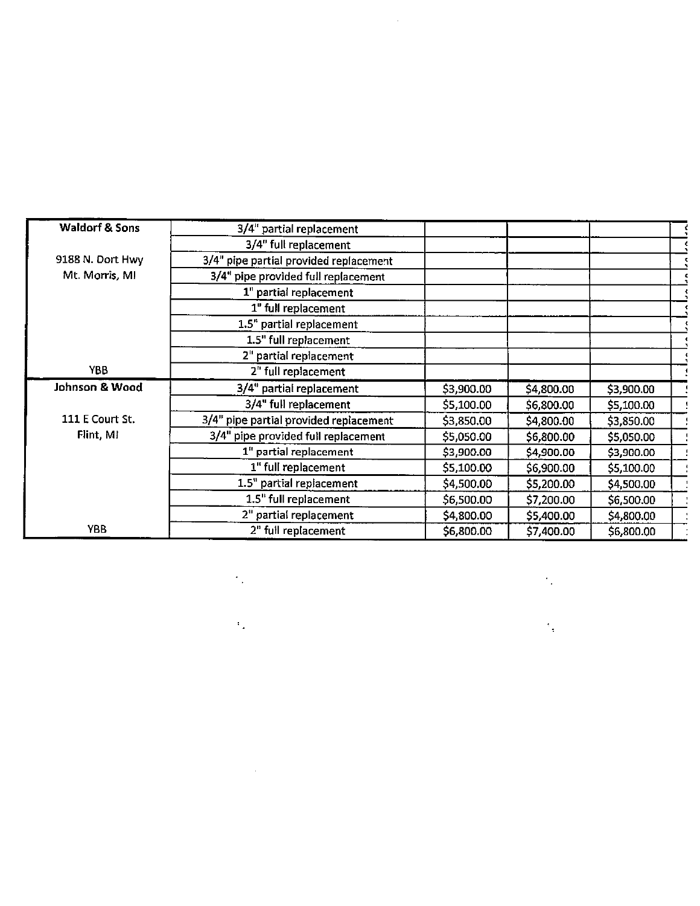| | | | | | |
|---|---|---|---|---|---|
| **Waldorf & Sons** | 3/4" partial replacement | | | | |
| | 3/4" full replacement | | | | |
| 9188 N. Dort Hwy | 3/4" pipe partial provided replacement | | | | |
| Mt. Morris, MI | 3/4" pipe provided full replacement | | | | |
| | 1" partial replacement | | | | |
| | 1" full replacement | | | | |
| | 1.5" partial replacement | | | | |
| | 1.5" full replacement | | | | |
| | 2" partial replacement | | | | |
| YBB | 2" full replacement | | | | |
| **Johnson & Wood** | 3/4" partial replacement | $3,900.00 | $4,800.00 | $3,900.00 | |
| | 3/4" full replacement | $5,100.00 | $6,800.00 | $5,100.00 | |
| 111 E Court St. | 3/4" pipe partial provided replacement | $3,850.00 | $4,800.00 | $3,850.00 | |
| Flint, MI | 3/4" pipe provided full replacement | $5,050.00 | $6,800.00 | $5,050.00 | |
| | 1" partial replacement | $3,900.00 | $4,900.00 | $3,900.00 | |
| | 1" full replacement | $5,100.00 | $6,900.00 | $5,100.00 | |
| | 1.5" partial replacement | $4,500.00 | $5,200.00 | $4,500.00 | |
| | 1.5" full replacement | $6,500.00 | $7,200.00 | $6,500.00 | |
| | 2" partial replacement | $4,800.00 | $5,400.00 | $4,800.00 | |
| YBB | 2" full replacement | $6,800.00 | $7,400.00 | $6,800.00 | |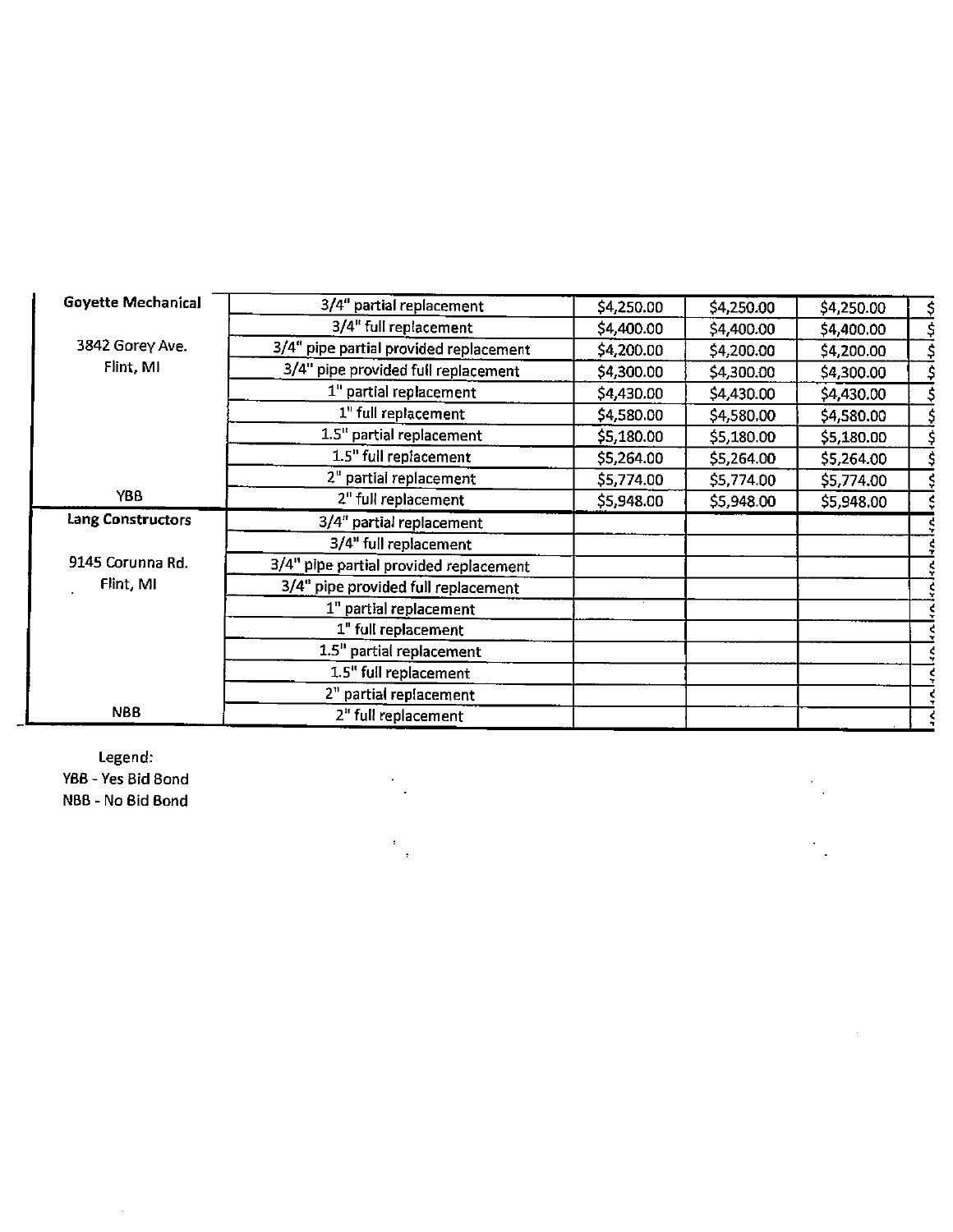| | | | | | |
|---|---|---|---|---|---|
| **Goyette Mechanical** | 3/4" partial replacement | $4,250.00 | $4,250.00 | $4,250.00 | $ |
| | 3/4" full replacement | $4,400.00 | $4,400.00 | $4,400.00 | $ |
| 3842 Gorey Ave. | 3/4" pipe partial provided replacement | $4,200.00 | $4,200.00 | $4,200.00 | $ |
| Flint, MI | 3/4" pipe provided full replacement | $4,300.00 | $4,300.00 | $4,300.00 | $ |
| | 1" partial replacement | $4,430.00 | $4,430.00 | $4,430.00 | $ |
| | 1" full replacement | $4,580.00 | $4,580.00 | $4,580.00 | $ |
| | 1.5" partial replacement | $5,180.00 | $5,180.00 | $5,180.00 | $ |
| | 1.5" full replacement | $5,264.00 | $5,264.00 | $5,264.00 | $ |
| | 2" partial replacement | $5,774.00 | $5,774.00 | $5,774.00 | $ |
| YBB | 2" full replacement | $5,948.00 | $5,948.00 | $5,948.00 | $ |
| **Lang Constructors** | 3/4" partial replacement | | | | $ |
| | 3/4" full replacement | | | | $ |
| 9145 Corunna Rd. | 3/4" pipe partial provided replacement | | | | $ |
| Flint, MI | 3/4" pipe provided full replacement | | | | $ |
| | 1" partial replacement | | | | $ |
| | 1" full replacement | | | | $ |
| | 1.5" partial replacement | | | | $ |
| | 1.5" full replacement | | | | $ |
| | 2" partial replacement | | | | $ |
| NBB | 2" full replacement | | | | $ |

Legend:
YBB - Yes Bid Bond
NBB - No Bid Bond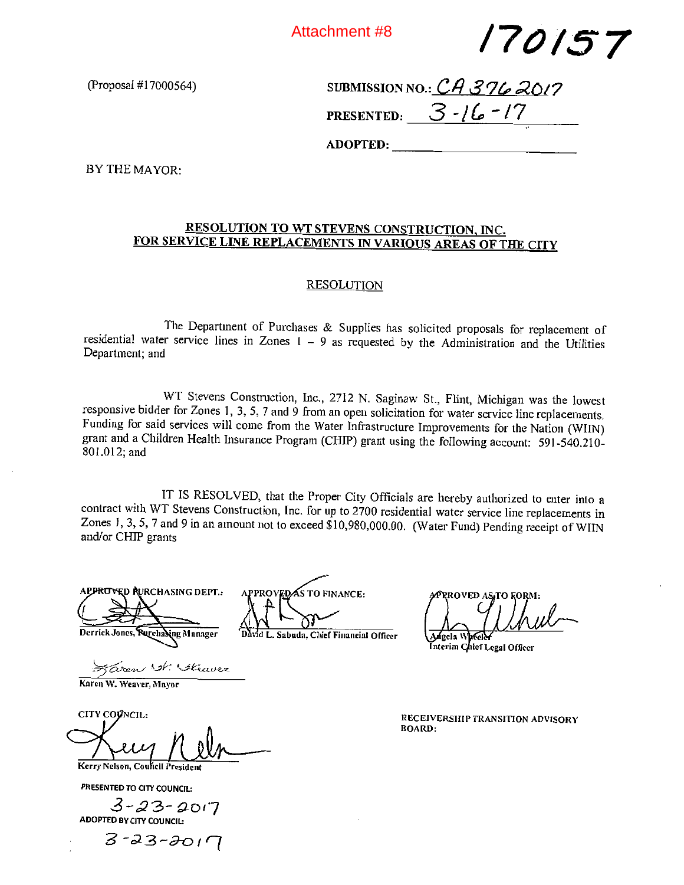Attachment #8

170157

(Proposal #17000564)

SUBMISSION NO.: CA 376 2017

PRESENTED: 3-16-17

ADOPTED: ______________

BY THE MAYOR:

## RESOLUTION TO WT STEVENS CONSTRUCTION, INC. FOR SERVICE LINE REPLACEMENTS IN VARIOUS AREAS OF THE CITY

### RESOLUTION

The Department of Purchases & Supplies has solicited proposals for replacement of residential water service lines in Zones 1 – 9 as requested by the Administration and the Utilities Department; and

WT Stevens Construction, Inc., 2712 N. Saginaw St., Flint, Michigan was the lowest responsive bidder for Zones 1, 3, 5, 7 and 9 from an open solicitation for water service line replacements. Funding for said services will come from the Water Infrastructure Improvements for the Nation (WIIN) grant and a Children Health Insurance Program (CHIP) grant using the following account: 591-540.210-801.012; and

IT IS RESOLVED, that the Proper City Officials are hereby authorized to enter into a contract with WT Stevens Construction, Inc. for up to 2700 residential water service line replacements in Zones 1, 3, 5, 7 and 9 in an amount not to exceed $10,980,000.00. (Water Fund) Pending receipt of WIIN and/or CHIP grants

APPROVED PURCHASING DEPT.:
Derrick Jones, Purchasing Manager

APPROVED AS TO FINANCE:
David L. Sabuda, Chief Financial Officer

APPROVED AS TO FORM:
Angela Wheeler
Interim Chief Legal Officer

Karen W. Weaver, Mayor

CITY COUNCIL:
Kerry Nelson, Council President

RECEIVERSHIP TRANSITION ADVISORY BOARD:

PRESENTED TO CITY COUNCIL:
3-23-2017

ADOPTED BY CITY COUNCIL:
3-23-2017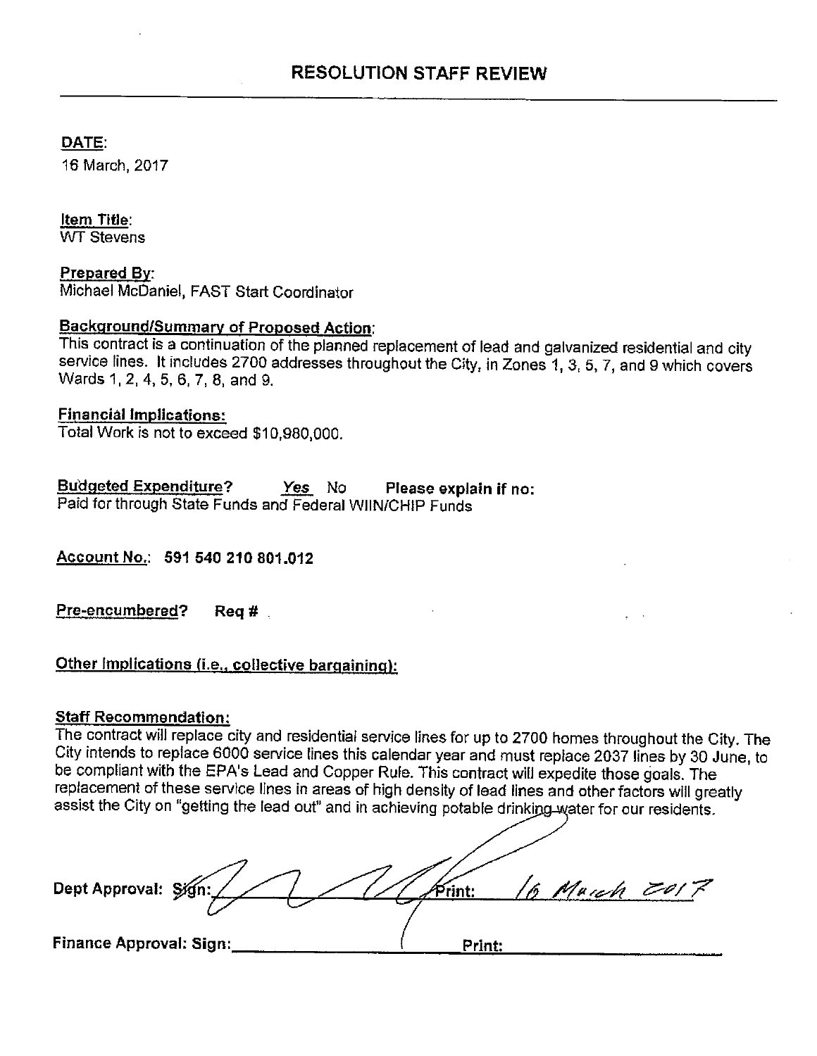# RESOLUTION STAFF REVIEW

**DATE:**
16 March, 2017

**Item Title:**
WT Stevens

**Prepared By:**
Michael McDaniel, FAST Start Coordinator

**Background/Summary of Proposed Action:**
This contract is a continuation of the planned replacement of lead and galvanized residential and city service lines. It includes 2700 addresses throughout the City, in Zones 1, 3, 5, 7, and 9 which covers Wards 1, 2, 4, 5, 6, 7, 8, and 9.

**Financial Implications:**
Total Work is not to exceed $10,980,000.

**Budgeted Expenditure?** *Yes* No **Please explain if no:**
Paid for through State Funds and Federal WIIN/CHIP Funds

**Account No.: 591 540 210 801.012**

**Pre-encumbered? Req #**

**Other Implications (i.e., collective bargaining):**

**Staff Recommendation:**
The contract will replace city and residential service lines for up to 2700 homes throughout the City. The City intends to replace 6000 service lines this calendar year and must replace 2037 lines by 30 June, to be compliant with the EPA's Lead and Copper Rule. This contract will expedite those goals. The replacement of these service lines in areas of high density of lead lines and other factors will greatly assist the City on "getting the lead out" and in achieving potable drinking water for our residents.

**Dept Approval: Sign:** [signature] **Print:** 16 March 2017

**Finance Approval: Sign:** __________ **Print:** __________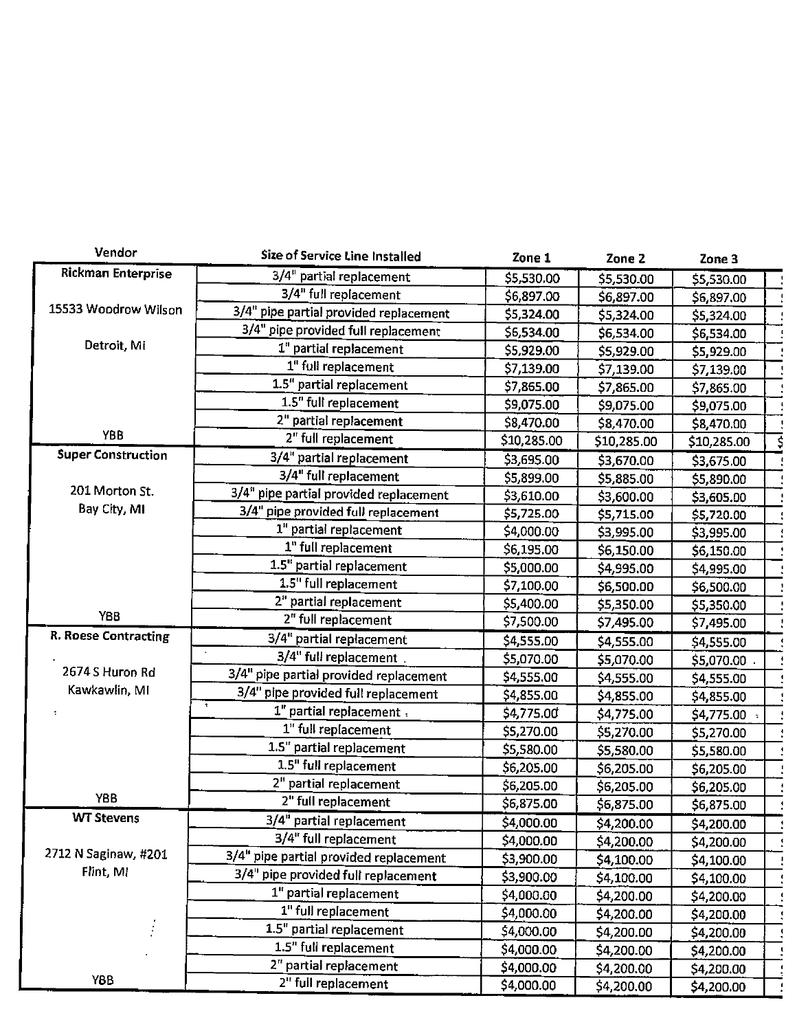| Vendor | Size of Service Line Installed | Zone 1 | Zone 2 | Zone 3 |
|---|---|---|---|---|
| Rickman Enterprise | 3/4" partial replacement | $5,530.00 | $5,530.00 | $5,530.00 |
| | 3/4" full replacement | $6,897.00 | $6,897.00 | $6,897.00 |
| 15533 Woodrow Wilson | 3/4" pipe partial provided replacement | $5,324.00 | $5,324.00 | $5,324.00 |
| | 3/4" pipe provided full replacement | $6,534.00 | $6,534.00 | $6,534.00 |
| Detroit, MI | 1" partial replacement | $5,929.00 | $5,929.00 | $5,929.00 |
| | 1" full replacement | $7,139.00 | $7,139.00 | $7,139.00 |
| | 1.5" partial replacement | $7,865.00 | $7,865.00 | $7,865.00 |
| | 1.5" full replacement | $9,075.00 | $9,075.00 | $9,075.00 |
| | 2" partial replacement | $8,470.00 | $8,470.00 | $8,470.00 |
| YBB | 2" full replacement | $10,285.00 | $10,285.00 | $10,285.00 |
| Super Construction | 3/4" partial replacement | $3,695.00 | $3,670.00 | $3,675.00 |
| | 3/4" full replacement | $5,899.00 | $5,885.00 | $5,890.00 |
| 201 Morton St. | 3/4" pipe partial provided replacement | $3,610.00 | $3,600.00 | $3,605.00 |
| Bay City, MI | 3/4" pipe provided full replacement | $5,725.00 | $5,715.00 | $5,720.00 |
| | 1" partial replacement | $4,000.00 | $3,995.00 | $3,995.00 |
| | 1" full replacement | $6,195.00 | $6,150.00 | $6,150.00 |
| | 1.5" partial replacement | $5,000.00 | $4,995.00 | $4,995.00 |
| | 1.5" full replacement | $7,100.00 | $6,500.00 | $6,500.00 |
| | 2" partial replacement | $5,400.00 | $5,350.00 | $5,350.00 |
| YBB | 2" full replacement | $7,500.00 | $7,495.00 | $7,495.00 |
| R. Roese Contracting | 3/4" partial replacement | $4,555.00 | $4,555.00 | $4,555.00 |
| | 3/4" full replacement | $5,070.00 | $5,070.00 | $5,070.00 |
| 2674 S Huron Rd | 3/4" pipe partial provided replacement | $4,555.00 | $4,555.00 | $4,555.00 |
| Kawkawlin, MI | 3/4" pipe provided full replacement | $4,855.00 | $4,855.00 | $4,855.00 |
| | 1" partial replacement | $4,775.00 | $4,775.00 | $4,775.00 |
| | 1" full replacement | $5,270.00 | $5,270.00 | $5,270.00 |
| | 1.5" partial replacement | $5,580.00 | $5,580.00 | $5,580.00 |
| | 1.5" full replacement | $6,205.00 | $6,205.00 | $6,205.00 |
| | 2" partial replacement | $6,205.00 | $6,205.00 | $6,205.00 |
| YBB | 2" full replacement | $6,875.00 | $6,875.00 | $6,875.00 |
| WT Stevens | 3/4" partial replacement | $4,000.00 | $4,200.00 | $4,200.00 |
| | 3/4" full replacement | $4,000.00 | $4,200.00 | $4,200.00 |
| 2712 N Saginaw, #201 | 3/4" pipe partial provided replacement | $3,900.00 | $4,100.00 | $4,100.00 |
| Flint, MI | 3/4" pipe provided full replacement | $3,900.00 | $4,100.00 | $4,100.00 |
| | 1" partial replacement | $4,000.00 | $4,200.00 | $4,200.00 |
| | 1" full replacement | $4,000.00 | $4,200.00 | $4,200.00 |
| | 1.5" partial replacement | $4,000.00 | $4,200.00 | $4,200.00 |
| | 1.5" full replacement | $4,000.00 | $4,200.00 | $4,200.00 |
| | 2" partial replacement | $4,000.00 | $4,200.00 | $4,200.00 |
| YBB | 2" full replacement | $4,000.00 | $4,200.00 | $4,200.00 |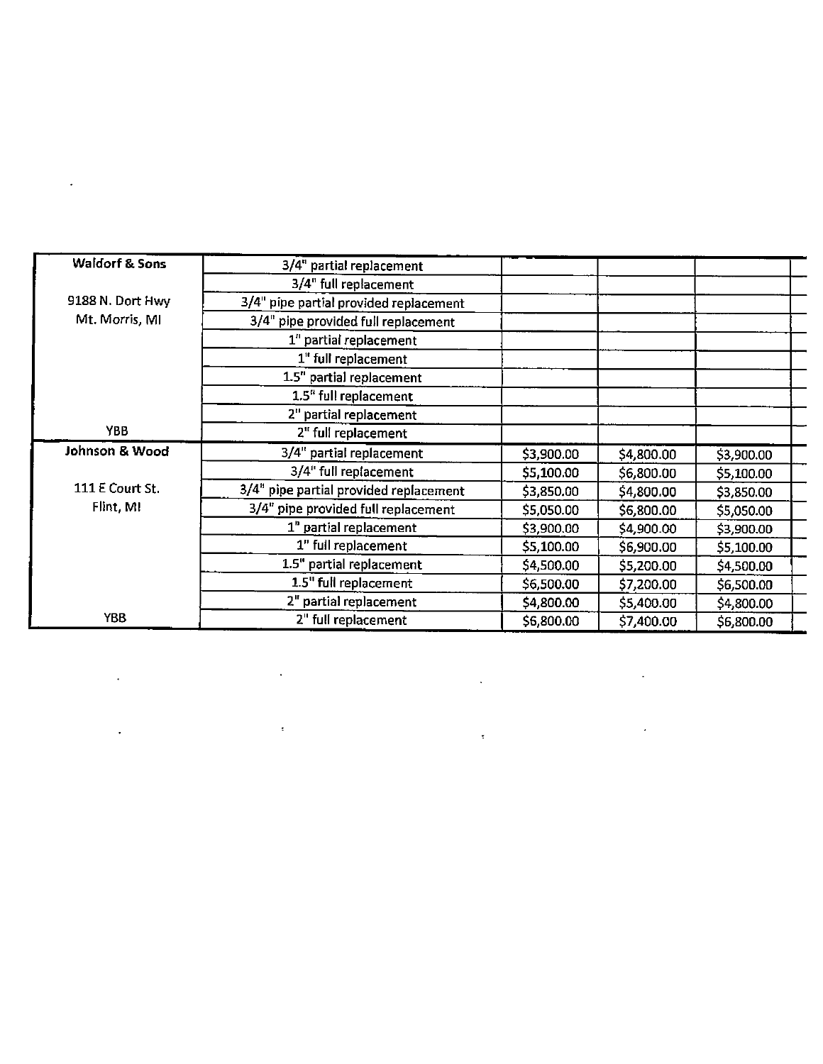| | | | | |
|---|---|---|---|---|
| **Waldorf & Sons** | 3/4" partial replacement | | | |
| | 3/4" full replacement | | | |
| 9188 N. Dort Hwy | 3/4" pipe partial provided replacement | | | |
| Mt. Morris, MI | 3/4" pipe provided full replacement | | | |
| | 1" partial replacement | | | |
| | 1" full replacement | | | |
| | 1.5" partial replacement | | | |
| | 1.5" full replacement | | | |
| | 2" partial replacement | | | |
| YBB | 2" full replacement | | | |
| **Johnson & Wood** | 3/4" partial replacement | $3,900.00 | $4,800.00 | $3,900.00 |
| | 3/4" full replacement | $5,100.00 | $6,800.00 | $5,100.00 |
| 111 E Court St. | 3/4" pipe partial provided replacement | $3,850.00 | $4,800.00 | $3,850.00 |
| Flint, MI | 3/4" pipe provided full replacement | $5,050.00 | $6,800.00 | $5,050.00 |
| | 1" partial replacement | $3,900.00 | $4,900.00 | $3,900.00 |
| | 1" full replacement | $5,100.00 | $6,900.00 | $5,100.00 |
| | 1.5" partial replacement | $4,500.00 | $5,200.00 | $4,500.00 |
| | 1.5" full replacement | $6,500.00 | $7,200.00 | $6,500.00 |
| | 2" partial replacement | $4,800.00 | $5,400.00 | $4,800.00 |
| YBB | 2" full replacement | $6,800.00 | $7,400.00 | $6,800.00 |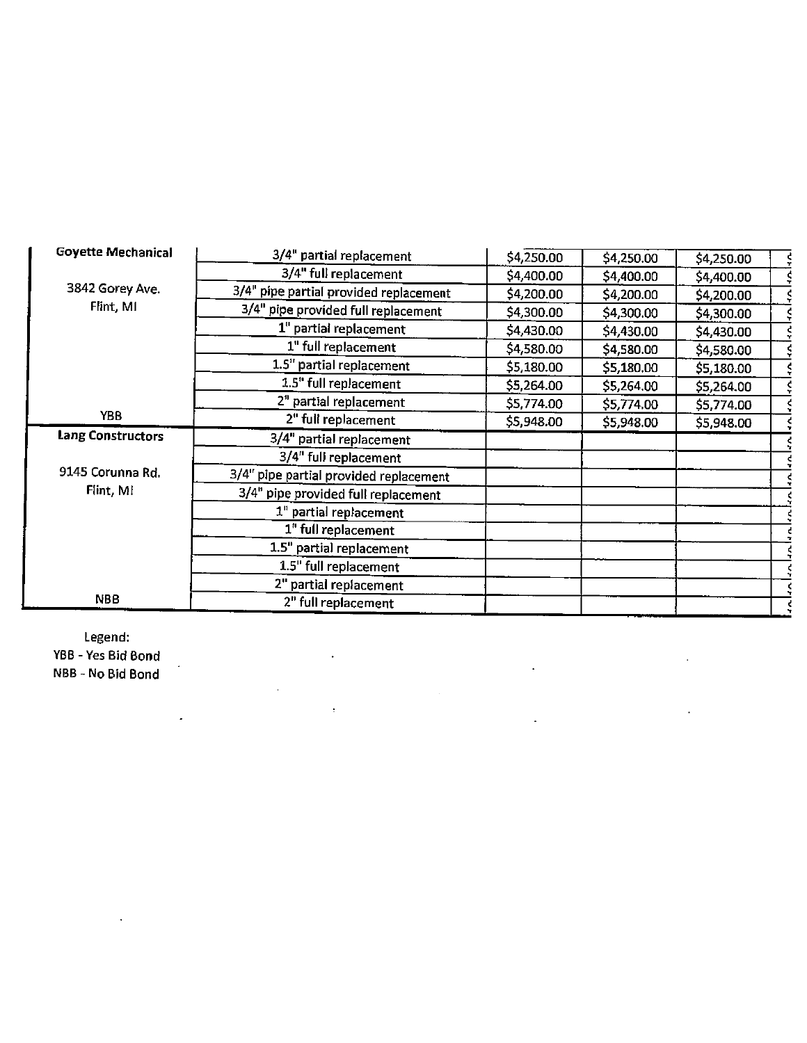| | | | | | |
|---|---|---|---|---|---|
| **Goyette Mechanical** | 3/4" partial replacement | $4,250.00 | $4,250.00 | $4,250.00 | $ |
| | 3/4" full replacement | $4,400.00 | $4,400.00 | $4,400.00 | $ |
| 3842 Gorey Ave. | 3/4" pipe partial provided replacement | $4,200.00 | $4,200.00 | $4,200.00 | $ |
| Flint, MI | 3/4" pipe provided full replacement | $4,300.00 | $4,300.00 | $4,300.00 | $ |
| | 1" partial replacement | $4,430.00 | $4,430.00 | $4,430.00 | $ |
| | 1" full replacement | $4,580.00 | $4,580.00 | $4,580.00 | $ |
| | 1.5" partial replacement | $5,180.00 | $5,180.00 | $5,180.00 | $ |
| | 1.5" full replacement | $5,264.00 | $5,264.00 | $5,264.00 | $ |
| | 2" partial replacement | $5,774.00 | $5,774.00 | $5,774.00 | $ |
| YBB | 2" full replacement | $5,948.00 | $5,948.00 | $5,948.00 | $ |
| **Lang Constructors** | 3/4" partial replacement | | | | $ |
| | 3/4" full replacement | | | | $ |
| 9145 Corunna Rd. | 3/4" pipe partial provided replacement | | | | $ |
| Flint, MI | 3/4" pipe provided full replacement | | | | $ |
| | 1" partial replacement | | | | $ |
| | 1" full replacement | | | | $ |
| | 1.5" partial replacement | | | | $ |
| | 1.5" full replacement | | | | $ |
| | 2" partial replacement | | | | $ |
| NBB | 2" full replacement | | | | $ |

Legend:
YBB - Yes Bid Bond
NBB - No Bid Bond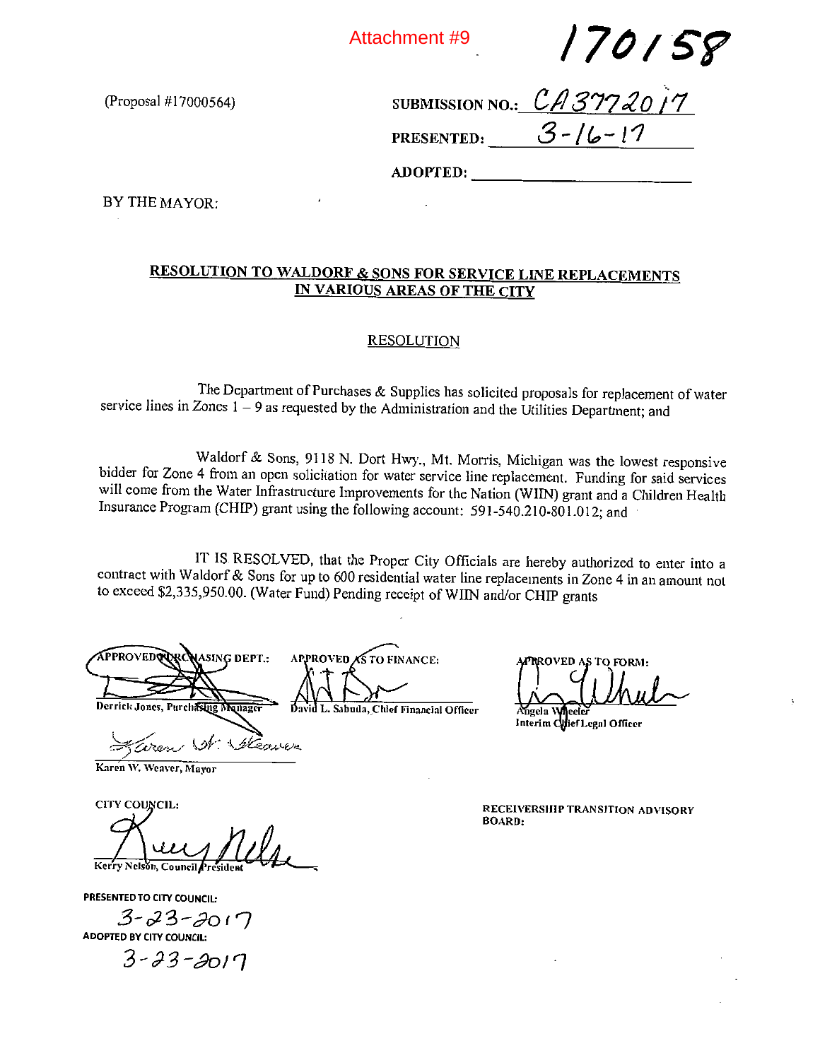Attachment #9

170158

(Proposal #17000564)

SUBMISSION NO.: CA3772017

PRESENTED: 3-16-17

ADOPTED: ______________________

BY THE MAYOR:

## RESOLUTION TO WALDORF & SONS FOR SERVICE LINE REPLACEMENTS IN VARIOUS AREAS OF THE CITY

### RESOLUTION

The Department of Purchases & Supplies has solicited proposals for replacement of water service lines in Zones 1 – 9 as requested by the Administration and the Utilities Department; and

Waldorf & Sons, 9118 N. Dort Hwy., Mt. Morris, Michigan was the lowest responsive bidder for Zone 4 from an open solicitation for water service line replacement. Funding for said services will come from the Water Infrastructure Improvements for the Nation (WIIN) grant and a Children Health Insurance Program (CHIP) grant using the following account: 591-540.210-801.012; and

IT IS RESOLVED, that the Proper City Officials are hereby authorized to enter into a contract with Waldorf & Sons for up to 600 residential water line replacements in Zone 4 in an amount not to exceed $2,335,950.00. (Water Fund) Pending receipt of WIIN and/or CHIP grants

APPROVED PURCHASING DEPT.:

Derrick Jones, Purchasing Manager

APPROVED AS TO FINANCE:

David L. Sabuda, Chief Financial Officer

APPROVED AS TO FORM:

Angela Wheeler
Interim Chief Legal Officer

Karen W. Weaver, Mayor

CITY COUNCIL:

Kerry Nelson, Council President

RECEIVERSHIP TRANSITION ADVISORY BOARD:

PRESENTED TO CITY COUNCIL:

3-23-2017

ADOPTED BY CITY COUNCIL:

3-23-2017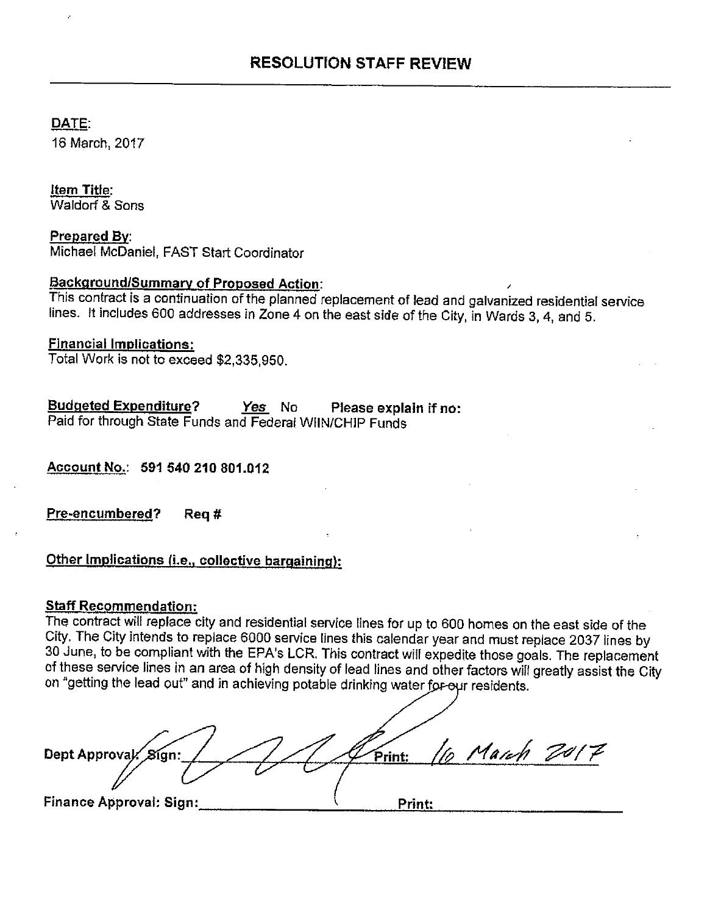# RESOLUTION STAFF REVIEW

**DATE**:
16 March, 2017

**Item Title**:
Waldorf & Sons

**Prepared By**:
Michael McDaniel, FAST Start Coordinator

**Background/Summary of Proposed Action**:
This contract is a continuation of the planned replacement of lead and galvanized residential service lines. It includes 600 addresses in Zone 4 on the east side of the City, in Wards 3, 4, and 5.

**Financial Implications:**
Total Work is not to exceed $2,335,950.

**Budgeted Expenditure?** *Yes* No **Please explain if no:**
Paid for through State Funds and Federal WIIN/CHIP Funds

**Account No.**: **591 540 210 801.012**

**Pre-encumbered?** **Req #**

**Other Implications (i.e., collective bargaining):**

**Staff Recommendation:**
The contract will replace city and residential service lines for up to 600 homes on the east side of the City. The City intends to replace 6000 service lines this calendar year and must replace 2037 lines by 30 June, to be compliant with the EPA's LCR. This contract will expedite those goals. The replacement of these service lines in an area of high density of lead lines and other factors will greatly assist the City on "getting the lead out" and in achieving potable drinking water for our residents.

**Dept Approval: Sign:** _________ **Print:** 16 March 2017

**Finance Approval: Sign:** _________ **Print:** _________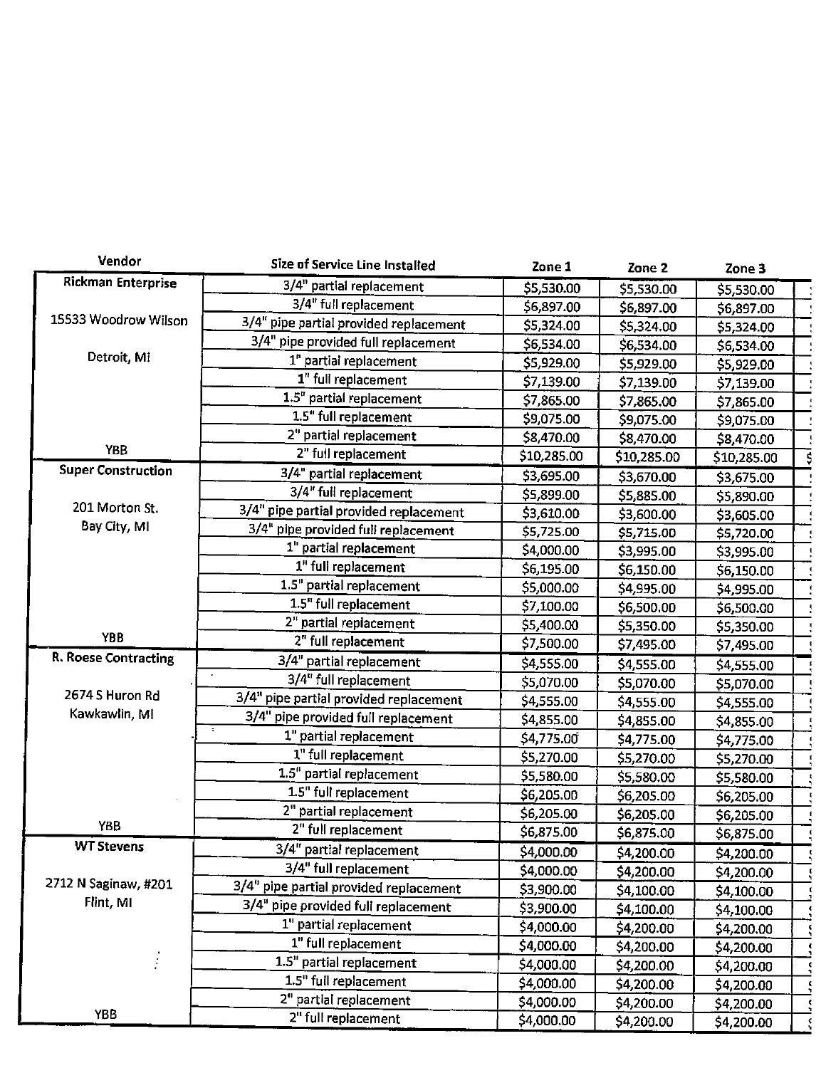| Vendor | Size of Service Line Installed | Zone 1 | Zone 2 | Zone 3 |
|---|---|---|---|---|
| **Rickman Enterprise** | 3/4" partial replacement | $5,530.00 | $5,530.00 | $5,530.00 |
| | 3/4" full replacement | $6,897.00 | $6,897.00 | $6,897.00 |
| 15533 Woodrow Wilson | 3/4" pipe partial provided replacement | $5,324.00 | $5,324.00 | $5,324.00 |
| | 3/4" pipe provided full replacement | $6,534.00 | $6,534.00 | $6,534.00 |
| Detroit, MI | 1" partial replacement | $5,929.00 | $5,929.00 | $5,929.00 |
| | 1" full replacement | $7,139.00 | $7,139.00 | $7,139.00 |
| | 1.5" partial replacement | $7,865.00 | $7,865.00 | $7,865.00 |
| | 1.5" full replacement | $9,075.00 | $9,075.00 | $9,075.00 |
| | 2" partial replacement | $8,470.00 | $8,470.00 | $8,470.00 |
| YBB | 2" full replacement | $10,285.00 | $10,285.00 | $10,285.00 |
| **Super Construction** | 3/4" partial replacement | $3,695.00 | $3,670.00 | $3,675.00 |
| | 3/4" full replacement | $5,899.00 | $5,885.00 | $5,890.00 |
| 201 Morton St. | 3/4" pipe partial provided replacement | $3,610.00 | $3,600.00 | $3,605.00 |
| Bay City, MI | 3/4" pipe provided full replacement | $5,725.00 | $5,715.00 | $5,720.00 |
| | 1" partial replacement | $4,000.00 | $3,995.00 | $3,995.00 |
| | 1" full replacement | $6,195.00 | $6,150.00 | $6,150.00 |
| | 1.5" partial replacement | $5,000.00 | $4,995.00 | $4,995.00 |
| | 1.5" full replacement | $7,100.00 | $6,500.00 | $6,500.00 |
| | 2" partial replacement | $5,400.00 | $5,350.00 | $5,350.00 |
| YBB | 2" full replacement | $7,500.00 | $7,495.00 | $7,495.00 |
| **R. Roese Contracting** | 3/4" partial replacement | $4,555.00 | $4,555.00 | $4,555.00 |
| | 3/4" full replacement | $5,070.00 | $5,070.00 | $5,070.00 |
| 2674 S Huron Rd | 3/4" pipe partial provided replacement | $4,555.00 | $4,555.00 | $4,555.00 |
| Kawkawlin, MI | 3/4" pipe provided full replacement | $4,855.00 | $4,855.00 | $4,855.00 |
| | 1" partial replacement | $4,775.00 | $4,775.00 | $4,775.00 |
| | 1" full replacement | $5,270.00 | $5,270.00 | $5,270.00 |
| | 1.5" partial replacement | $5,580.00 | $5,580.00 | $5,580.00 |
| | 1.5" full replacement | $6,205.00 | $6,205.00 | $6,205.00 |
| | 2" partial replacement | $6,205.00 | $6,205.00 | $6,205.00 |
| YBB | 2" full replacement | $6,875.00 | $6,875.00 | $6,875.00 |
| **WT Stevens** | 3/4" partial replacement | $4,000.00 | $4,200.00 | $4,200.00 |
| | 3/4" full replacement | $4,000.00 | $4,200.00 | $4,200.00 |
| 2712 N Saginaw, #201 | 3/4" pipe partial provided replacement | $3,900.00 | $4,100.00 | $4,100.00 |
| Flint, MI | 3/4" pipe provided full replacement | $3,900.00 | $4,100.00 | $4,100.00 |
| | 1" partial replacement | $4,000.00 | $4,200.00 | $4,200.00 |
| | 1" full replacement | $4,000.00 | $4,200.00 | $4,200.00 |
| | 1.5" partial replacement | $4,000.00 | $4,200.00 | $4,200.00 |
| | 1.5" full replacement | $4,000.00 | $4,200.00 | $4,200.00 |
| | 2" partial replacement | $4,000.00 | $4,200.00 | $4,200.00 |
| YBB | 2" full replacement | $4,000.00 | $4,200.00 | $4,200.00 |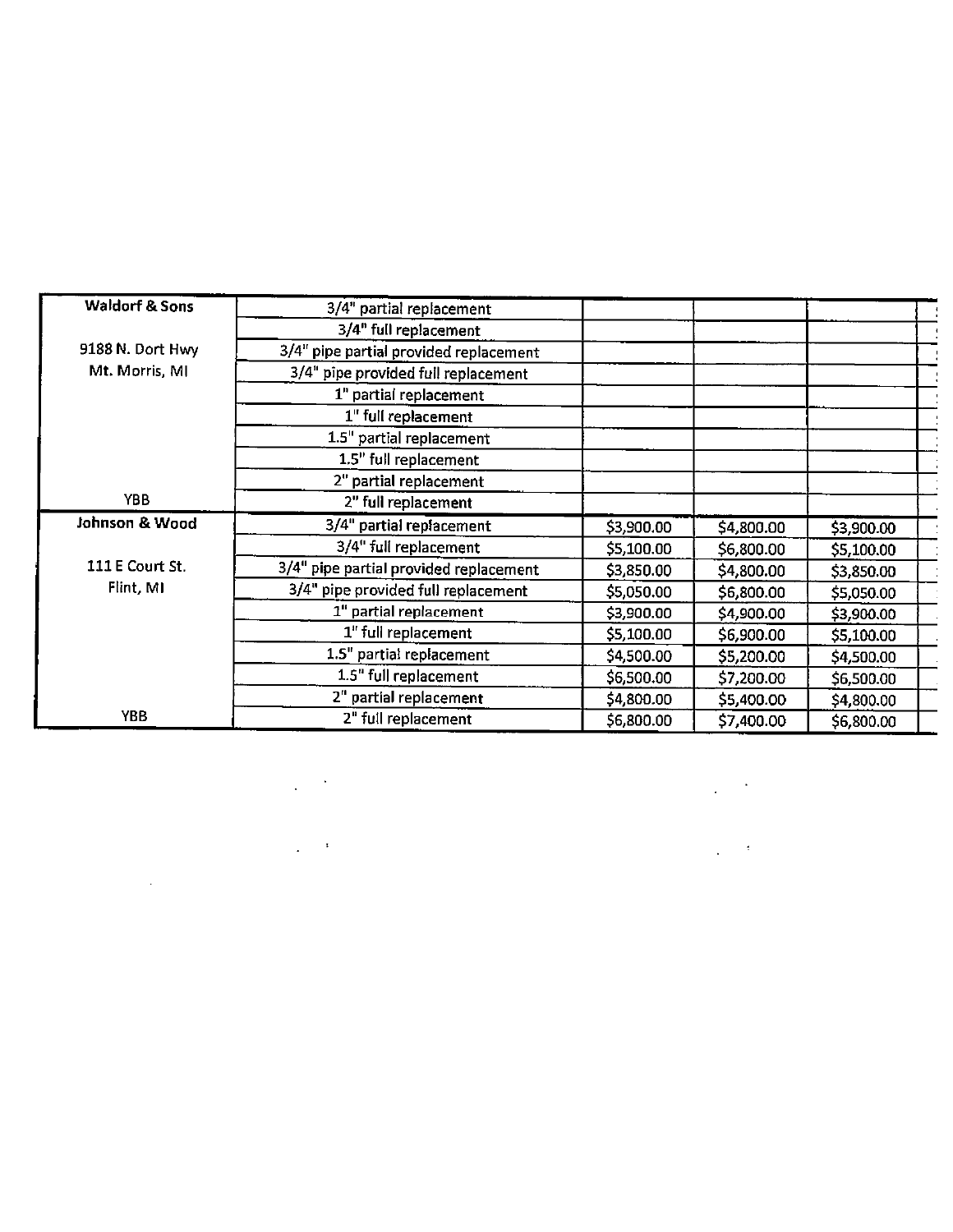| | | | | | |
|---|---|---|---|---|---|
| **Waldorf & Sons** | 3/4" partial replacement | | | | |
| | 3/4" full replacement | | | | |
| 9188 N. Dort Hwy | 3/4" pipe partial provided replacement | | | | |
| Mt. Morris, MI | 3/4" pipe provided full replacement | | | | |
| | 1" partial replacement | | | | |
| | 1" full replacement | | | | |
| | 1.5" partial replacement | | | | |
| | 1.5" full replacement | | | | |
| | 2" partial replacement | | | | |
| YBB | 2" full replacement | | | | |
| **Johnson & Wood** | 3/4" partial replacement | $3,900.00 | $4,800.00 | $3,900.00 | |
| | 3/4" full replacement | $5,100.00 | $6,800.00 | $5,100.00 | |
| 111 E Court St. | 3/4" pipe partial provided replacement | $3,850.00 | $4,800.00 | $3,850.00 | |
| Flint, MI | 3/4" pipe provided full replacement | $5,050.00 | $6,800.00 | $5,050.00 | |
| | 1" partial replacement | $3,900.00 | $4,900.00 | $3,900.00 | |
| | 1" full replacement | $5,100.00 | $6,900.00 | $5,100.00 | |
| | 1.5" partial replacement | $4,500.00 | $5,200.00 | $4,500.00 | |
| | 1.5" full replacement | $6,500.00 | $7,200.00 | $6,500.00 | |
| | 2" partial replacement | $4,800.00 | $5,400.00 | $4,800.00 | |
| YBB | 2" full replacement | $6,800.00 | $7,400.00 | $6,800.00 | |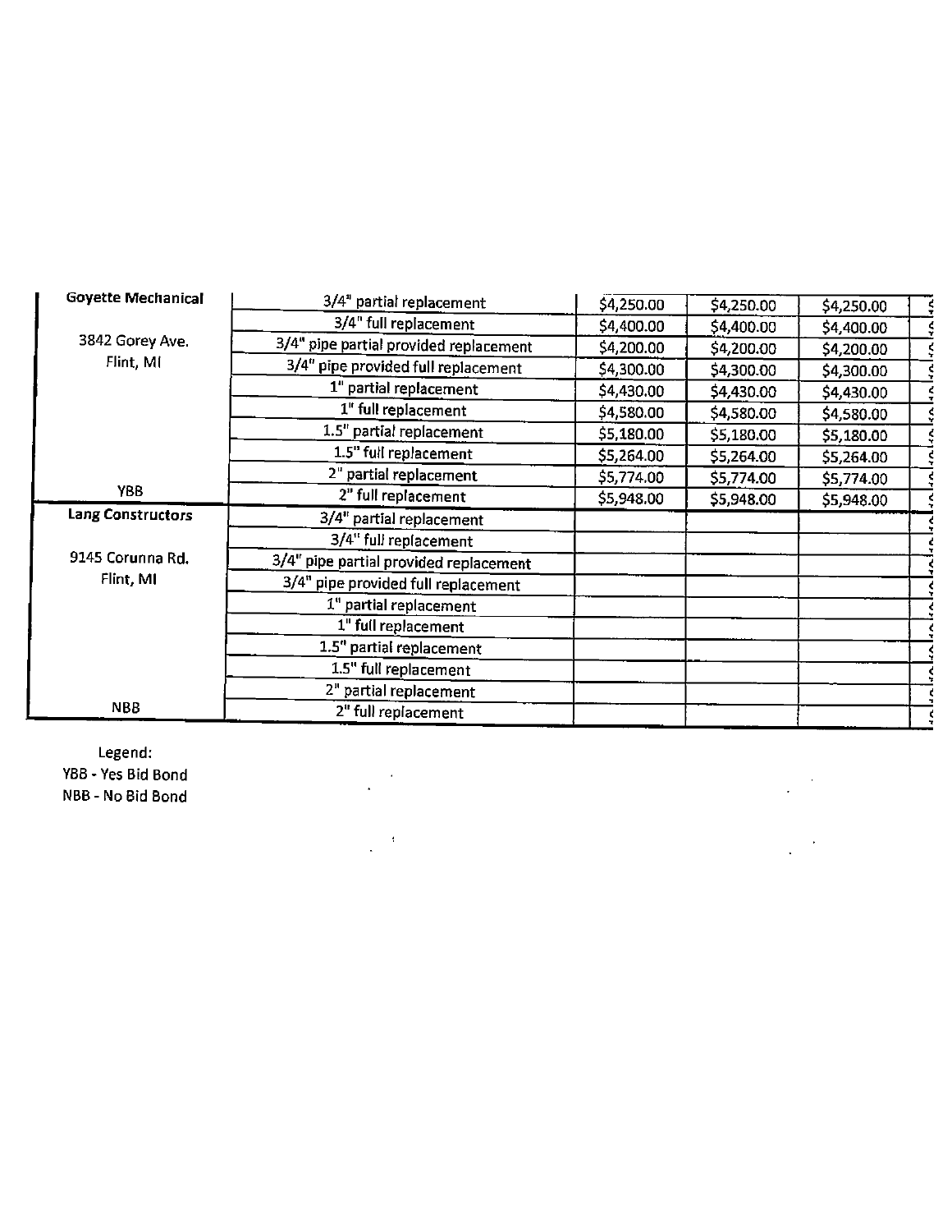| | | | | | |
|---|---|---|---|---|---|
| **Goyette Mechanical** | 3/4" partial replacement | $4,250.00 | $4,250.00 | $4,250.00 | $ |
| | 3/4" full replacement | $4,400.00 | $4,400.00 | $4,400.00 | $ |
| 3842 Gorey Ave. Flint, MI | 3/4" pipe partial provided replacement | $4,200.00 | $4,200.00 | $4,200.00 | $ |
| | 3/4" pipe provided full replacement | $4,300.00 | $4,300.00 | $4,300.00 | $ |
| | 1" partial replacement | $4,430.00 | $4,430.00 | $4,430.00 | $ |
| | 1" full replacement | $4,580.00 | $4,580.00 | $4,580.00 | $ |
| | 1.5" partial replacement | $5,180.00 | $5,180.00 | $5,180.00 | $ |
| | 1.5" full replacement | $5,264.00 | $5,264.00 | $5,264.00 | $ |
| | 2" partial replacement | $5,774.00 | $5,774.00 | $5,774.00 | $ |
| YBB | 2" full replacement | $5,948.00 | $5,948.00 | $5,948.00 | $ |
| **Lang Constructors** | 3/4" partial replacement | | | | $ |
| | 3/4" full replacement | | | | $ |
| 9145 Corunna Rd. Flint, MI | 3/4" pipe partial provided replacement | | | | $ |
| | 3/4" pipe provided full replacement | | | | $ |
| | 1" partial replacement | | | | $ |
| | 1" full replacement | | | | $ |
| | 1.5" partial replacement | | | | $ |
| | 1.5" full replacement | | | | $ |
| | 2" partial replacement | | | | $ |
| NBB | 2" full replacement | | | | $ |

Legend:
YBB - Yes Bid Bond
NBB - No Bid Bond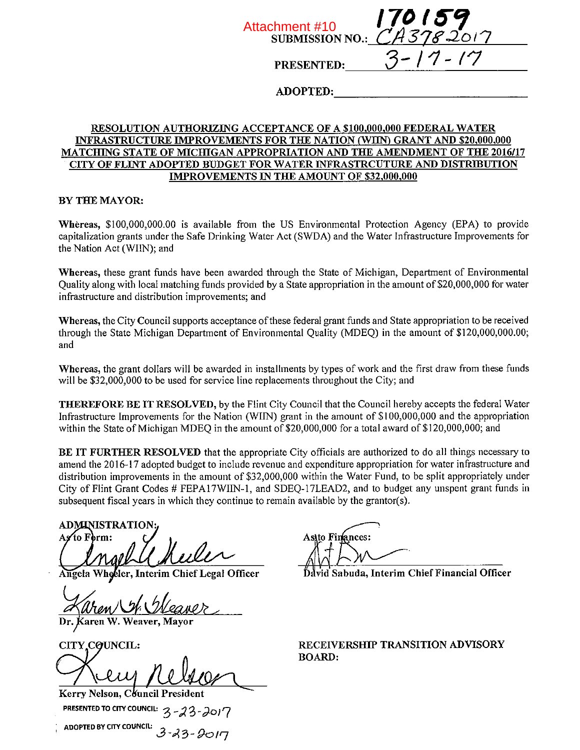Attachment #10

**170159**

**SUBMISSION NO.:** CA378 2017

**PRESENTED:** 3-17-17

**ADOPTED:**

**RESOLUTION AUTHORIZING ACCEPTANCE OF A $100,000,000 FEDERAL WATER INFRASTRUCTURE IMPROVEMENTS FOR THE NATION (WIIN) GRANT AND $20,000,000 MATCHING STATE OF MICHIGAN APPROPRIATION AND THE AMENDMENT OF THE 2016/17 CITY OF FLINT ADOPTED BUDGET FOR WATER INFRASTRCUTURE AND DISTRIBUTION IMPROVEMENTS IN THE AMOUNT OF $32,000,000**

**BY THE MAYOR:**

**Whereas,** $100,000,000.00 is available from the US Environmental Protection Agency (EPA) to provide capitalization grants under the Safe Drinking Water Act (SWDA) and the Water Infrastructure Improvements for the Nation Act (WIIN); and

**Whereas,** these grant funds have been awarded through the State of Michigan, Department of Environmental Quality along with local matching funds provided by a State appropriation in the amount of $20,000,000 for water infrastructure and distribution improvements; and

**Whereas,** the City Council supports acceptance of these federal grant funds and State appropriation to be received through the State Michigan Department of Environmental Quality (MDEQ) in the amount of $120,000,000.00; and

**Whereas,** the grant dollars will be awarded in installments by types of work and the first draw from these funds will be $32,000,000 to be used for service line replacements throughout the City; and

**THEREFORE BE IT RESOLVED,** by the Flint City Council that the Council hereby accepts the federal Water Infrastructure Improvements for the Nation (WIIN) grant in the amount of $100,000,000 and the appropriation within the State of Michigan MDEQ in the amount of $20,000,000 for a total award of $120,000,000; and

**BE IT FURTHER RESOLVED** that the appropriate City officials are authorized to do all things necessary to amend the 2016-17 adopted budget to include revenue and expenditure appropriation for water infrastructure and distribution improvements in the amount of $32,000,000 within the Water Fund, to be split appropriately under City of Flint Grant Codes # FEPA17WIIN-1, and SDEQ-17LEAD2, and to budget any unspent grant funds in subsequent fiscal years in which they continue to remain available by the grantor(s).

**ADMINISTRATION:**
**As to Form:**

**Angela Wheeler, Interim Chief Legal Officer**

**As to Finances:**

**David Sabuda, Interim Chief Financial Officer**

**Dr. Karen W. Weaver, Mayor**

**CITY COUNCIL:**

**Kerry Nelson, Council President**

**RECEIVERSHIP TRANSITION ADVISORY BOARD:**

PRESENTED TO CITY COUNCIL: 3-23-2017

ADOPTED BY CITY COUNCIL: 3-23-2017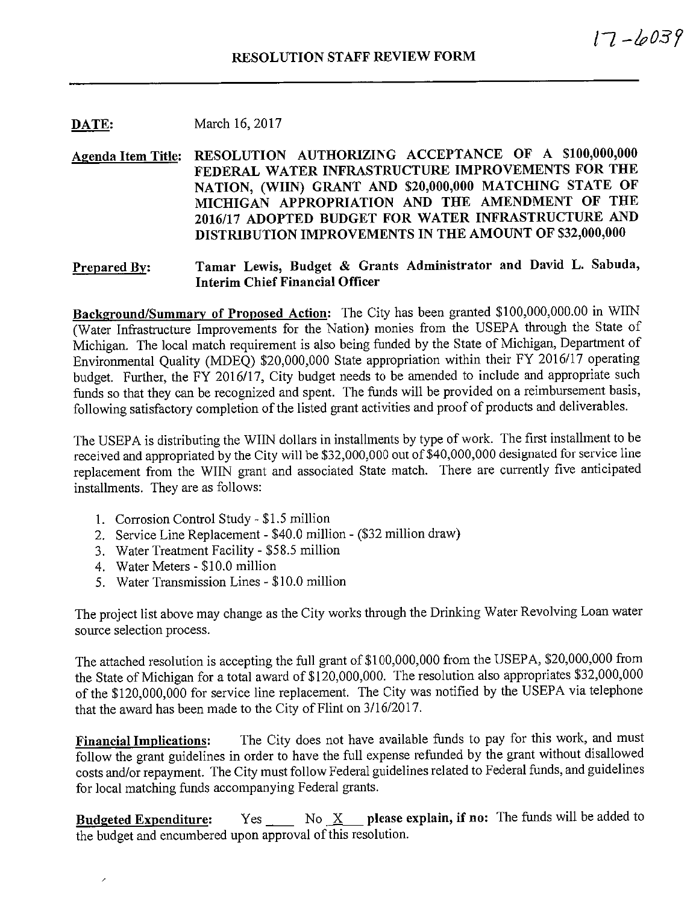17-6039

## RESOLUTION STAFF REVIEW FORM

**DATE:** March 16, 2017

**Agenda Item Title:** **RESOLUTION AUTHORIZING ACCEPTANCE OF A $100,000,000 FEDERAL WATER INFRASTRUCTURE IMPROVEMENTS FOR THE NATION, (WIIN) GRANT AND $20,000,000 MATCHING STATE OF MICHIGAN APPROPRIATION AND THE AMENDMENT OF THE 2016/17 ADOPTED BUDGET FOR WATER INFRASTRUCTURE AND DISTRIBUTION IMPROVEMENTS IN THE AMOUNT OF $32,000,000**

**Prepared By:** **Tamar Lewis, Budget & Grants Administrator and David L. Sabuda, Interim Chief Financial Officer**

**Background/Summary of Proposed Action:** The City has been granted $100,000,000.00 in WIIN (Water Infrastructure Improvements for the Nation) monies from the USEPA through the State of Michigan. The local match requirement is also being funded by the State of Michigan, Department of Environmental Quality (MDEQ) $20,000,000 State appropriation within their FY 2016/17 operating budget. Further, the FY 2016/17, City budget needs to be amended to include and appropriate such funds so that they can be recognized and spent. The funds will be provided on a reimbursement basis, following satisfactory completion of the listed grant activities and proof of products and deliverables.

The USEPA is distributing the WIIN dollars in installments by type of work. The first installment to be received and appropriated by the City will be $32,000,000 out of $40,000,000 designated for service line replacement from the WIIN grant and associated State match. There are currently five anticipated installments. They are as follows:

1. Corrosion Control Study - $1.5 million
2. Service Line Replacement - $40.0 million - ($32 million draw)
3. Water Treatment Facility - $58.5 million
4. Water Meters - $10.0 million
5. Water Transmission Lines - $10.0 million

The project list above may change as the City works through the Drinking Water Revolving Loan water source selection process.

The attached resolution is accepting the full grant of $100,000,000 from the USEPA, $20,000,000 from the State of Michigan for a total award of $120,000,000. The resolution also appropriates $32,000,000 of the $120,000,000 for service line replacement. The City was notified by the USEPA via telephone that the award has been made to the City of Flint on 3/16/2017.

**Financial Implications:** The City does not have available funds to pay for this work, and must follow the grant guidelines in order to have the full expense refunded by the grant without disallowed costs and/or repayment. The City must follow Federal guidelines related to Federal funds, and guidelines for local matching funds accompanying Federal grants.

**Budgeted Expenditure:** Yes \_\_\_\_ No X **please explain, if no:** The funds will be added to the budget and encumbered upon approval of this resolution.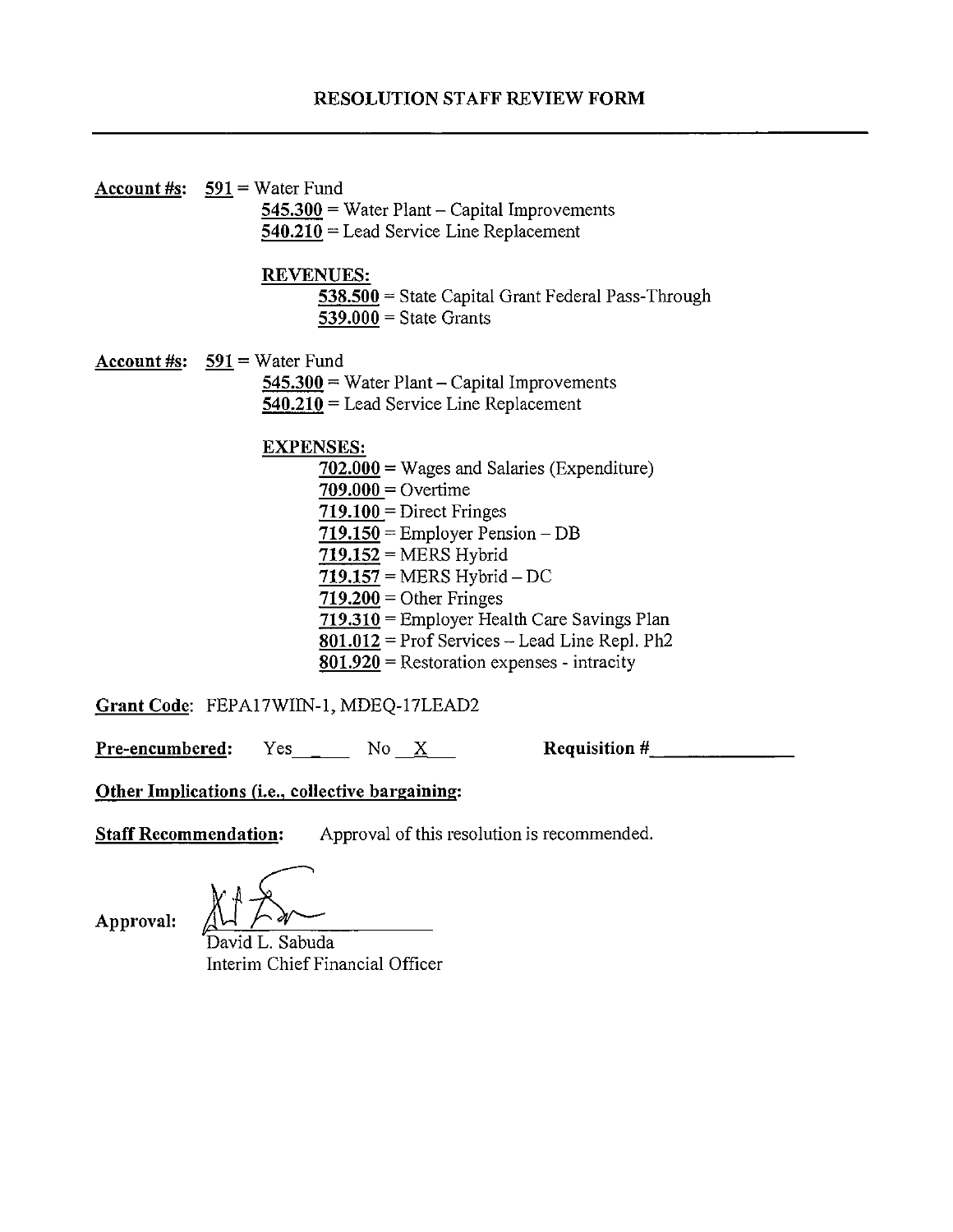## RESOLUTION STAFF REVIEW FORM

**Account #s:** **591** = Water Fund
**545.300** = Water Plant – Capital Improvements
**540.210** = Lead Service Line Replacement

**REVENUES:**
**538.500** = State Capital Grant Federal Pass-Through
**539.000** = State Grants

**Account #s:** **591** = Water Fund
**545.300** = Water Plant – Capital Improvements
**540.210** = Lead Service Line Replacement

**EXPENSES:**
**702.000** = Wages and Salaries (Expenditure)
**709.000** = Overtime
**719.100** = Direct Fringes
**719.150** = Employer Pension – DB
**719.152** = MERS Hybrid
**719.157** = MERS Hybrid – DC
**719.200** = Other Fringes
**719.310** = Employer Health Care Savings Plan
**801.012** = Prof Services – Lead Line Repl. Ph2
**801.920** = Restoration expenses - intracity

**Grant Code**: FEPA17WIIN-1, MDEQ-17LEAD2

**Pre-encumbered:** Yes\_\_\_\_ No X **Requisition #**\_\_\_\_\_\_\_\_\_\_

**Other Implications (i.e., collective bargaining:**

**Staff Recommendation:** Approval of this resolution is recommended.

**Approval:**

David L. Sabuda
Interim Chief Financial Officer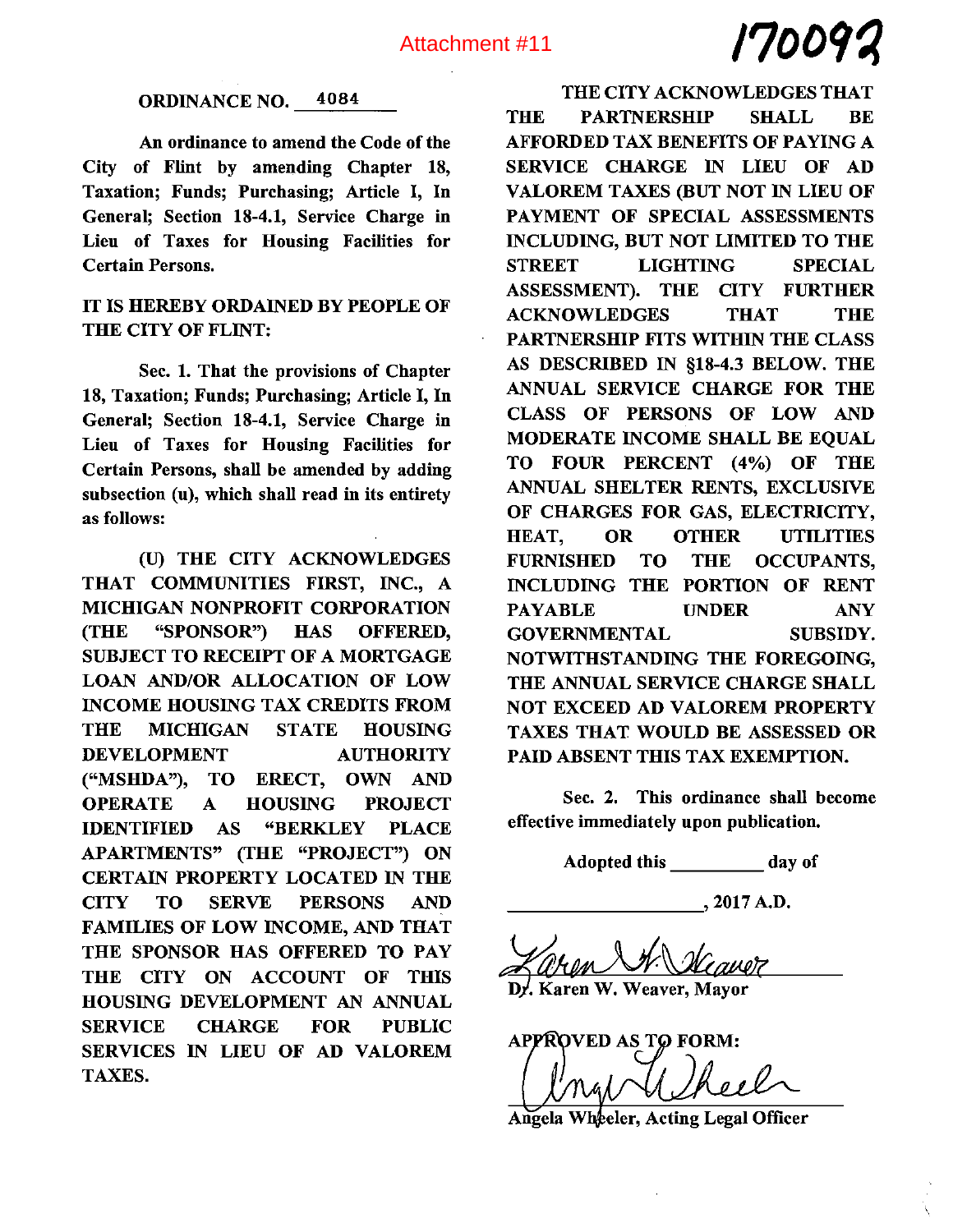Attachment #11

170092

**ORDINANCE NO. 4084**

**An ordinance to amend the Code of the City of Flint by amending Chapter 18, Taxation; Funds; Purchasing; Article I, In General; Section 18-4.1, Service Charge in Lieu of Taxes for Housing Facilities for Certain Persons.**

**IT IS HEREBY ORDAINED BY PEOPLE OF THE CITY OF FLINT:**

**Sec. 1. That the provisions of Chapter 18, Taxation; Funds; Purchasing; Article I, In General; Section 18-4.1, Service Charge in Lieu of Taxes for Housing Facilities for Certain Persons, shall be amended by adding subsection (u), which shall read in its entirety as follows:**

**(U) THE CITY ACKNOWLEDGES THAT COMMUNITIES FIRST, INC., A MICHIGAN NONPROFIT CORPORATION (THE "SPONSOR") HAS OFFERED, SUBJECT TO RECEIPT OF A MORTGAGE LOAN AND/OR ALLOCATION OF LOW INCOME HOUSING TAX CREDITS FROM THE MICHIGAN STATE HOUSING DEVELOPMENT AUTHORITY ("MSHDA"), TO ERECT, OWN AND OPERATE A HOUSING PROJECT IDENTIFIED AS "BERKLEY PLACE APARTMENTS" (THE "PROJECT") ON CERTAIN PROPERTY LOCATED IN THE CITY TO SERVE PERSONS AND FAMILIES OF LOW INCOME, AND THAT THE SPONSOR HAS OFFERED TO PAY THE CITY ON ACCOUNT OF THIS HOUSING DEVELOPMENT AN ANNUAL SERVICE CHARGE FOR PUBLIC SERVICES IN LIEU OF AD VALOREM TAXES.**

**THE CITY ACKNOWLEDGES THAT THE PARTNERSHIP SHALL BE AFFORDED TAX BENEFITS OF PAYING A SERVICE CHARGE IN LIEU OF AD VALOREM TAXES (BUT NOT IN LIEU OF PAYMENT OF SPECIAL ASSESSMENTS INCLUDING, BUT NOT LIMITED TO THE STREET LIGHTING SPECIAL ASSESSMENT). THE CITY FURTHER ACKNOWLEDGES THAT THE PARTNERSHIP FITS WITHIN THE CLASS AS DESCRIBED IN §18-4.3 BELOW. THE ANNUAL SERVICE CHARGE FOR THE CLASS OF PERSONS OF LOW AND MODERATE INCOME SHALL BE EQUAL TO FOUR PERCENT (4%) OF THE ANNUAL SHELTER RENTS, EXCLUSIVE OF CHARGES FOR GAS, ELECTRICITY, HEAT, OR OTHER UTILITIES FURNISHED TO THE OCCUPANTS, INCLUDING THE PORTION OF RENT PAYABLE UNDER ANY GOVERNMENTAL SUBSIDY. NOTWITHSTANDING THE FOREGOING, THE ANNUAL SERVICE CHARGE SHALL NOT EXCEED AD VALOREM PROPERTY TAXES THAT WOULD BE ASSESSED OR PAID ABSENT THIS TAX EXEMPTION.**

**Sec. 2. This ordinance shall become effective immediately upon publication.**

**Adopted this \_\_\_\_\_\_\_\_\_\_ day of**

**\_\_\_\_\_\_\_\_\_\_\_\_\_\_\_\_\_\_\_\_, 2017 A.D.**

**Dr. Karen W. Weaver, Mayor**

**APPROVED AS TO FORM:**

**Angela Wheeler, Acting Legal Officer**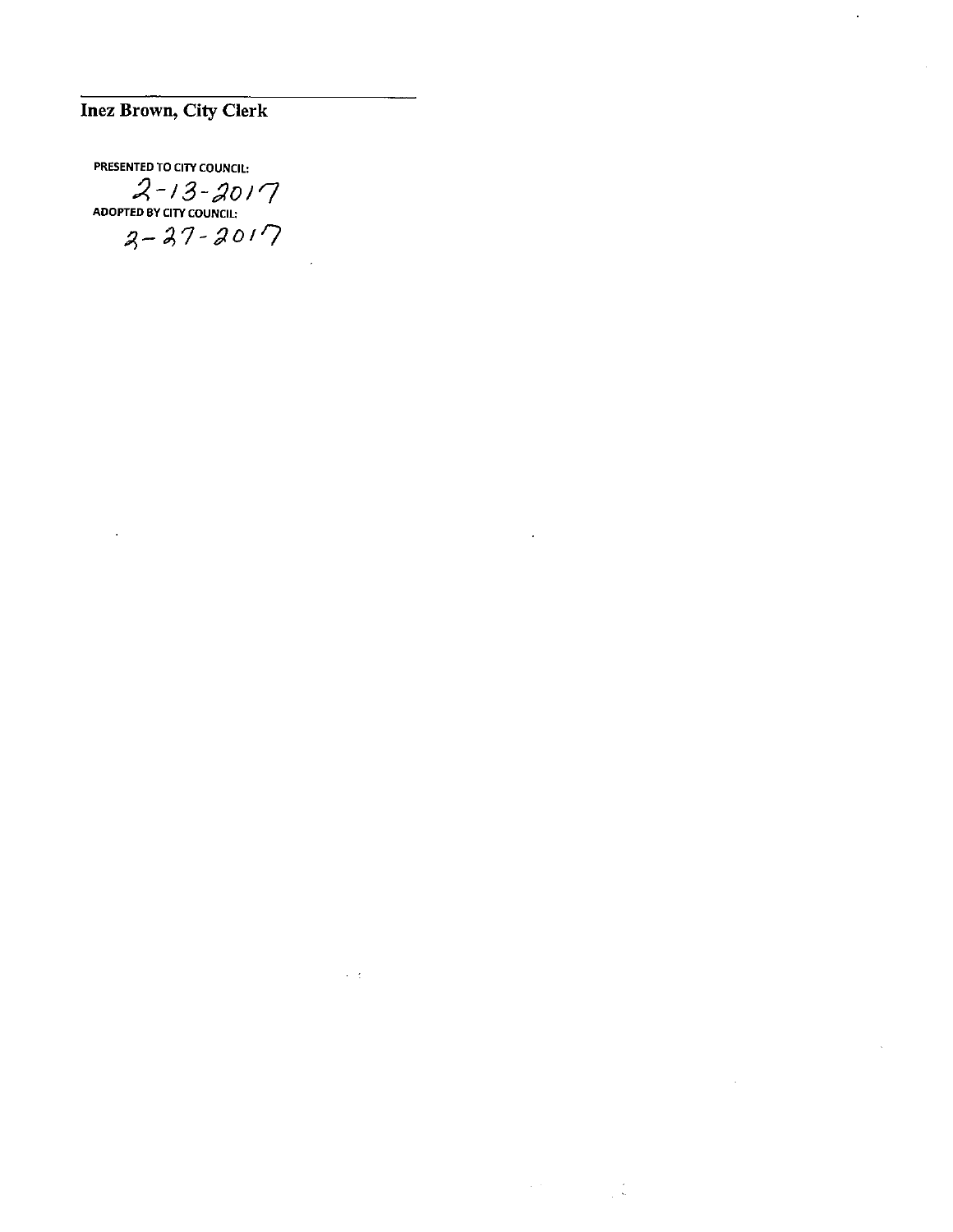---

**Inez Brown, City Clerk**

PRESENTED TO CITY COUNCIL:

2-13-2017

ADOPTED BY CITY COUNCIL:

2-27-2017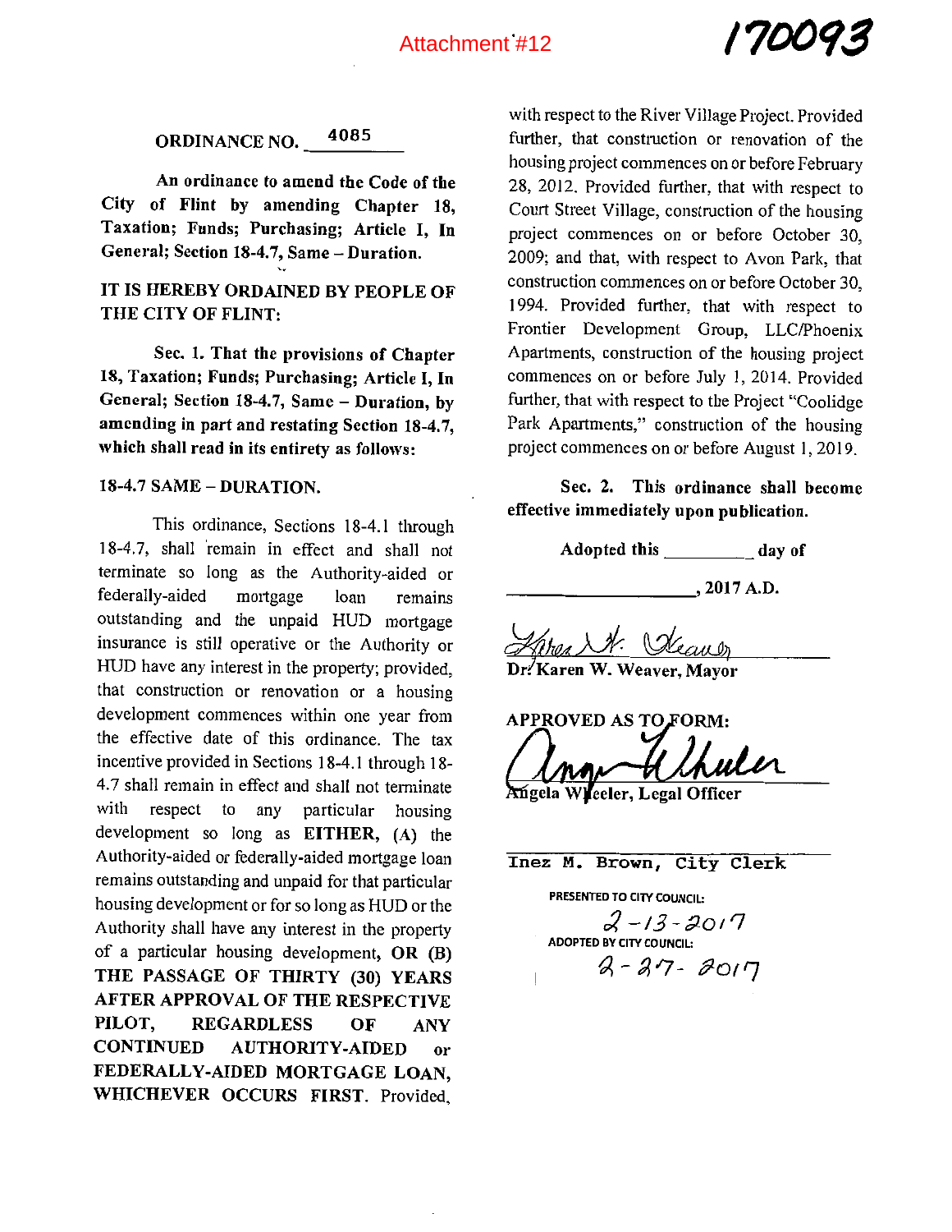Attachment #12

170093

## ORDINANCE NO. 4085

**An ordinance to amend the Code of the City of Flint by amending Chapter 18, Taxation; Funds; Purchasing; Article I, In General; Section 18-4.7, Same – Duration.**

**IT IS HEREBY ORDAINED BY PEOPLE OF THE CITY OF FLINT:**

**Sec. 1. That the provisions of Chapter 18, Taxation; Funds; Purchasing; Article I, In General; Section 18-4.7, Same – Duration, by amending in part and restating Section 18-4.7, which shall read in its entirety as follows:**

**18-4.7 SAME – DURATION.**

This ordinance, Sections 18-4.1 through 18-4.7, shall remain in effect and shall not terminate so long as the Authority-aided or federally-aided mortgage loan remains outstanding and the unpaid HUD mortgage insurance is still operative or the Authority or HUD have any interest in the property; provided, that construction or renovation or a housing development commences within one year from the effective date of this ordinance. The tax incentive provided in Sections 18-4.1 through 18-4.7 shall remain in effect and shall not terminate with respect to any particular housing development so long as **EITHER,** (A) the Authority-aided or federally-aided mortgage loan remains outstanding and unpaid for that particular housing development or for so long as HUD or the Authority shall have any interest in the property of a particular housing development, **OR** (B) **THE PASSAGE OF THIRTY (30) YEARS AFTER APPROVAL OF THE RESPECTIVE PILOT, REGARDLESS OF ANY CONTINUED AUTHORITY-AIDED or FEDERALLY-AIDED MORTGAGE LOAN, WHICHEVER OCCURS FIRST.** Provided, with respect to the River Village Project. Provided further, that construction or renovation of the housing project commences on or before February 28, 2012. Provided further, that with respect to Court Street Village, construction of the housing project commences on or before October 30, 2009; and that, with respect to Avon Park, that construction commences on or before October 30, 1994. Provided further, that with respect to Frontier Development Group, LLC/Phoenix Apartments, construction of the housing project commences on or before July 1, 2014. Provided further, that with respect to the Project "Coolidge Park Apartments," construction of the housing project commences on or before August 1, 2019.

**Sec. 2. This ordinance shall become effective immediately upon publication.**

**Adopted this \_\_\_\_\_\_\_\_\_ day of \_\_\_\_\_\_\_\_\_\_\_\_\_\_\_\_\_\_\_\_, 2017 A.D.**

**Dr. Karen W. Weaver, Mayor**

**APPROVED AS TO FORM:**

**Angela Wheeler, Legal Officer**

Inez M. Brown, City Clerk

PRESENTED TO CITY COUNCIL: 2-13-2017

ADOPTED BY CITY COUNCIL: 2-27-2017